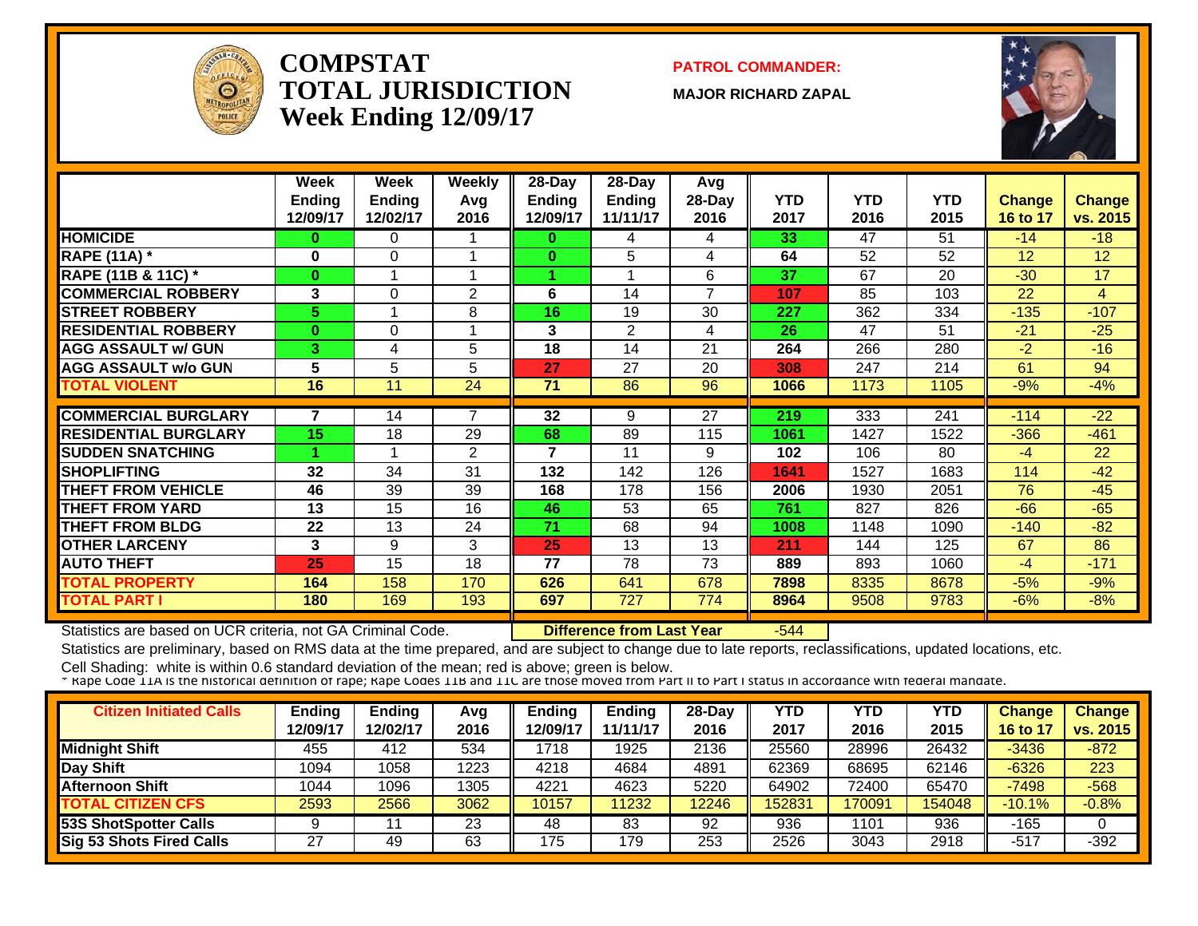# COMPSTAT TOTAL JURISDICTION Week Ending 12/09/17

**PATROL COMMANDER:**

**MAJOR RICHARD ZAPAL**

| | Week Ending 12/09/17 | Week Ending 12/02/17 | Weekly Avg 2016 | 28-Day Ending 12/09/17 | 28-Day Ending 11/11/17 | Avg 28-Day 2016 | YTD 2017 | YTD 2016 | YTD 2015 | Change 16 to 17 | Change vs. 2015 |
|---|---|---|---|---|---|---|---|---|---|---|---|
| HOMICIDE | 0 | 0 | 1 | 0 | 4 | 4 | 33 | 47 | 51 | -14 | -18 |
| RAPE (11A) * | 0 | 0 | 1 | 0 | 5 | 4 | 64 | 52 | 52 | 12 | 12 |
| RAPE (11B & 11C) * | 0 | 1 | 1 | 1 | 1 | 6 | 37 | 67 | 20 | -30 | 17 |
| COMMERCIAL ROBBERY | 3 | 0 | 2 | 6 | 14 | 7 | 107 | 85 | 103 | 22 | 4 |
| STREET ROBBERY | 5 | 1 | 8 | 16 | 19 | 30 | 227 | 362 | 334 | -135 | -107 |
| RESIDENTIAL ROBBERY | 0 | 0 | 1 | 3 | 2 | 4 | 26 | 47 | 51 | -21 | -25 |
| AGG ASSAULT w/ GUN | 3 | 4 | 5 | 18 | 14 | 21 | 264 | 266 | 280 | -2 | -16 |
| AGG ASSAULT w/o GUN | 5 | 5 | 5 | 27 | 27 | 20 | 308 | 247 | 214 | 61 | 94 |
| TOTAL VIOLENT | 16 | 11 | 24 | 71 | 86 | 96 | 1066 | 1173 | 1105 | -9% | -4% |
| COMMERCIAL BURGLARY | 7 | 14 | 7 | 32 | 9 | 27 | 219 | 333 | 241 | -114 | -22 |
| RESIDENTIAL BURGLARY | 15 | 18 | 29 | 68 | 89 | 115 | 1061 | 1427 | 1522 | -366 | -461 |
| SUDDEN SNATCHING | 1 | 1 | 2 | 7 | 11 | 9 | 102 | 106 | 80 | -4 | 22 |
| SHOPLIFTING | 32 | 34 | 31 | 132 | 142 | 126 | 1641 | 1527 | 1683 | 114 | -42 |
| THEFT FROM VEHICLE | 46 | 39 | 39 | 168 | 178 | 156 | 2006 | 1930 | 2051 | 76 | -45 |
| THEFT FROM YARD | 13 | 15 | 16 | 46 | 53 | 65 | 761 | 827 | 826 | -66 | -65 |
| THEFT FROM BLDG | 22 | 13 | 24 | 71 | 68 | 94 | 1008 | 1148 | 1090 | -140 | -82 |
| OTHER LARCENY | 3 | 9 | 3 | 25 | 13 | 13 | 211 | 144 | 125 | 67 | 86 |
| AUTO THEFT | 25 | 15 | 18 | 77 | 78 | 73 | 889 | 893 | 1060 | -4 | -171 |
| TOTAL PROPERTY | 164 | 158 | 170 | 626 | 641 | 678 | 7898 | 8335 | 8678 | -5% | -9% |
| TOTAL PART I | 180 | 169 | 193 | 697 | 727 | 774 | 8964 | 9508 | 9783 | -6% | -8% |

Statistics are based on UCR criteria, not GA Criminal Code. **Difference from Last Year** -544

Statistics are preliminary, based on RMS data at the time prepared, and are subject to change due to late reports, reclassifications, updated locations, etc.

Cell Shading: white is within 0.6 standard deviation of the mean; red is above; green is below.

* Rape Code 11A is the historical definition of rape; Rape Codes 11B and 11C are those moved from Part II to Part I status in accordance with federal mandate.

| Citizen Initiated Calls | Ending 12/09/17 | Ending 12/02/17 | Avg 2016 | Ending 12/09/17 | Ending 11/11/17 | 28-Day 2016 | YTD 2017 | YTD 2016 | YTD 2015 | Change 16 to 17 | Change vs. 2015 |
|---|---|---|---|---|---|---|---|---|---|---|---|
| Midnight Shift | 455 | 412 | 534 | 1718 | 1925 | 2136 | 25560 | 28996 | 26432 | -3436 | -872 |
| Day Shift | 1094 | 1058 | 1223 | 4218 | 4684 | 4891 | 62369 | 68695 | 62146 | -6326 | 223 |
| Afternoon Shift | 1044 | 1096 | 1305 | 4221 | 4623 | 5220 | 64902 | 72400 | 65470 | -7498 | -568 |
| TOTAL CITIZEN CFS | 2593 | 2566 | 3062 | 10157 | 11232 | 12246 | 152831 | 170091 | 154048 | -10.1% | -0.8% |
| 53S ShotSpotter Calls | 9 | 11 | 23 | 48 | 83 | 92 | 936 | 1101 | 936 | -165 | 0 |
| Sig 53 Shots Fired Calls | 27 | 49 | 63 | 175 | 179 | 253 | 2526 | 3043 | 2918 | -517 | -392 |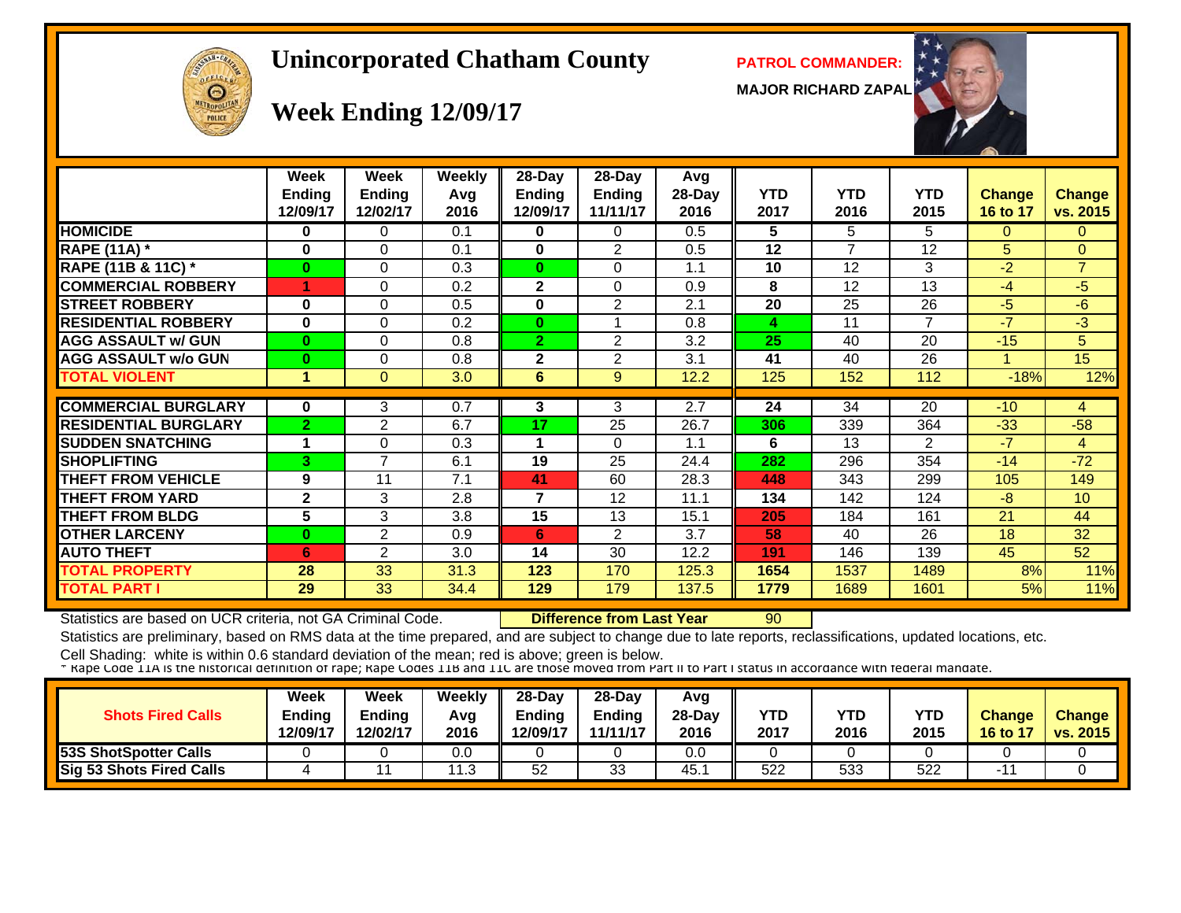# Unincorporated Chatham County

## Week Ending 12/09/17

**PATROL COMMANDER:**

**MAJOR RICHARD ZAPAL**

| | Week Ending 12/09/17 | Week Ending 12/02/17 | Weekly Avg 2016 | 28-Day Ending 12/09/17 | 28-Day Ending 11/11/17 | Avg 28-Day 2016 | YTD 2017 | YTD 2016 | YTD 2015 | Change 16 to 17 | Change vs. 2015 |
|---|---|---|---|---|---|---|---|---|---|---|---|
| HOMICIDE | 0 | 0 | 0.1 | 0 | 0 | 0.5 | 5 | 5 | 5 | 0 | 0 |
| RAPE (11A) * | 0 | 0 | 0.1 | 0 | 2 | 0.5 | 12 | 7 | 12 | 5 | 0 |
| RAPE (11B & 11C) * | 0 | 0 | 0.3 | 0 | 0 | 1.1 | 10 | 12 | 3 | -2 | 7 |
| COMMERCIAL ROBBERY | 1 | 0 | 0.2 | 2 | 0 | 0.9 | 8 | 12 | 13 | -4 | -5 |
| STREET ROBBERY | 0 | 0 | 0.5 | 0 | 2 | 2.1 | 20 | 25 | 26 | -5 | -6 |
| RESIDENTIAL ROBBERY | 0 | 0 | 0.2 | 0 | 1 | 0.8 | 4 | 11 | 7 | -7 | -3 |
| AGG ASSAULT w/ GUN | 0 | 0 | 0.8 | 2 | 2 | 3.2 | 25 | 40 | 20 | -15 | 5 |
| AGG ASSAULT w/o GUN | 0 | 0 | 0.8 | 2 | 2 | 3.1 | 41 | 40 | 26 | 1 | 15 |
| TOTAL VIOLENT | 1 | 0 | 3.0 | 6 | 9 | 12.2 | 125 | 152 | 112 | -18% | 12% |
| COMMERCIAL BURGLARY | 0 | 3 | 0.7 | 3 | 3 | 2.7 | 24 | 34 | 20 | -10 | 4 |
| RESIDENTIAL BURGLARY | 2 | 2 | 6.7 | 17 | 25 | 26.7 | 306 | 339 | 364 | -33 | -58 |
| SUDDEN SNATCHING | 1 | 0 | 0.3 | 1 | 0 | 1.1 | 6 | 13 | 2 | -7 | 4 |
| SHOPLIFTING | 3 | 7 | 6.1 | 19 | 25 | 24.4 | 282 | 296 | 354 | -14 | -72 |
| THEFT FROM VEHICLE | 9 | 11 | 7.1 | 41 | 60 | 28.3 | 448 | 343 | 299 | 105 | 149 |
| THEFT FROM YARD | 2 | 3 | 2.8 | 7 | 12 | 11.1 | 134 | 142 | 124 | -8 | 10 |
| THEFT FROM BLDG | 5 | 3 | 3.8 | 15 | 13 | 15.1 | 205 | 184 | 161 | 21 | 44 |
| OTHER LARCENY | 0 | 2 | 0.9 | 6 | 2 | 3.7 | 58 | 40 | 26 | 18 | 32 |
| AUTO THEFT | 6 | 2 | 3.0 | 14 | 30 | 12.2 | 191 | 146 | 139 | 45 | 52 |
| TOTAL PROPERTY | 28 | 33 | 31.3 | 123 | 170 | 125.3 | 1654 | 1537 | 1489 | 8% | 11% |
| TOTAL PART I | 29 | 33 | 34.4 | 129 | 179 | 137.5 | 1779 | 1689 | 1601 | 5% | 11% |

Statistics are based on UCR criteria, not GA Criminal Code. **Difference from Last Year** 90

Statistics are preliminary, based on RMS data at the time prepared, and are subject to change due to late reports, reclassifications, updated locations, etc.

Cell Shading: white is within 0.6 standard deviation of the mean; red is above; green is below.

* Rape Code 11A is the historical definition of rape; Rape Codes 11B and 11C are those moved from Part II to Part I status in accordance with federal mandate.

| Shots Fired Calls | Week Ending 12/09/17 | Week Ending 12/02/17 | Weekly Avg 2016 | 28-Day Ending 12/09/17 | 28-Day Ending 11/11/17 | Avg 28-Day 2016 | YTD 2017 | YTD 2016 | YTD 2015 | Change 16 to 17 | Change vs. 2015 |
|---|---|---|---|---|---|---|---|---|---|---|---|
| 53S ShotSpotter Calls | 0 | 0 | 0.0 | 0 | 0 | 0.0 | 0 | 0 | 0 | 0 | 0 |
| Sig 53 Shots Fired Calls | 4 | 11 | 11.3 | 52 | 33 | 45.1 | 522 | 533 | 522 | -11 | 0 |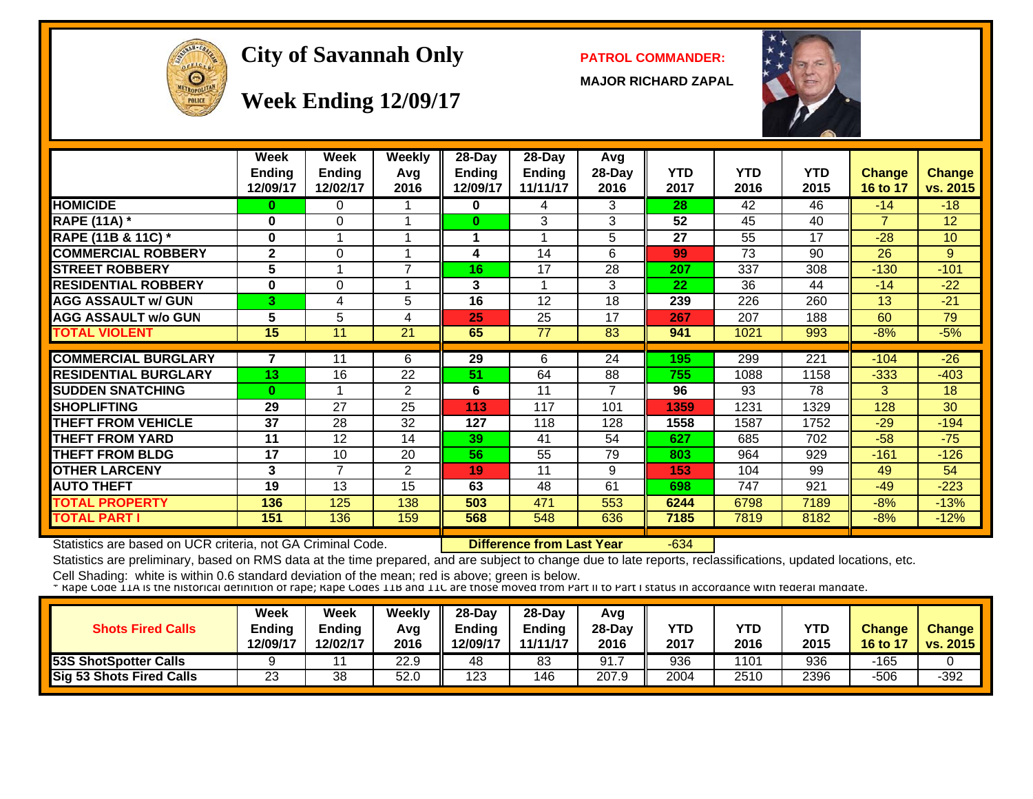# City of Savannah Only

## Week Ending 12/09/17

**PATROL COMMANDER:**

**MAJOR RICHARD ZAPAL**

| | Week Ending 12/09/17 | Week Ending 12/02/17 | Weekly Avg 2016 | 28-Day Ending 12/09/17 | 28-Day Ending 11/11/17 | Avg 28-Day 2016 | YTD 2017 | YTD 2016 | YTD 2015 | Change 16 to 17 | Change vs. 2015 |
|---|---|---|---|---|---|---|---|---|---|---|---|
| HOMICIDE | 0 | 0 | 1 | 0 | 4 | 3 | 28 | 42 | 46 | -14 | -18 |
| RAPE (11A) * | 0 | 0 | 1 | 0 | 3 | 3 | 52 | 45 | 40 | 7 | 12 |
| RAPE (11B & 11C) * | 0 | 1 | 1 | 1 | 1 | 5 | 27 | 55 | 17 | -28 | 10 |
| COMMERCIAL ROBBERY | 2 | 0 | 1 | 4 | 14 | 6 | 99 | 73 | 90 | 26 | 9 |
| STREET ROBBERY | 5 | 1 | 7 | 16 | 17 | 28 | 207 | 337 | 308 | -130 | -101 |
| RESIDENTIAL ROBBERY | 0 | 0 | 1 | 3 | 1 | 3 | 22 | 36 | 44 | -14 | -22 |
| AGG ASSAULT w/ GUN | 3 | 4 | 5 | 16 | 12 | 18 | 239 | 226 | 260 | 13 | -21 |
| AGG ASSAULT w/o GUN | 5 | 5 | 4 | 25 | 25 | 17 | 267 | 207 | 188 | 60 | 79 |
| TOTAL VIOLENT | 15 | 11 | 21 | 65 | 77 | 83 | 941 | 1021 | 993 | -8% | -5% |
| COMMERCIAL BURGLARY | 7 | 11 | 6 | 29 | 6 | 24 | 195 | 299 | 221 | -104 | -26 |
| RESIDENTIAL BURGLARY | 13 | 16 | 22 | 51 | 64 | 88 | 755 | 1088 | 1158 | -333 | -403 |
| SUDDEN SNATCHING | 0 | 1 | 2 | 6 | 11 | 7 | 96 | 93 | 78 | 3 | 18 |
| SHOPLIFTING | 29 | 27 | 25 | 113 | 117 | 101 | 1359 | 1231 | 1329 | 128 | 30 |
| THEFT FROM VEHICLE | 37 | 28 | 32 | 127 | 118 | 128 | 1558 | 1587 | 1752 | -29 | -194 |
| THEFT FROM YARD | 11 | 12 | 14 | 39 | 41 | 54 | 627 | 685 | 702 | -58 | -75 |
| THEFT FROM BLDG | 17 | 10 | 20 | 56 | 55 | 79 | 803 | 964 | 929 | -161 | -126 |
| OTHER LARCENY | 3 | 7 | 2 | 19 | 11 | 9 | 153 | 104 | 99 | 49 | 54 |
| AUTO THEFT | 19 | 13 | 15 | 63 | 48 | 61 | 698 | 747 | 921 | -49 | -223 |
| TOTAL PROPERTY | 136 | 125 | 138 | 503 | 471 | 553 | 6244 | 6798 | 7189 | -8% | -13% |
| TOTAL PART I | 151 | 136 | 159 | 568 | 548 | 636 | 7185 | 7819 | 8182 | -8% | -12% |

Statistics are based on UCR criteria, not GA Criminal Code. **Difference from Last Year** -634

Statistics are preliminary, based on RMS data at the time prepared, and are subject to change due to late reports, reclassifications, updated locations, etc.

Cell Shading: white is within 0.6 standard deviation of the mean; red is above; green is below.

* Rape Code 11A is the historical definition of rape; Rape Codes 11B and 11C are those moved from Part II to Part I status in accordance with federal mandate.

| Shots Fired Calls | Week Ending 12/09/17 | Week Ending 12/02/17 | Weekly Avg 2016 | 28-Day Ending 12/09/17 | 28-Day Ending 11/11/17 | Avg 28-Day 2016 | YTD 2017 | YTD 2016 | YTD 2015 | Change 16 to 17 | Change vs. 2015 |
|---|---|---|---|---|---|---|---|---|---|---|---|
| 53S ShotSpotter Calls | 9 | 11 | 22.9 | 48 | 83 | 91.7 | 936 | 1101 | 936 | -165 | 0 |
| Sig 53 Shots Fired Calls | 23 | 38 | 52.0 | 123 | 146 | 207.9 | 2004 | 2510 | 2396 | -506 | -392 |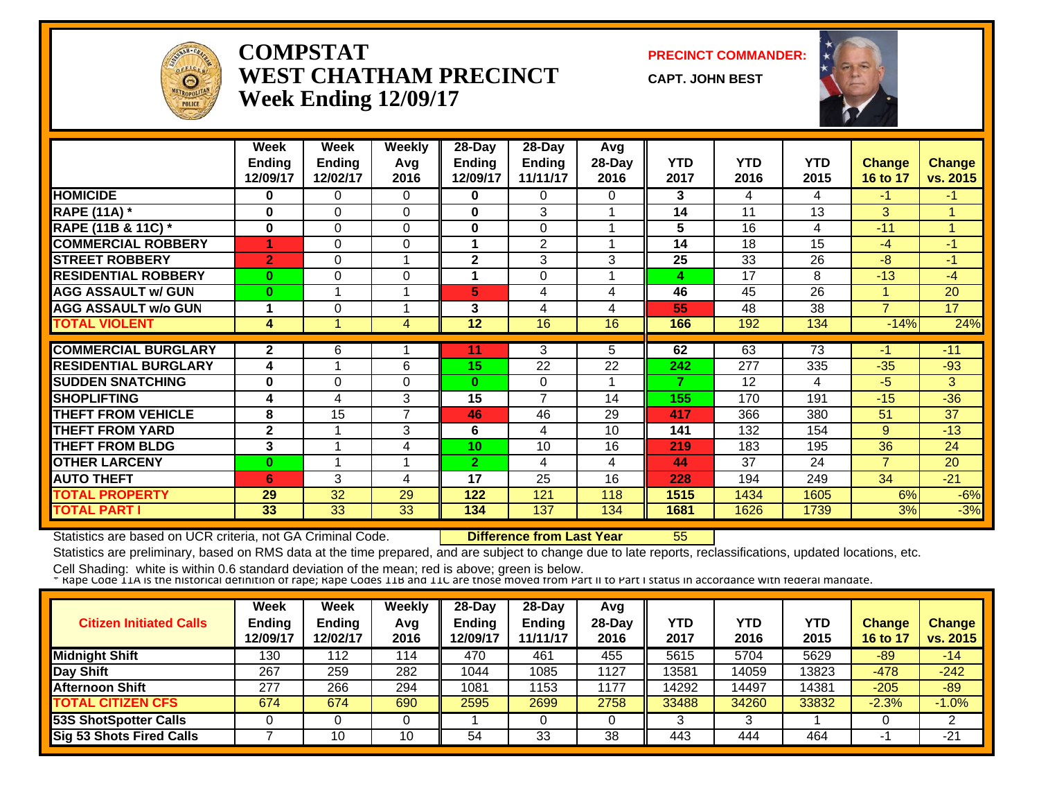# COMPSTAT
# WEST CHATHAM PRECINCT
# Week Ending 12/09/17

**PRECINCT COMMANDER:**

**CAPT. JOHN BEST**

| | Week Ending 12/09/17 | Week Ending 12/02/17 | Weekly Avg 2016 | 28-Day Ending 12/09/17 | 28-Day Ending 11/11/17 | Avg 28-Day 2016 | YTD 2017 | YTD 2016 | YTD 2015 | Change 16 to 17 | Change vs. 2015 |
|---|---|---|---|---|---|---|---|---|---|---|---|
| HOMICIDE | 0 | 0 | 0 | 0 | 0 | 0 | 3 | 4 | 4 | -1 | -1 |
| RAPE (11A) * | 0 | 0 | 0 | 0 | 3 | 1 | 14 | 11 | 13 | 3 | 1 |
| RAPE (11B & 11C) * | 0 | 0 | 0 | 0 | 0 | 1 | 5 | 16 | 4 | -11 | 1 |
| COMMERCIAL ROBBERY | 1 | 0 | 0 | 1 | 2 | 1 | 14 | 18 | 15 | -4 | -1 |
| STREET ROBBERY | 2 | 0 | 1 | 2 | 3 | 3 | 25 | 33 | 26 | -8 | -1 |
| RESIDENTIAL ROBBERY | 0 | 0 | 0 | 1 | 0 | 1 | 4 | 17 | 8 | -13 | -4 |
| AGG ASSAULT w/ GUN | 0 | 1 | 1 | 5 | 4 | 4 | 46 | 45 | 26 | 1 | 20 |
| AGG ASSAULT w/o GUN | 1 | 0 | 1 | 3 | 4 | 4 | 55 | 48 | 38 | 7 | 17 |
| TOTAL VIOLENT | 4 | 1 | 4 | 12 | 16 | 16 | 166 | 192 | 134 | -14% | 24% |
| COMMERCIAL BURGLARY | 2 | 6 | 1 | 11 | 3 | 5 | 62 | 63 | 73 | -1 | -11 |
| RESIDENTIAL BURGLARY | 4 | 1 | 6 | 15 | 22 | 22 | 242 | 277 | 335 | -35 | -93 |
| SUDDEN SNATCHING | 0 | 0 | 0 | 0 | 0 | 1 | 7 | 12 | 4 | -5 | 3 |
| SHOPLIFTING | 4 | 4 | 3 | 15 | 7 | 14 | 155 | 170 | 191 | -15 | -36 |
| THEFT FROM VEHICLE | 8 | 15 | 7 | 46 | 46 | 29 | 417 | 366 | 380 | 51 | 37 |
| THEFT FROM YARD | 2 | 1 | 3 | 6 | 4 | 10 | 141 | 132 | 154 | 9 | -13 |
| THEFT FROM BLDG | 3 | 1 | 4 | 10 | 10 | 16 | 219 | 183 | 195 | 36 | 24 |
| OTHER LARCENY | 0 | 1 | 1 | 2 | 4 | 4 | 44 | 37 | 24 | 7 | 20 |
| AUTO THEFT | 6 | 3 | 4 | 17 | 25 | 16 | 228 | 194 | 249 | 34 | -21 |
| TOTAL PROPERTY | 29 | 32 | 29 | 122 | 121 | 118 | 1515 | 1434 | 1605 | 6% | -6% |
| TOTAL PART I | 33 | 33 | 33 | 134 | 137 | 134 | 1681 | 1626 | 1739 | 3% | -3% |

Statistics are based on UCR criteria, not GA Criminal Code. **Difference from Last Year** 55

Statistics are preliminary, based on RMS data at the time prepared, and are subject to change due to late reports, reclassifications, updated locations, etc.

Cell Shading: white is within 0.6 standard deviation of the mean; red is above; green is below.

* Rape Code 11A is the historical definition of rape; Rape Codes 11B and 11C are those moved from Part II to Part I status in accordance with federal mandate.

| Citizen Initiated Calls | Week Ending 12/09/17 | Week Ending 12/02/17 | Weekly Avg 2016 | 28-Day Ending 12/09/17 | 28-Day Ending 11/11/17 | Avg 28-Day 2016 | YTD 2017 | YTD 2016 | YTD 2015 | Change 16 to 17 | Change vs. 2015 |
|---|---|---|---|---|---|---|---|---|---|---|---|
| Midnight Shift | 130 | 112 | 114 | 470 | 461 | 455 | 5615 | 5704 | 5629 | -89 | -14 |
| Day Shift | 267 | 259 | 282 | 1044 | 1085 | 1127 | 13581 | 14059 | 13823 | -478 | -242 |
| Afternoon Shift | 277 | 266 | 294 | 1081 | 1153 | 1177 | 14292 | 14497 | 14381 | -205 | -89 |
| TOTAL CITIZEN CFS | 674 | 674 | 690 | 2595 | 2699 | 2758 | 33488 | 34260 | 33832 | -2.3% | -1.0% |
| 53S ShotSpotter Calls | 0 | 0 | 0 | 1 | 0 | 0 | 3 | 3 | 1 | 0 | 2 |
| Sig 53 Shots Fired Calls | 7 | 10 | 10 | 54 | 33 | 38 | 443 | 444 | 464 | -1 | -21 |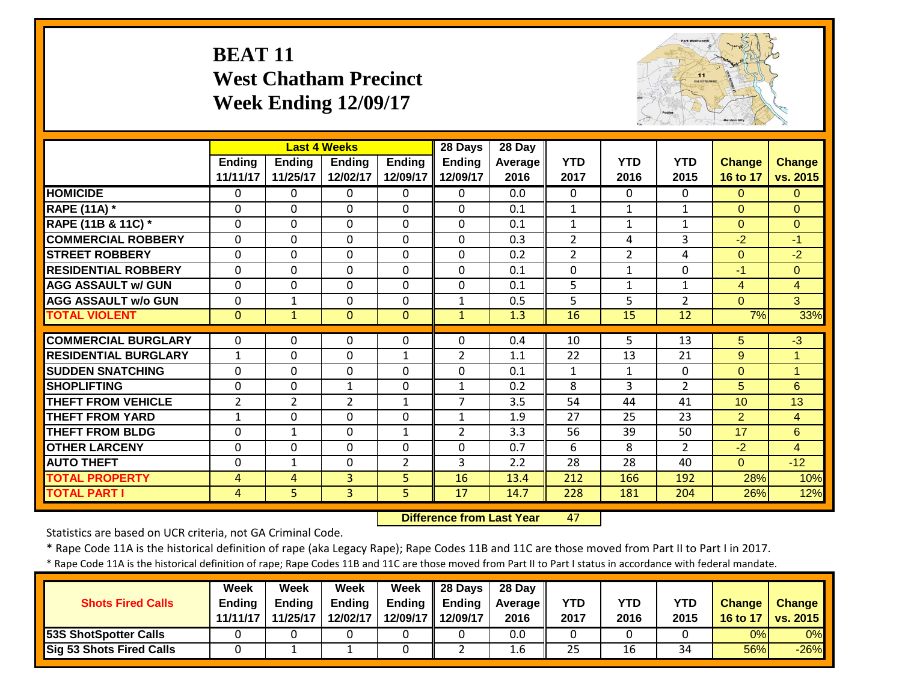# BEAT 11
# West Chatham Precinct
# Week Ending 12/09/17

| | Last 4 Weeks | | | | 28 Days | 28 Day | | | | | |
|---|---|---|---|---|---|---|---|---|---|---|---|
| | Ending 11/11/17 | Ending 11/25/17 | Ending 12/02/17 | Ending 12/09/17 | Ending 12/09/17 | Average 2016 | YTD 2017 | YTD 2016 | YTD 2015 | Change 16 to 17 | Change vs. 2015 |
| HOMICIDE | 0 | 0 | 0 | 0 | 0 | 0.0 | 0 | 0 | 0 | 0 | 0 |
| RAPE (11A) * | 0 | 0 | 0 | 0 | 0 | 0.1 | 1 | 1 | 1 | 0 | 0 |
| RAPE (11B & 11C) * | 0 | 0 | 0 | 0 | 0 | 0.1 | 1 | 1 | 1 | 0 | 0 |
| COMMERCIAL ROBBERY | 0 | 0 | 0 | 0 | 0 | 0.3 | 2 | 4 | 3 | -2 | -1 |
| STREET ROBBERY | 0 | 0 | 0 | 0 | 0 | 0.2 | 2 | 2 | 4 | 0 | -2 |
| RESIDENTIAL ROBBERY | 0 | 0 | 0 | 0 | 0 | 0.1 | 0 | 1 | 0 | -1 | 0 |
| AGG ASSAULT w/ GUN | 0 | 0 | 0 | 0 | 0 | 0.1 | 5 | 1 | 1 | 4 | 4 |
| AGG ASSAULT w/o GUN | 0 | 1 | 0 | 0 | 1 | 0.5 | 5 | 5 | 2 | 0 | 3 |
| TOTAL VIOLENT | 0 | 1 | 0 | 0 | 1 | 1.3 | 16 | 15 | 12 | 7% | 33% |
| COMMERCIAL BURGLARY | 0 | 0 | 0 | 0 | 0 | 0.4 | 10 | 5 | 13 | 5 | -3 |
| RESIDENTIAL BURGLARY | 1 | 0 | 0 | 1 | 2 | 1.1 | 22 | 13 | 21 | 9 | 1 |
| SUDDEN SNATCHING | 0 | 0 | 0 | 0 | 0 | 0.1 | 1 | 1 | 0 | 0 | 1 |
| SHOPLIFTING | 0 | 0 | 1 | 0 | 1 | 0.2 | 8 | 3 | 2 | 5 | 6 |
| THEFT FROM VEHICLE | 2 | 2 | 2 | 1 | 7 | 3.5 | 54 | 44 | 41 | 10 | 13 |
| THEFT FROM YARD | 1 | 0 | 0 | 0 | 1 | 1.9 | 27 | 25 | 23 | 2 | 4 |
| THEFT FROM BLDG | 0 | 1 | 0 | 1 | 2 | 3.3 | 56 | 39 | 50 | 17 | 6 |
| OTHER LARCENY | 0 | 0 | 0 | 0 | 0 | 0.7 | 6 | 8 | 2 | -2 | 4 |
| AUTO THEFT | 0 | 1 | 0 | 2 | 3 | 2.2 | 28 | 28 | 40 | 0 | -12 |
| TOTAL PROPERTY | 4 | 4 | 3 | 5 | 16 | 13.4 | 212 | 166 | 192 | 28% | 10% |
| TOTAL PART I | 4 | 5 | 3 | 5 | 17 | 14.7 | 228 | 181 | 204 | 26% | 12% |

**Difference from Last Year** 47

Statistics are based on UCR criteria, not GA Criminal Code.

* Rape Code 11A is the historical definition of rape (aka Legacy Rape); Rape Codes 11B and 11C are those moved from Part II to Part I in 2017.

* Rape Code 11A is the historical definition of rape; Rape Codes 11B and 11C are those moved from Part II to Part I status in accordance with federal mandate.

| Shots Fired Calls | Week Ending 11/11/17 | Week Ending 11/25/17 | Week Ending 12/02/17 | Week Ending 12/09/17 | 28 Days Ending 12/09/17 | 28 Day Average 2016 | YTD 2017 | YTD 2016 | YTD 2015 | Change 16 to 17 | Change vs. 2015 |
|---|---|---|---|---|---|---|---|---|---|---|---|
| 53S ShotSpotter Calls | 0 | 0 | 0 | 0 | 0 | 0.0 | 0 | 0 | 0 | 0% | 0% |
| Sig 53 Shots Fired Calls | 0 | 1 | 1 | 0 | 2 | 1.6 | 25 | 16 | 34 | 56% | -26% |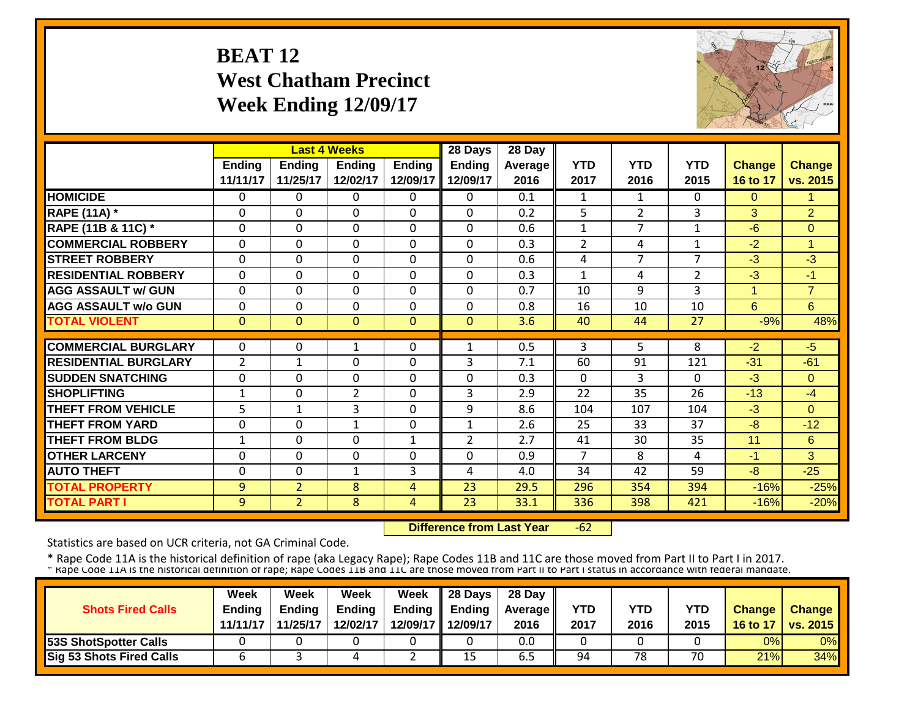# BEAT 12
# West Chatham Precinct
# Week Ending 12/09/17

| | Last 4 Weeks | | | | 28 Days | 28 Day | | | | | |
|---|---|---|---|---|---|---|---|---|---|---|---|
| | Ending 11/11/17 | Ending 11/25/17 | Ending 12/02/17 | Ending 12/09/17 | Ending 12/09/17 | Average 2016 | YTD 2017 | YTD 2016 | YTD 2015 | Change 16 to 17 | Change vs. 2015 |
| HOMICIDE | 0 | 0 | 0 | 0 | 0 | 0.1 | 1 | 1 | 0 | 0 | 1 |
| RAPE (11A) * | 0 | 0 | 0 | 0 | 0 | 0.2 | 5 | 2 | 3 | 3 | 2 |
| RAPE (11B & 11C) * | 0 | 0 | 0 | 0 | 0 | 0.6 | 1 | 7 | 1 | -6 | 0 |
| COMMERCIAL ROBBERY | 0 | 0 | 0 | 0 | 0 | 0.3 | 2 | 4 | 1 | -2 | 1 |
| STREET ROBBERY | 0 | 0 | 0 | 0 | 0 | 0.6 | 4 | 7 | 7 | -3 | -3 |
| RESIDENTIAL ROBBERY | 0 | 0 | 0 | 0 | 0 | 0.3 | 1 | 4 | 2 | -3 | -1 |
| AGG ASSAULT w/ GUN | 0 | 0 | 0 | 0 | 0 | 0.7 | 10 | 9 | 3 | 1 | 7 |
| AGG ASSAULT w/o GUN | 0 | 0 | 0 | 0 | 0 | 0.8 | 16 | 10 | 10 | 6 | 6 |
| TOTAL VIOLENT | 0 | 0 | 0 | 0 | 0 | 3.6 | 40 | 44 | 27 | -9% | 48% |
| COMMERCIAL BURGLARY | 0 | 0 | 1 | 0 | 1 | 0.5 | 3 | 5 | 8 | -2 | -5 |
| RESIDENTIAL BURGLARY | 2 | 1 | 0 | 0 | 3 | 7.1 | 60 | 91 | 121 | -31 | -61 |
| SUDDEN SNATCHING | 0 | 0 | 0 | 0 | 0 | 0.3 | 0 | 3 | 0 | -3 | 0 |
| SHOPLIFTING | 1 | 0 | 2 | 0 | 3 | 2.9 | 22 | 35 | 26 | -13 | -4 |
| THEFT FROM VEHICLE | 5 | 1 | 3 | 0 | 9 | 8.6 | 104 | 107 | 104 | -3 | 0 |
| THEFT FROM YARD | 0 | 0 | 1 | 0 | 1 | 2.6 | 25 | 33 | 37 | -8 | -12 |
| THEFT FROM BLDG | 1 | 0 | 0 | 1 | 2 | 2.7 | 41 | 30 | 35 | 11 | 6 |
| OTHER LARCENY | 0 | 0 | 0 | 0 | 0 | 0.9 | 7 | 8 | 4 | -1 | 3 |
| AUTO THEFT | 0 | 0 | 1 | 3 | 4 | 4.0 | 34 | 42 | 59 | -8 | -25 |
| TOTAL PROPERTY | 9 | 2 | 8 | 4 | 23 | 29.5 | 296 | 354 | 394 | -16% | -25% |
| TOTAL PART I | 9 | 2 | 8 | 4 | 23 | 33.1 | 336 | 398 | 421 | -16% | -20% |

**Difference from Last Year** -62

Statistics are based on UCR criteria, not GA Criminal Code.

* Rape Code 11A is the historical definition of rape (aka Legacy Rape); Rape Codes 11B and 11C are those moved from Part II to Part I in 2017.
* Rape Code 11A is the historical definition of rape; Rape Codes 11B and 11C are those moved from Part II to Part I status in accordance with federal mandate.

| Shots Fired Calls | Week Ending 11/11/17 | Week Ending 11/25/17 | Week Ending 12/02/17 | Week Ending 12/09/17 | 28 Days Ending 12/09/17 | 28 Day Average 2016 | YTD 2017 | YTD 2016 | YTD 2015 | Change 16 to 17 | Change vs. 2015 |
|---|---|---|---|---|---|---|---|---|---|---|---|
| 53S ShotSpotter Calls | 0 | 0 | 0 | 0 | 0 | 0.0 | 0 | 0 | 0 | 0% | 0% |
| Sig 53 Shots Fired Calls | 6 | 3 | 4 | 2 | 15 | 6.5 | 94 | 78 | 70 | 21% | 34% |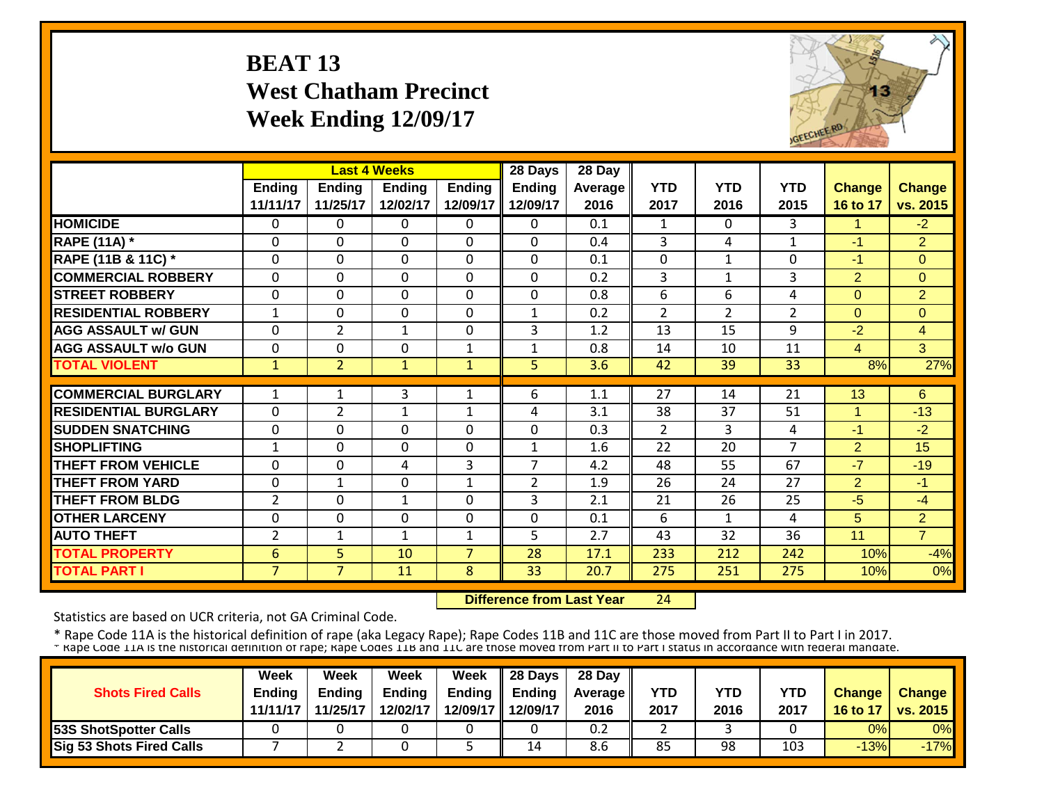# BEAT 13
## West Chatham Precinct
## Week Ending 12/09/17

| | Last 4 Weeks | | | | 28 Days | 28 Day | | | | | |
|---|---|---|---|---|---|---|---|---|---|---|---|
| | Ending 11/11/17 | Ending 11/25/17 | Ending 12/02/17 | Ending 12/09/17 | Ending 12/09/17 | Average 2016 | YTD 2017 | YTD 2016 | YTD 2015 | Change 16 to 17 | Change vs. 2015 |
| HOMICIDE | 0 | 0 | 0 | 0 | 0 | 0.1 | 1 | 0 | 3 | 1 | -2 |
| RAPE (11A) * | 0 | 0 | 0 | 0 | 0 | 0.4 | 3 | 4 | 1 | -1 | 2 |
| RAPE (11B & 11C) * | 0 | 0 | 0 | 0 | 0 | 0.1 | 0 | 1 | 0 | -1 | 0 |
| COMMERCIAL ROBBERY | 0 | 0 | 0 | 0 | 0 | 0.2 | 3 | 1 | 3 | 2 | 0 |
| STREET ROBBERY | 0 | 0 | 0 | 0 | 0 | 0.8 | 6 | 6 | 4 | 0 | 2 |
| RESIDENTIAL ROBBERY | 1 | 0 | 0 | 0 | 1 | 0.2 | 2 | 2 | 2 | 0 | 0 |
| AGG ASSAULT w/ GUN | 0 | 2 | 1 | 0 | 3 | 1.2 | 13 | 15 | 9 | -2 | 4 |
| AGG ASSAULT w/o GUN | 0 | 0 | 0 | 1 | 1 | 0.8 | 14 | 10 | 11 | 4 | 3 |
| TOTAL VIOLENT | 1 | 2 | 1 | 1 | 5 | 3.6 | 42 | 39 | 33 | 8% | 27% |
| COMMERCIAL BURGLARY | 1 | 1 | 3 | 1 | 6 | 1.1 | 27 | 14 | 21 | 13 | 6 |
| RESIDENTIAL BURGLARY | 0 | 2 | 1 | 1 | 4 | 3.1 | 38 | 37 | 51 | 1 | -13 |
| SUDDEN SNATCHING | 0 | 0 | 0 | 0 | 0 | 0.3 | 2 | 3 | 4 | -1 | -2 |
| SHOPLIFTING | 1 | 0 | 0 | 0 | 1 | 1.6 | 22 | 20 | 7 | 2 | 15 |
| THEFT FROM VEHICLE | 0 | 0 | 4 | 3 | 7 | 4.2 | 48 | 55 | 67 | -7 | -19 |
| THEFT FROM YARD | 0 | 1 | 0 | 1 | 2 | 1.9 | 26 | 24 | 27 | 2 | -1 |
| THEFT FROM BLDG | 2 | 0 | 1 | 0 | 3 | 2.1 | 21 | 26 | 25 | -5 | -4 |
| OTHER LARCENY | 0 | 0 | 0 | 0 | 0 | 0.1 | 6 | 1 | 4 | 5 | 2 |
| AUTO THEFT | 2 | 1 | 1 | 1 | 5 | 2.7 | 43 | 32 | 36 | 11 | 7 |
| TOTAL PROPERTY | 6 | 5 | 10 | 7 | 28 | 17.1 | 233 | 212 | 242 | 10% | -4% |
| TOTAL PART I | 7 | 7 | 11 | 8 | 33 | 20.7 | 275 | 251 | 275 | 10% | 0% |

**Difference from Last Year** 24

Statistics are based on UCR criteria, not GA Criminal Code.

* Rape Code 11A is the historical definition of rape (aka Legacy Rape); Rape Codes 11B and 11C are those moved from Part II to Part I in 2017.

| Shots Fired Calls | Week Ending 11/11/17 | Week Ending 11/25/17 | Week Ending 12/02/17 | Week Ending 12/09/17 | 28 Days Ending 12/09/17 | 28 Day Average 2016 | YTD 2017 | YTD 2016 | YTD 2017 | Change 16 to 17 | Change vs. 2015 |
|---|---|---|---|---|---|---|---|---|---|---|---|
| 53S ShotSpotter Calls | 0 | 0 | 0 | 0 | 0 | 0.2 | 2 | 3 | 0 | 0% | 0% |
| Sig 53 Shots Fired Calls | 7 | 2 | 0 | 5 | 14 | 8.6 | 85 | 98 | 103 | -13% | -17% |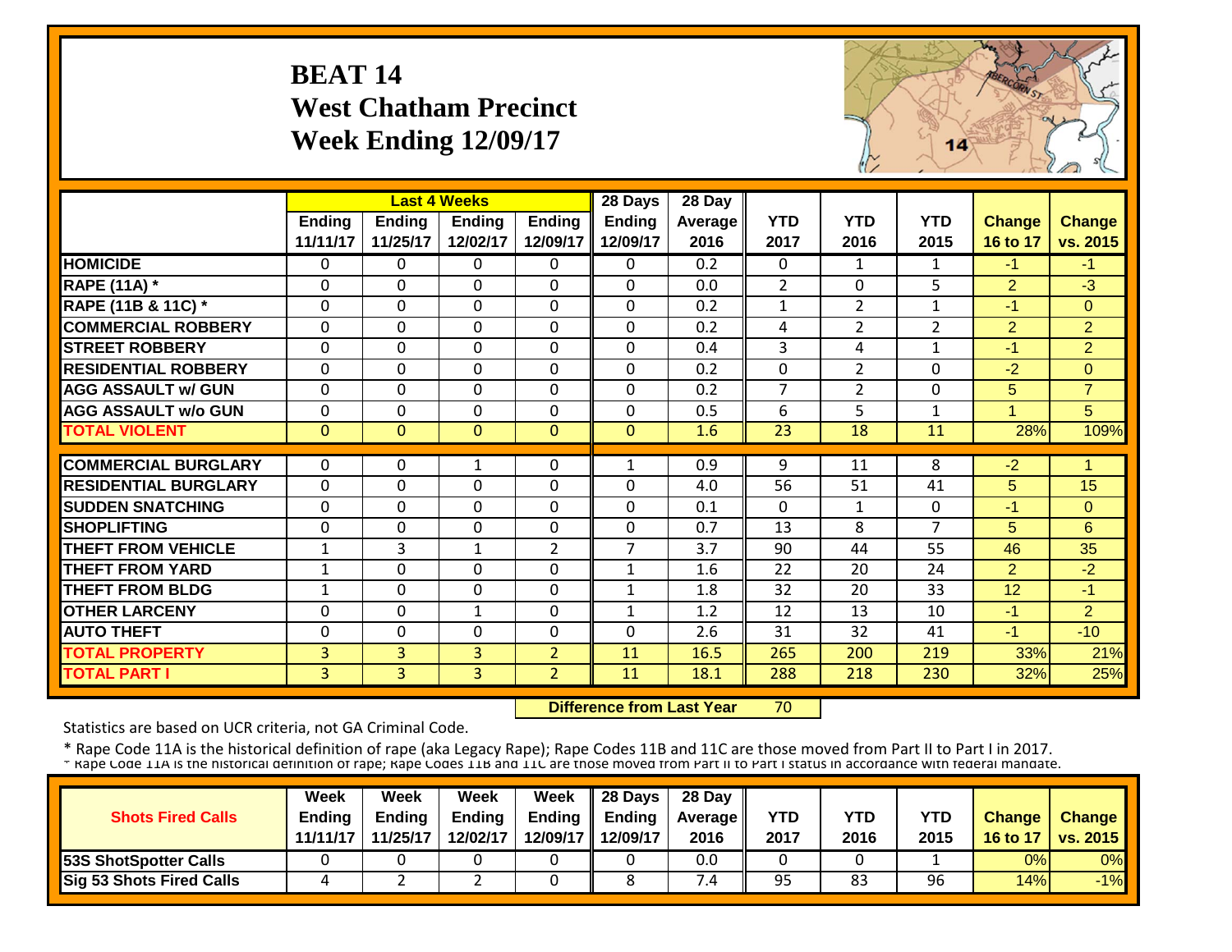# BEAT 14
## West Chatham Precinct
## Week Ending 12/09/17

| | Last 4 Weeks | | | | 28 Days | 28 Day | | | | | |
|---|---|---|---|---|---|---|---|---|---|---|---|
| | Ending 11/11/17 | Ending 11/25/17 | Ending 12/02/17 | Ending 12/09/17 | Ending 12/09/17 | Average 2016 | YTD 2017 | YTD 2016 | YTD 2015 | Change 16 to 17 | Change vs. 2015 |
| HOMICIDE | 0 | 0 | 0 | 0 | 0 | 0.2 | 0 | 1 | 1 | -1 | -1 |
| RAPE (11A) * | 0 | 0 | 0 | 0 | 0 | 0.0 | 2 | 0 | 5 | 2 | -3 |
| RAPE (11B & 11C) * | 0 | 0 | 0 | 0 | 0 | 0.2 | 1 | 2 | 1 | -1 | 0 |
| COMMERCIAL ROBBERY | 0 | 0 | 0 | 0 | 0 | 0.2 | 4 | 2 | 2 | 2 | 2 |
| STREET ROBBERY | 0 | 0 | 0 | 0 | 0 | 0.4 | 3 | 4 | 1 | -1 | 2 |
| RESIDENTIAL ROBBERY | 0 | 0 | 0 | 0 | 0 | 0.2 | 0 | 2 | 0 | -2 | 0 |
| AGG ASSAULT w/ GUN | 0 | 0 | 0 | 0 | 0 | 0.2 | 7 | 2 | 0 | 5 | 7 |
| AGG ASSAULT w/o GUN | 0 | 0 | 0 | 0 | 0 | 0.5 | 6 | 5 | 1 | 1 | 5 |
| TOTAL VIOLENT | 0 | 0 | 0 | 0 | 0 | 1.6 | 23 | 18 | 11 | 28% | 109% |
| COMMERCIAL BURGLARY | 0 | 0 | 1 | 0 | 1 | 0.9 | 9 | 11 | 8 | -2 | 1 |
| RESIDENTIAL BURGLARY | 0 | 0 | 0 | 0 | 0 | 4.0 | 56 | 51 | 41 | 5 | 15 |
| SUDDEN SNATCHING | 0 | 0 | 0 | 0 | 0 | 0.1 | 0 | 1 | 0 | -1 | 0 |
| SHOPLIFTING | 0 | 0 | 0 | 0 | 0 | 0.7 | 13 | 8 | 7 | 5 | 6 |
| THEFT FROM VEHICLE | 1 | 3 | 1 | 2 | 7 | 3.7 | 90 | 44 | 55 | 46 | 35 |
| THEFT FROM YARD | 1 | 0 | 0 | 0 | 1 | 1.6 | 22 | 20 | 24 | 2 | -2 |
| THEFT FROM BLDG | 1 | 0 | 0 | 0 | 1 | 1.8 | 32 | 20 | 33 | 12 | -1 |
| OTHER LARCENY | 0 | 0 | 1 | 0 | 1 | 1.2 | 12 | 13 | 10 | -1 | 2 |
| AUTO THEFT | 0 | 0 | 0 | 0 | 0 | 2.6 | 31 | 32 | 41 | -1 | -10 |
| TOTAL PROPERTY | 3 | 3 | 3 | 2 | 11 | 16.5 | 265 | 200 | 219 | 33% | 21% |
| TOTAL PART I | 3 | 3 | 3 | 2 | 11 | 18.1 | 288 | 218 | 230 | 32% | 25% |

**Difference from Last Year** 70

Statistics are based on UCR criteria, not GA Criminal Code.

\* Rape Code 11A is the historical definition of rape (aka Legacy Rape); Rape Codes 11B and 11C are those moved from Part II to Part I in 2017.

| Shots Fired Calls | Week Ending 11/11/17 | Week Ending 11/25/17 | Week Ending 12/02/17 | Week Ending 12/09/17 | 28 Days Ending 12/09/17 | 28 Day Average 2016 | YTD 2017 | YTD 2016 | YTD 2015 | Change 16 to 17 | Change vs. 2015 |
|---|---|---|---|---|---|---|---|---|---|---|---|
| 53S ShotSpotter Calls | 0 | 0 | 0 | 0 | 0 | 0.0 | 0 | 0 | 1 | 0% | 0% |
| Sig 53 Shots Fired Calls | 4 | 2 | 2 | 0 | 8 | 7.4 | 95 | 83 | 96 | 14% | -1% |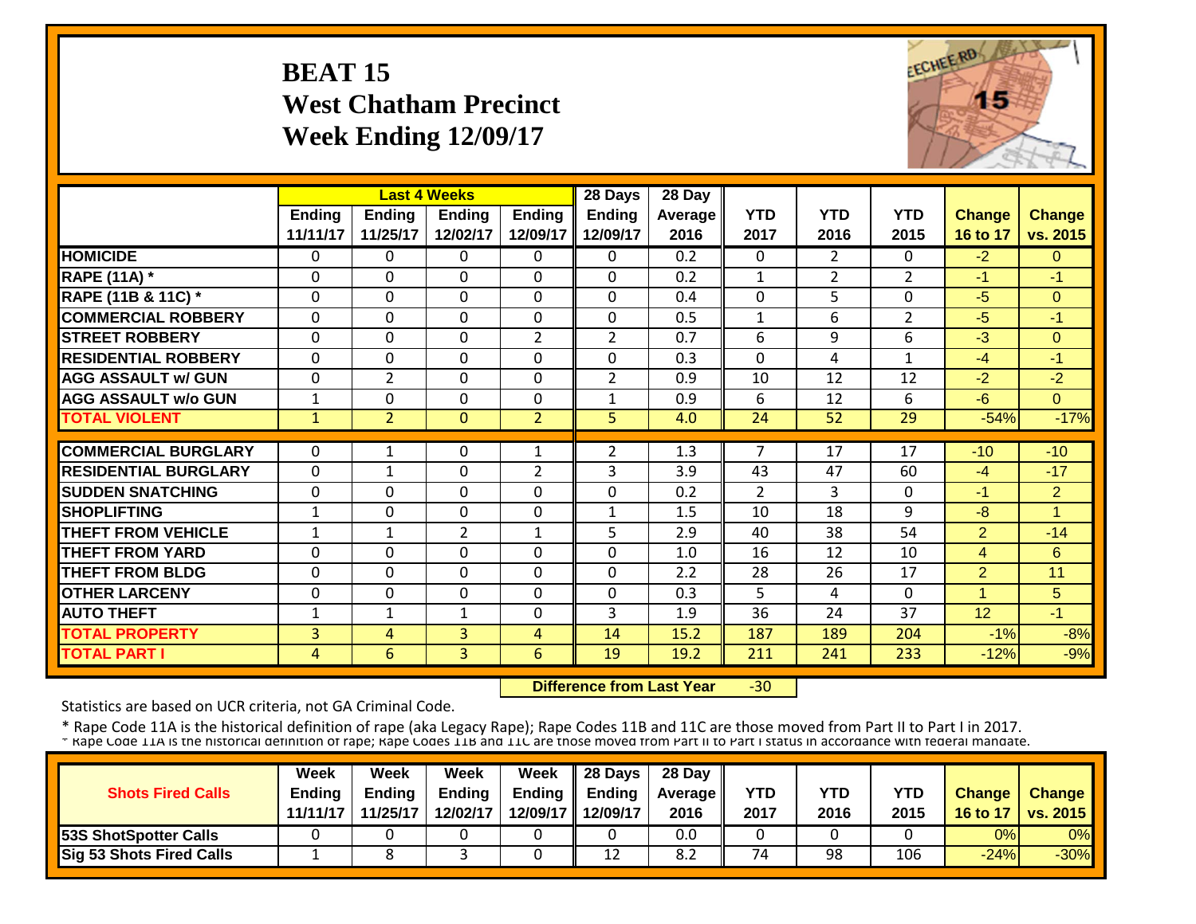# BEAT 15
## West Chatham Precinct
## Week Ending 12/09/17

| | Last 4 Weeks | | | | 28 Days | 28 Day | YTD | YTD | YTD | Change | Change |
|---|---|---|---|---|---|---|---|---|---|---|---|
| | Ending 11/11/17 | Ending 11/25/17 | Ending 12/02/17 | Ending 12/09/17 | Ending 12/09/17 | Average 2016 | 2017 | 2016 | 2015 | 16 to 17 | vs. 2015 |
| **HOMICIDE** | 0 | 0 | 0 | 0 | 0 | 0.2 | 0 | 2 | 0 | -2 | 0 |
| **RAPE (11A) *** | 0 | 0 | 0 | 0 | 0 | 0.2 | 1 | 2 | 2 | -1 | -1 |
| **RAPE (11B & 11C) *** | 0 | 0 | 0 | 0 | 0 | 0.4 | 0 | 5 | 0 | -5 | 0 |
| **COMMERCIAL ROBBERY** | 0 | 0 | 0 | 0 | 0 | 0.5 | 1 | 6 | 2 | -5 | -1 |
| **STREET ROBBERY** | 0 | 0 | 0 | 2 | 2 | 0.7 | 6 | 9 | 6 | -3 | 0 |
| **RESIDENTIAL ROBBERY** | 0 | 0 | 0 | 0 | 0 | 0.3 | 0 | 4 | 1 | -4 | -1 |
| **AGG ASSAULT w/ GUN** | 0 | 2 | 0 | 0 | 2 | 0.9 | 10 | 12 | 12 | -2 | -2 |
| **AGG ASSAULT w/o GUN** | 1 | 0 | 0 | 0 | 1 | 0.9 | 6 | 12 | 6 | -6 | 0 |
| **TOTAL VIOLENT** | 1 | 2 | 0 | 2 | 5 | 4.0 | 24 | 52 | 29 | -54% | -17% |
| **COMMERCIAL BURGLARY** | 0 | 1 | 0 | 1 | 2 | 1.3 | 7 | 17 | 17 | -10 | -10 |
| **RESIDENTIAL BURGLARY** | 0 | 1 | 0 | 2 | 3 | 3.9 | 43 | 47 | 60 | -4 | -17 |
| **SUDDEN SNATCHING** | 0 | 0 | 0 | 0 | 0 | 0.2 | 2 | 3 | 0 | -1 | 2 |
| **SHOPLIFTING** | 1 | 0 | 0 | 0 | 1 | 1.5 | 10 | 18 | 9 | -8 | 1 |
| **THEFT FROM VEHICLE** | 1 | 1 | 2 | 1 | 5 | 2.9 | 40 | 38 | 54 | 2 | -14 |
| **THEFT FROM YARD** | 0 | 0 | 0 | 0 | 0 | 1.0 | 16 | 12 | 10 | 4 | 6 |
| **THEFT FROM BLDG** | 0 | 0 | 0 | 0 | 0 | 2.2 | 28 | 26 | 17 | 2 | 11 |
| **OTHER LARCENY** | 0 | 0 | 0 | 0 | 0 | 0.3 | 5 | 4 | 0 | 1 | 5 |
| **AUTO THEFT** | 1 | 1 | 1 | 0 | 3 | 1.9 | 36 | 24 | 37 | 12 | -1 |
| **TOTAL PROPERTY** | 3 | 4 | 3 | 4 | 14 | 15.2 | 187 | 189 | 204 | -1% | -8% |
| **TOTAL PART I** | 4 | 6 | 3 | 6 | 19 | 19.2 | 211 | 241 | 233 | -12% | -9% |

**Difference from Last Year** -30

Statistics are based on UCR criteria, not GA Criminal Code.

* Rape Code 11A is the historical definition of rape (aka Legacy Rape); Rape Codes 11B and 11C are those moved from Part II to Part I in 2017.
* Rape Code 11A is the historical definition of rape; Rape Codes 11B and 11C are those moved from Part II to Part I status in accordance with federal mandate.

| Shots Fired Calls | Week Ending 11/11/17 | Week Ending 11/25/17 | Week Ending 12/02/17 | Week Ending 12/09/17 | 28 Days Ending 12/09/17 | 28 Day Average 2016 | YTD 2017 | YTD 2016 | YTD 2015 | Change 16 to 17 | Change vs. 2015 |
|---|---|---|---|---|---|---|---|---|---|---|---|
| **53S ShotSpotter Calls** | 0 | 0 | 0 | 0 | 0 | 0.0 | 0 | 0 | 0 | 0% | 0% |
| **Sig 53 Shots Fired Calls** | 1 | 8 | 3 | 0 | 12 | 8.2 | 74 | 98 | 106 | -24% | -30% |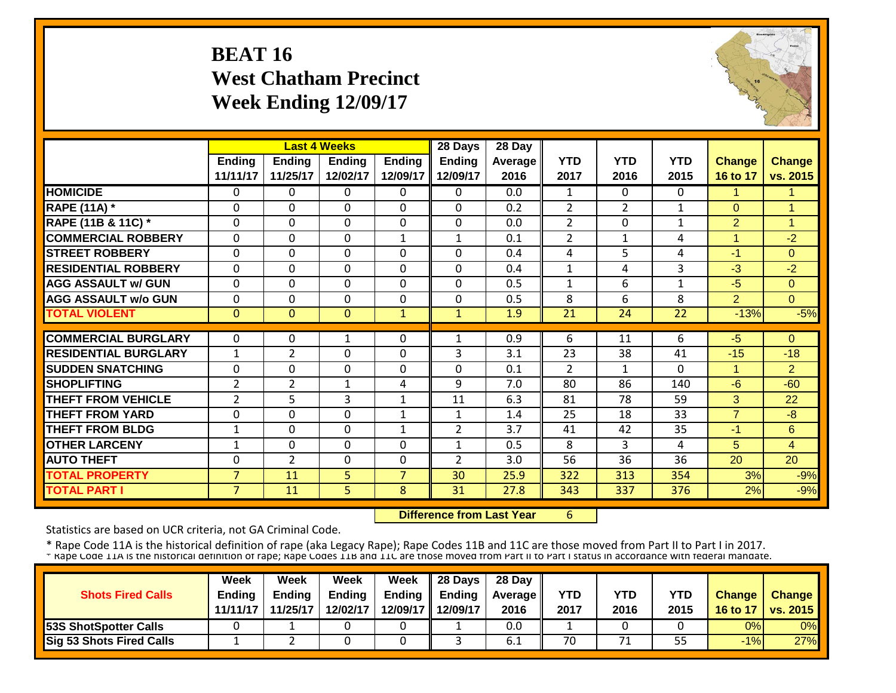# BEAT 16
## West Chatham Precinct
## Week Ending 12/09/17

| | Last 4 Weeks | | | | 28 Days | 28 Day | | | | | |
|---|---|---|---|---|---|---|---|---|---|---|---|
| | Ending 11/11/17 | Ending 11/25/17 | Ending 12/02/17 | Ending 12/09/17 | Ending 12/09/17 | Average 2016 | YTD 2017 | YTD 2016 | YTD 2015 | Change 16 to 17 | Change vs. 2015 |
| **HOMICIDE** | 0 | 0 | 0 | 0 | 0 | 0.0 | 1 | 0 | 0 | 1 | 1 |
| **RAPE (11A) *** | 0 | 0 | 0 | 0 | 0 | 0.2 | 2 | 2 | 1 | 0 | 1 |
| **RAPE (11B & 11C) *** | 0 | 0 | 0 | 0 | 0 | 0.0 | 2 | 0 | 1 | 2 | 1 |
| **COMMERCIAL ROBBERY** | 0 | 0 | 0 | 1 | 1 | 0.1 | 2 | 1 | 4 | 1 | -2 |
| **STREET ROBBERY** | 0 | 0 | 0 | 0 | 0 | 0.4 | 4 | 5 | 4 | -1 | 0 |
| **RESIDENTIAL ROBBERY** | 0 | 0 | 0 | 0 | 0 | 0.4 | 1 | 4 | 3 | -3 | -2 |
| **AGG ASSAULT w/ GUN** | 0 | 0 | 0 | 0 | 0 | 0.5 | 1 | 6 | 1 | -5 | 0 |
| **AGG ASSAULT w/o GUN** | 0 | 0 | 0 | 0 | 0 | 0.5 | 8 | 6 | 8 | 2 | 0 |
| **TOTAL VIOLENT** | 0 | 0 | 0 | 1 | 1 | 1.9 | 21 | 24 | 22 | -13% | -5% |
| **COMMERCIAL BURGLARY** | 0 | 0 | 1 | 0 | 1 | 0.9 | 6 | 11 | 6 | -5 | 0 |
| **RESIDENTIAL BURGLARY** | 1 | 2 | 0 | 0 | 3 | 3.1 | 23 | 38 | 41 | -15 | -18 |
| **SUDDEN SNATCHING** | 0 | 0 | 0 | 0 | 0 | 0.1 | 2 | 1 | 0 | 1 | 2 |
| **SHOPLIFTING** | 2 | 2 | 1 | 4 | 9 | 7.0 | 80 | 86 | 140 | -6 | -60 |
| **THEFT FROM VEHICLE** | 2 | 5 | 3 | 1 | 11 | 6.3 | 81 | 78 | 59 | 3 | 22 |
| **THEFT FROM YARD** | 0 | 0 | 0 | 1 | 1 | 1.4 | 25 | 18 | 33 | 7 | -8 |
| **THEFT FROM BLDG** | 1 | 0 | 0 | 1 | 2 | 3.7 | 41 | 42 | 35 | -1 | 6 |
| **OTHER LARCENY** | 1 | 0 | 0 | 0 | 1 | 0.5 | 8 | 3 | 4 | 5 | 4 |
| **AUTO THEFT** | 0 | 2 | 0 | 0 | 2 | 3.0 | 56 | 36 | 36 | 20 | 20 |
| **TOTAL PROPERTY** | 7 | 11 | 5 | 7 | 30 | 25.9 | 322 | 313 | 354 | 3% | -9% |
| **TOTAL PART I** | 7 | 11 | 5 | 8 | 31 | 27.8 | 343 | 337 | 376 | 2% | -9% |

**Difference from Last Year** 6

Statistics are based on UCR criteria, not GA Criminal Code.

* Rape Code 11A is the historical definition of rape (aka Legacy Rape); Rape Codes 11B and 11C are those moved from Part II to Part I in 2017.
* Rape Code 11A is the historical definition of rape; Rape Codes 11B and 11C are those moved from Part II to Part I status in accordance with federal mandate.

| Shots Fired Calls | Week Ending 11/11/17 | Week Ending 11/25/17 | Week Ending 12/02/17 | Week Ending 12/09/17 | 28 Days Ending 12/09/17 | 28 Day Average 2016 | YTD 2017 | YTD 2016 | YTD 2015 | Change 16 to 17 | Change vs. 2015 |
|---|---|---|---|---|---|---|---|---|---|---|---|
| **53S ShotSpotter Calls** | 0 | 1 | 0 | 0 | 1 | 0.0 | 1 | 0 | 0 | 0% | 0% |
| **Sig 53 Shots Fired Calls** | 1 | 2 | 0 | 0 | 3 | 6.1 | 70 | 71 | 55 | -1% | 27% |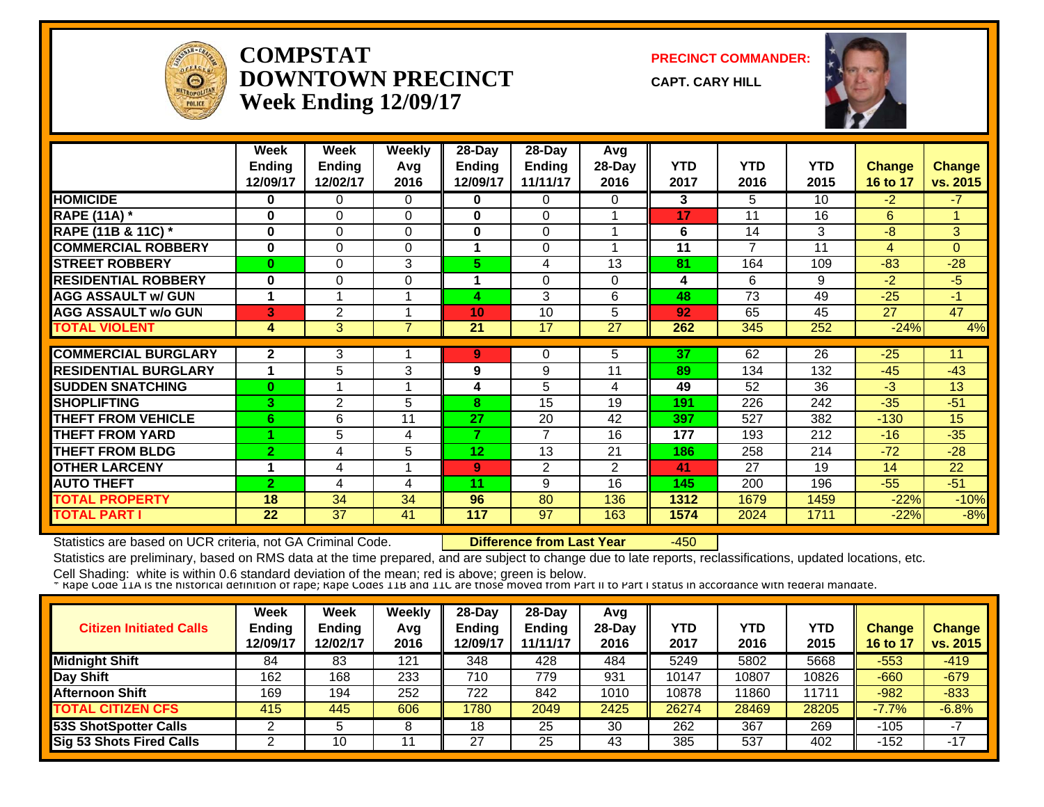# COMPSTAT DOWNTOWN PRECINCT
## Week Ending 12/09/17

**PRECINCT COMMANDER:** CAPT. CARY HILL

| | Week Ending 12/09/17 | Week Ending 12/02/17 | Weekly Avg 2016 | 28-Day Ending 12/09/17 | 28-Day Ending 11/11/17 | Avg 28-Day 2016 | YTD 2017 | YTD 2016 | YTD 2015 | Change 16 to 17 | Change vs. 2015 |
|---|---|---|---|---|---|---|---|---|---|---|---|
| **HOMICIDE** | 0 | 0 | 0 | 0 | 0 | 0 | 3 | 5 | 10 | -2 | -7 |
| **RAPE (11A) *** | 0 | 0 | 0 | 0 | 0 | 1 | 17 | 11 | 16 | 6 | 1 |
| **RAPE (11B & 11C) *** | 0 | 0 | 0 | 0 | 0 | 1 | 6 | 14 | 3 | -8 | 3 |
| **COMMERCIAL ROBBERY** | 0 | 0 | 0 | 1 | 0 | 1 | 11 | 7 | 11 | 4 | 0 |
| **STREET ROBBERY** | 0 | 0 | 3 | 5 | 4 | 13 | 81 | 164 | 109 | -83 | -28 |
| **RESIDENTIAL ROBBERY** | 0 | 0 | 0 | 1 | 0 | 0 | 4 | 6 | 9 | -2 | -5 |
| **AGG ASSAULT w/ GUN** | 1 | 1 | 1 | 4 | 3 | 6 | 48 | 73 | 49 | -25 | -1 |
| **AGG ASSAULT w/o GUN** | 3 | 2 | 1 | 10 | 10 | 5 | 92 | 65 | 45 | 27 | 47 |
| **TOTAL VIOLENT** | 4 | 3 | 7 | 21 | 17 | 27 | 262 | 345 | 252 | -24% | 4% |
| **COMMERCIAL BURGLARY** | 2 | 3 | 1 | 9 | 0 | 5 | 37 | 62 | 26 | -25 | 11 |
| **RESIDENTIAL BURGLARY** | 1 | 5 | 3 | 9 | 9 | 11 | 89 | 134 | 132 | -45 | -43 |
| **SUDDEN SNATCHING** | 0 | 1 | 1 | 4 | 5 | 4 | 49 | 52 | 36 | -3 | 13 |
| **SHOPLIFTING** | 3 | 2 | 5 | 8 | 15 | 19 | 191 | 226 | 242 | -35 | -51 |
| **THEFT FROM VEHICLE** | 6 | 6 | 11 | 27 | 20 | 42 | 397 | 527 | 382 | -130 | 15 |
| **THEFT FROM YARD** | 1 | 5 | 4 | 7 | 7 | 16 | 177 | 193 | 212 | -16 | -35 |
| **THEFT FROM BLDG** | 2 | 4 | 5 | 12 | 13 | 21 | 186 | 258 | 214 | -72 | -28 |
| **OTHER LARCENY** | 1 | 4 | 1 | 9 | 2 | 2 | 41 | 27 | 19 | 14 | 22 |
| **AUTO THEFT** | 2 | 4 | 4 | 11 | 9 | 16 | 145 | 200 | 196 | -55 | -51 |
| **TOTAL PROPERTY** | 18 | 34 | 34 | 96 | 80 | 136 | 1312 | 1679 | 1459 | -22% | -10% |
| **TOTAL PART I** | 22 | 37 | 41 | 117 | 97 | 163 | 1574 | 2024 | 1711 | -22% | -8% |

Statistics are based on UCR criteria, not GA Criminal Code. **Difference from Last Year** -450

Statistics are preliminary, based on RMS data at the time prepared, and are subject to change due to late reports, reclassifications, updated locations, etc.

Cell Shading: white is within 0.6 standard deviation of the mean; red is above; green is below.

* Rape Code 11A is the historical definition of rape; Rape Codes 11B and 11C are those moved from Part II to Part I status in accordance with federal mandate.

| Citizen Initiated Calls | Week Ending 12/09/17 | Week Ending 12/02/17 | Weekly Avg 2016 | 28-Day Ending 12/09/17 | 28-Day Ending 11/11/17 | Avg 28-Day 2016 | YTD 2017 | YTD 2016 | YTD 2015 | Change 16 to 17 | Change vs. 2015 |
|---|---|---|---|---|---|---|---|---|---|---|---|
| **Midnight Shift** | 84 | 83 | 121 | 348 | 428 | 484 | 5249 | 5802 | 5668 | -553 | -419 |
| **Day Shift** | 162 | 168 | 233 | 710 | 779 | 931 | 10147 | 10807 | 10826 | -660 | -679 |
| **Afternoon Shift** | 169 | 194 | 252 | 722 | 842 | 1010 | 10878 | 11860 | 11711 | -982 | -833 |
| **TOTAL CITIZEN CFS** | 415 | 445 | 606 | 1780 | 2049 | 2425 | 26274 | 28469 | 28205 | -7.7% | -6.8% |
| **53S ShotSpotter Calls** | 2 | 5 | 8 | 18 | 25 | 30 | 262 | 367 | 269 | -105 | -7 |
| **Sig 53 Shots Fired Calls** | 2 | 10 | 11 | 27 | 25 | 43 | 385 | 537 | 402 | -152 | -17 |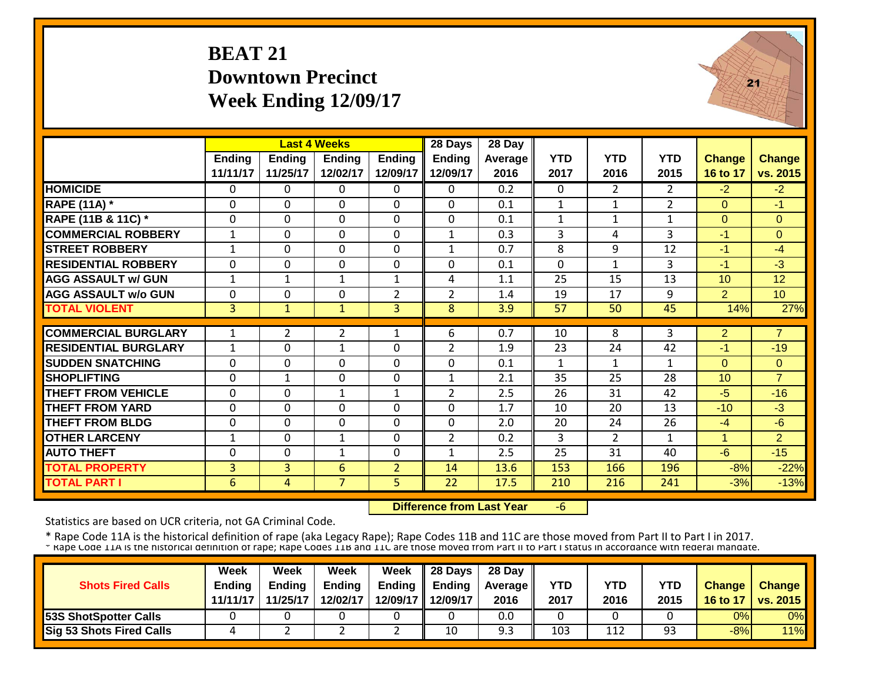# BEAT 21
## Downtown Precinct
## Week Ending 12/09/17

| | Last 4 Weeks | | | | 28 Days | 28 Day | | | | | |
|---|---|---|---|---|---|---|---|---|---|---|---|
| | Ending 11/11/17 | Ending 11/25/17 | Ending 12/02/17 | Ending 12/09/17 | Ending 12/09/17 | Average 2016 | YTD 2017 | YTD 2016 | YTD 2015 | Change 16 to 17 | Change vs. 2015 |
| HOMICIDE | 0 | 0 | 0 | 0 | 0 | 0.2 | 0 | 2 | 2 | -2 | -2 |
| RAPE (11A) * | 0 | 0 | 0 | 0 | 0 | 0.1 | 1 | 1 | 2 | 0 | -1 |
| RAPE (11B & 11C) * | 0 | 0 | 0 | 0 | 0 | 0.1 | 1 | 1 | 1 | 0 | 0 |
| COMMERCIAL ROBBERY | 1 | 0 | 0 | 0 | 1 | 0.3 | 3 | 4 | 3 | -1 | 0 |
| STREET ROBBERY | 1 | 0 | 0 | 0 | 1 | 0.7 | 8 | 9 | 12 | -1 | -4 |
| RESIDENTIAL ROBBERY | 0 | 0 | 0 | 0 | 0 | 0.1 | 0 | 1 | 3 | -1 | -3 |
| AGG ASSAULT w/ GUN | 1 | 1 | 1 | 1 | 4 | 1.1 | 25 | 15 | 13 | 10 | 12 |
| AGG ASSAULT w/o GUN | 0 | 0 | 0 | 2 | 2 | 1.4 | 19 | 17 | 9 | 2 | 10 |
| TOTAL VIOLENT | 3 | 1 | 1 | 3 | 8 | 3.9 | 57 | 50 | 45 | 14% | 27% |
| COMMERCIAL BURGLARY | 1 | 2 | 2 | 1 | 6 | 0.7 | 10 | 8 | 3 | 2 | 7 |
| RESIDENTIAL BURGLARY | 1 | 0 | 1 | 0 | 2 | 1.9 | 23 | 24 | 42 | -1 | -19 |
| SUDDEN SNATCHING | 0 | 0 | 0 | 0 | 0 | 0.1 | 1 | 1 | 1 | 0 | 0 |
| SHOPLIFTING | 0 | 1 | 0 | 0 | 1 | 2.1 | 35 | 25 | 28 | 10 | 7 |
| THEFT FROM VEHICLE | 0 | 0 | 1 | 1 | 2 | 2.5 | 26 | 31 | 42 | -5 | -16 |
| THEFT FROM YARD | 0 | 0 | 0 | 0 | 0 | 1.7 | 10 | 20 | 13 | -10 | -3 |
| THEFT FROM BLDG | 0 | 0 | 0 | 0 | 0 | 2.0 | 20 | 24 | 26 | -4 | -6 |
| OTHER LARCENY | 1 | 0 | 1 | 0 | 2 | 0.2 | 3 | 2 | 1 | 1 | 2 |
| AUTO THEFT | 0 | 0 | 1 | 0 | 1 | 2.5 | 25 | 31 | 40 | -6 | -15 |
| TOTAL PROPERTY | 3 | 3 | 6 | 2 | 14 | 13.6 | 153 | 166 | 196 | -8% | -22% |
| TOTAL PART I | 6 | 4 | 7 | 5 | 22 | 17.5 | 210 | 216 | 241 | -3% | -13% |

**Difference from Last Year** -6

Statistics are based on UCR criteria, not GA Criminal Code.

* Rape Code 11A is the historical definition of rape (aka Legacy Rape); Rape Codes 11B and 11C are those moved from Part II to Part I in 2017.

| Shots Fired Calls | Week Ending 11/11/17 | Week Ending 11/25/17 | Week Ending 12/02/17 | Week Ending 12/09/17 | 28 Days Ending 12/09/17 | 28 Day Average 2016 | YTD 2017 | YTD 2016 | YTD 2015 | Change 16 to 17 | Change vs. 2015 |
|---|---|---|---|---|---|---|---|---|---|---|---|
| 53S ShotSpotter Calls | 0 | 0 | 0 | 0 | 0 | 0.0 | 0 | 0 | 0 | 0% | 0% |
| Sig 53 Shots Fired Calls | 4 | 2 | 2 | 2 | 10 | 9.3 | 103 | 112 | 93 | -8% | 11% |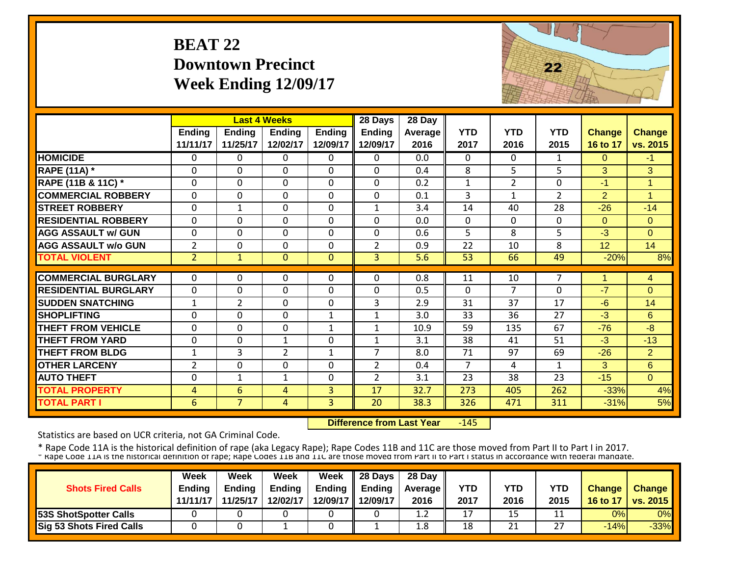# BEAT 22
## Downtown Precinct
## Week Ending 12/09/17

| | Last 4 Weeks | | | | 28 Days | 28 Day | | | | | |
|---|---|---|---|---|---|---|---|---|---|---|---|
| | Ending 11/11/17 | Ending 11/25/17 | Ending 12/02/17 | Ending 12/09/17 | Ending 12/09/17 | Average 2016 | YTD 2017 | YTD 2016 | YTD 2015 | Change 16 to 17 | Change vs. 2015 |
| HOMICIDE | 0 | 0 | 0 | 0 | 0 | 0.0 | 0 | 0 | 1 | 0 | -1 |
| RAPE (11A) * | 0 | 0 | 0 | 0 | 0 | 0.4 | 8 | 5 | 5 | 3 | 3 |
| RAPE (11B & 11C) * | 0 | 0 | 0 | 0 | 0 | 0.2 | 1 | 2 | 0 | -1 | 1 |
| COMMERCIAL ROBBERY | 0 | 0 | 0 | 0 | 0 | 0.1 | 3 | 1 | 2 | 2 | 1 |
| STREET ROBBERY | 0 | 1 | 0 | 0 | 1 | 3.4 | 14 | 40 | 28 | -26 | -14 |
| RESIDENTIAL ROBBERY | 0 | 0 | 0 | 0 | 0 | 0.0 | 0 | 0 | 0 | 0 | 0 |
| AGG ASSAULT w/ GUN | 0 | 0 | 0 | 0 | 0 | 0.6 | 5 | 8 | 5 | -3 | 0 |
| AGG ASSAULT w/o GUN | 2 | 0 | 0 | 0 | 2 | 0.9 | 22 | 10 | 8 | 12 | 14 |
| TOTAL VIOLENT | 2 | 1 | 0 | 0 | 3 | 5.6 | 53 | 66 | 49 | -20% | 8% |
| COMMERCIAL BURGLARY | 0 | 0 | 0 | 0 | 0 | 0.8 | 11 | 10 | 7 | 1 | 4 |
| RESIDENTIAL BURGLARY | 0 | 0 | 0 | 0 | 0 | 0.5 | 0 | 7 | 0 | -7 | 0 |
| SUDDEN SNATCHING | 1 | 2 | 0 | 0 | 3 | 2.9 | 31 | 37 | 17 | -6 | 14 |
| SHOPLIFTING | 0 | 0 | 0 | 1 | 1 | 3.0 | 33 | 36 | 27 | -3 | 6 |
| THEFT FROM VEHICLE | 0 | 0 | 0 | 1 | 1 | 10.9 | 59 | 135 | 67 | -76 | -8 |
| THEFT FROM YARD | 0 | 0 | 1 | 0 | 1 | 3.1 | 38 | 41 | 51 | -3 | -13 |
| THEFT FROM BLDG | 1 | 3 | 2 | 1 | 7 | 8.0 | 71 | 97 | 69 | -26 | 2 |
| OTHER LARCENY | 2 | 0 | 0 | 0 | 2 | 0.4 | 7 | 4 | 1 | 3 | 6 |
| AUTO THEFT | 0 | 1 | 1 | 0 | 2 | 3.1 | 23 | 38 | 23 | -15 | 0 |
| TOTAL PROPERTY | 4 | 6 | 4 | 3 | 17 | 32.7 | 273 | 405 | 262 | -33% | 4% |
| TOTAL PART I | 6 | 7 | 4 | 3 | 20 | 38.3 | 326 | 471 | 311 | -31% | 5% |

**Difference from Last Year** -145

Statistics are based on UCR criteria, not GA Criminal Code.

* Rape Code 11A is the historical definition of rape (aka Legacy Rape); Rape Codes 11B and 11C are those moved from Part II to Part I in 2017.

| Shots Fired Calls | Week Ending 11/11/17 | Week Ending 11/25/17 | Week Ending 12/02/17 | Week Ending 12/09/17 | 28 Days Ending 12/09/17 | 28 Day Average 2016 | YTD 2017 | YTD 2016 | YTD 2015 | Change 16 to 17 | Change vs. 2015 |
|---|---|---|---|---|---|---|---|---|---|---|---|
| 53S ShotSpotter Calls | 0 | 0 | 0 | 0 | 0 | 1.2 | 17 | 15 | 11 | 0% | 0% |
| Sig 53 Shots Fired Calls | 0 | 0 | 1 | 0 | 1 | 1.8 | 18 | 21 | 27 | -14% | -33% |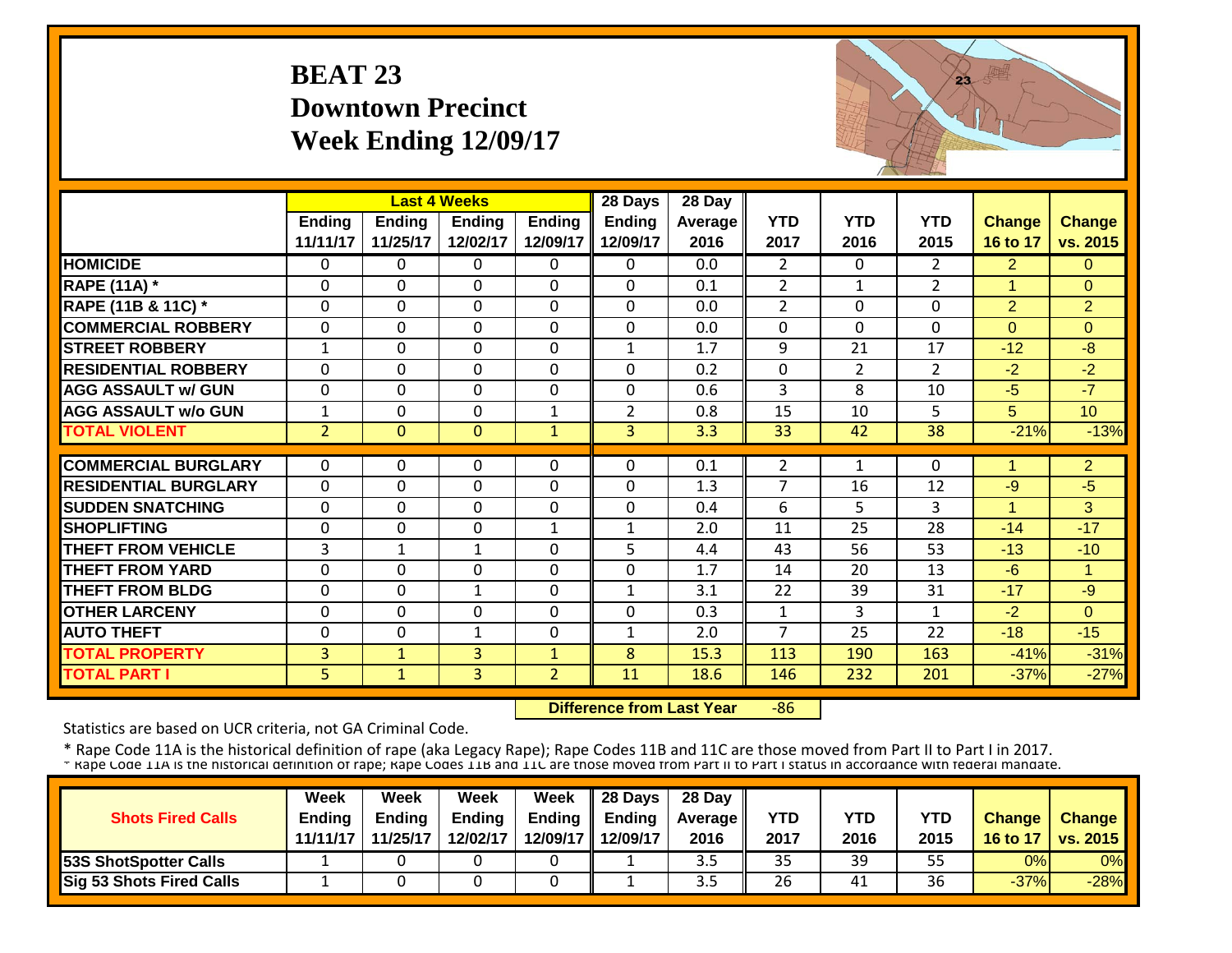# BEAT 23
## Downtown Precinct
## Week Ending 12/09/17

| | Last 4 Weeks | | | | 28 Days | 28 Day | | | | | |
|---|---|---|---|---|---|---|---|---|---|---|---|
| | Ending 11/11/17 | Ending 11/25/17 | Ending 12/02/17 | Ending 12/09/17 | Ending 12/09/17 | Average 2016 | YTD 2017 | YTD 2016 | YTD 2015 | Change 16 to 17 | Change vs. 2015 |
| HOMICIDE | 0 | 0 | 0 | 0 | 0 | 0.0 | 2 | 0 | 2 | 2 | 0 |
| RAPE (11A) * | 0 | 0 | 0 | 0 | 0 | 0.1 | 2 | 1 | 2 | 1 | 0 |
| RAPE (11B & 11C) * | 0 | 0 | 0 | 0 | 0 | 0.0 | 2 | 0 | 0 | 2 | 2 |
| COMMERCIAL ROBBERY | 0 | 0 | 0 | 0 | 0 | 0.0 | 0 | 0 | 0 | 0 | 0 |
| STREET ROBBERY | 1 | 0 | 0 | 0 | 1 | 1.7 | 9 | 21 | 17 | -12 | -8 |
| RESIDENTIAL ROBBERY | 0 | 0 | 0 | 0 | 0 | 0.2 | 0 | 2 | 2 | -2 | -2 |
| AGG ASSAULT w/ GUN | 0 | 0 | 0 | 0 | 0 | 0.6 | 3 | 8 | 10 | -5 | -7 |
| AGG ASSAULT w/o GUN | 1 | 0 | 0 | 1 | 2 | 0.8 | 15 | 10 | 5 | 5 | 10 |
| TOTAL VIOLENT | 2 | 0 | 0 | 1 | 3 | 3.3 | 33 | 42 | 38 | -21% | -13% |
| COMMERCIAL BURGLARY | 0 | 0 | 0 | 0 | 0 | 0.1 | 2 | 1 | 0 | 1 | 2 |
| RESIDENTIAL BURGLARY | 0 | 0 | 0 | 0 | 0 | 1.3 | 7 | 16 | 12 | -9 | -5 |
| SUDDEN SNATCHING | 0 | 0 | 0 | 0 | 0 | 0.4 | 6 | 5 | 3 | 1 | 3 |
| SHOPLIFTING | 0 | 0 | 0 | 1 | 1 | 2.0 | 11 | 25 | 28 | -14 | -17 |
| THEFT FROM VEHICLE | 3 | 1 | 1 | 0 | 5 | 4.4 | 43 | 56 | 53 | -13 | -10 |
| THEFT FROM YARD | 0 | 0 | 0 | 0 | 0 | 1.7 | 14 | 20 | 13 | -6 | 1 |
| THEFT FROM BLDG | 0 | 0 | 1 | 0 | 1 | 3.1 | 22 | 39 | 31 | -17 | -9 |
| OTHER LARCENY | 0 | 0 | 0 | 0 | 0 | 0.3 | 1 | 3 | 1 | -2 | 0 |
| AUTO THEFT | 0 | 0 | 1 | 0 | 1 | 2.0 | 7 | 25 | 22 | -18 | -15 |
| TOTAL PROPERTY | 3 | 1 | 3 | 1 | 8 | 15.3 | 113 | 190 | 163 | -41% | -31% |
| TOTAL PART I | 5 | 1 | 3 | 2 | 11 | 18.6 | 146 | 232 | 201 | -37% | -27% |

**Difference from Last Year** -86

Statistics are based on UCR criteria, not GA Criminal Code.

* Rape Code 11A is the historical definition of rape (aka Legacy Rape); Rape Codes 11B and 11C are those moved from Part II to Part I in 2017.

| Shots Fired Calls | Week Ending 11/11/17 | Week Ending 11/25/17 | Week Ending 12/02/17 | Week Ending 12/09/17 | 28 Days Ending 12/09/17 | 28 Day Average 2016 | YTD 2017 | YTD 2016 | YTD 2015 | Change 16 to 17 | Change vs. 2015 |
|---|---|---|---|---|---|---|---|---|---|---|---|
| 53S ShotSpotter Calls | 1 | 0 | 0 | 0 | 1 | 3.5 | 35 | 39 | 55 | 0% | 0% |
| Sig 53 Shots Fired Calls | 1 | 0 | 0 | 0 | 1 | 3.5 | 26 | 41 | 36 | -37% | -28% |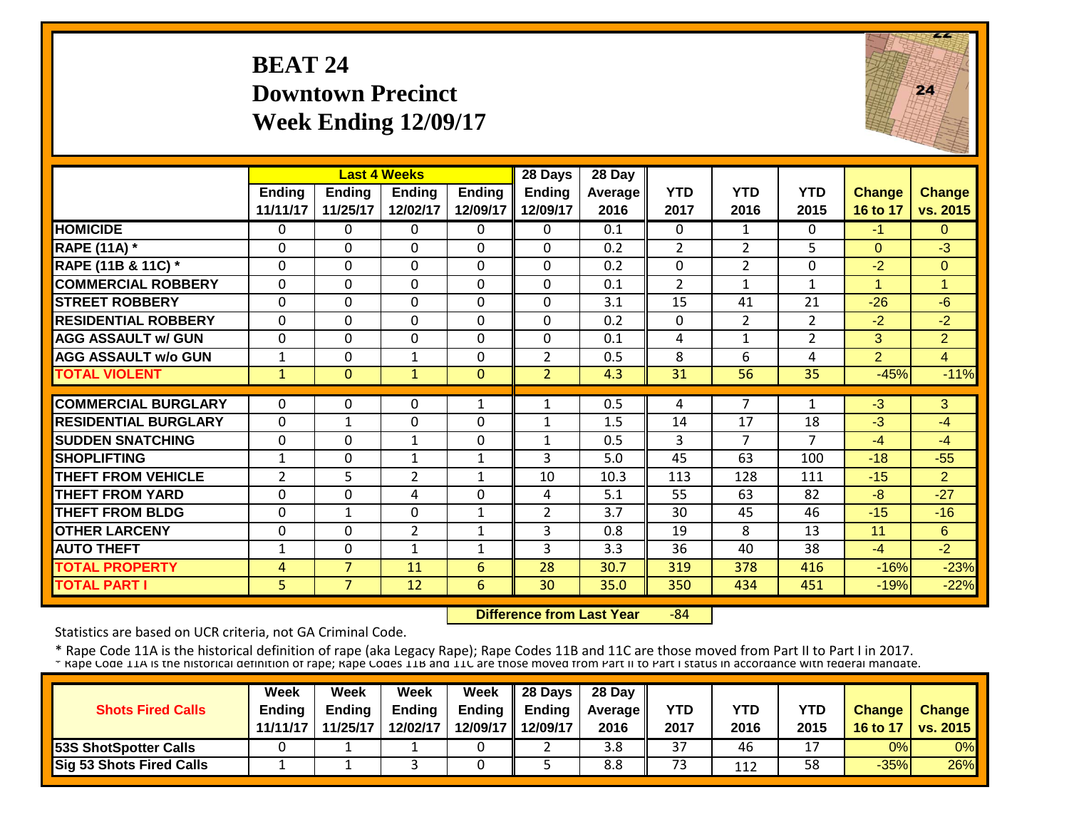# BEAT 24
## Downtown Precinct
## Week Ending 12/09/17

| | Last 4 Weeks | | | | 28 Days | 28 Day | | | | | |
|---|---|---|---|---|---|---|---|---|---|---|---|
| | Ending 11/11/17 | Ending 11/25/17 | Ending 12/02/17 | Ending 12/09/17 | Ending 12/09/17 | Average 2016 | YTD 2017 | YTD 2016 | YTD 2015 | Change 16 to 17 | Change vs. 2015 |
| HOMICIDE | 0 | 0 | 0 | 0 | 0 | 0.1 | 0 | 1 | 0 | -1 | 0 |
| RAPE (11A) * | 0 | 0 | 0 | 0 | 0 | 0.2 | 2 | 2 | 5 | 0 | -3 |
| RAPE (11B & 11C) * | 0 | 0 | 0 | 0 | 0 | 0.2 | 0 | 2 | 0 | -2 | 0 |
| COMMERCIAL ROBBERY | 0 | 0 | 0 | 0 | 0 | 0.1 | 2 | 1 | 1 | 1 | 1 |
| STREET ROBBERY | 0 | 0 | 0 | 0 | 0 | 3.1 | 15 | 41 | 21 | -26 | -6 |
| RESIDENTIAL ROBBERY | 0 | 0 | 0 | 0 | 0 | 0.2 | 0 | 2 | 2 | -2 | -2 |
| AGG ASSAULT w/ GUN | 0 | 0 | 0 | 0 | 0 | 0.1 | 4 | 1 | 2 | 3 | 2 |
| AGG ASSAULT w/o GUN | 1 | 0 | 1 | 0 | 2 | 0.5 | 8 | 6 | 4 | 2 | 4 |
| TOTAL VIOLENT | 1 | 0 | 1 | 0 | 2 | 4.3 | 31 | 56 | 35 | -45% | -11% |
| COMMERCIAL BURGLARY | 0 | 0 | 0 | 1 | 1 | 0.5 | 4 | 7 | 1 | -3 | 3 |
| RESIDENTIAL BURGLARY | 0 | 1 | 0 | 0 | 1 | 1.5 | 14 | 17 | 18 | -3 | -4 |
| SUDDEN SNATCHING | 0 | 0 | 1 | 0 | 1 | 0.5 | 3 | 7 | 7 | -4 | -4 |
| SHOPLIFTING | 1 | 0 | 1 | 1 | 3 | 5.0 | 45 | 63 | 100 | -18 | -55 |
| THEFT FROM VEHICLE | 2 | 5 | 2 | 1 | 10 | 10.3 | 113 | 128 | 111 | -15 | 2 |
| THEFT FROM YARD | 0 | 0 | 4 | 0 | 4 | 5.1 | 55 | 63 | 82 | -8 | -27 |
| THEFT FROM BLDG | 0 | 1 | 0 | 1 | 2 | 3.7 | 30 | 45 | 46 | -15 | -16 |
| OTHER LARCENY | 0 | 0 | 2 | 1 | 3 | 0.8 | 19 | 8 | 13 | 11 | 6 |
| AUTO THEFT | 1 | 0 | 1 | 1 | 3 | 3.3 | 36 | 40 | 38 | -4 | -2 |
| TOTAL PROPERTY | 4 | 7 | 11 | 6 | 28 | 30.7 | 319 | 378 | 416 | -16% | -23% |
| TOTAL PART I | 5 | 7 | 12 | 6 | 30 | 35.0 | 350 | 434 | 451 | -19% | -22% |

**Difference from Last Year** -84

Statistics are based on UCR criteria, not GA Criminal Code.

* Rape Code 11A is the historical definition of rape (aka Legacy Rape); Rape Codes 11B and 11C are those moved from Part II to Part I in 2017.
* Rape Code 11A is the historical definition of rape; Rape Codes 11B and 11C are those moved from Part II to Part I status in accordance with federal mandate.

| Shots Fired Calls | Week Ending 11/11/17 | Week Ending 11/25/17 | Week Ending 12/02/17 | Week Ending 12/09/17 | 28 Days Ending 12/09/17 | 28 Day Average 2016 | YTD 2017 | YTD 2016 | YTD 2015 | Change 16 to 17 | Change vs. 2015 |
|---|---|---|---|---|---|---|---|---|---|---|---|
| 53S ShotSpotter Calls | 0 | 1 | 1 | 0 | 2 | 3.8 | 37 | 46 | 17 | 0% | 0% |
| Sig 53 Shots Fired Calls | 1 | 1 | 3 | 0 | 5 | 8.8 | 73 | 112 | 58 | -35% | 26% |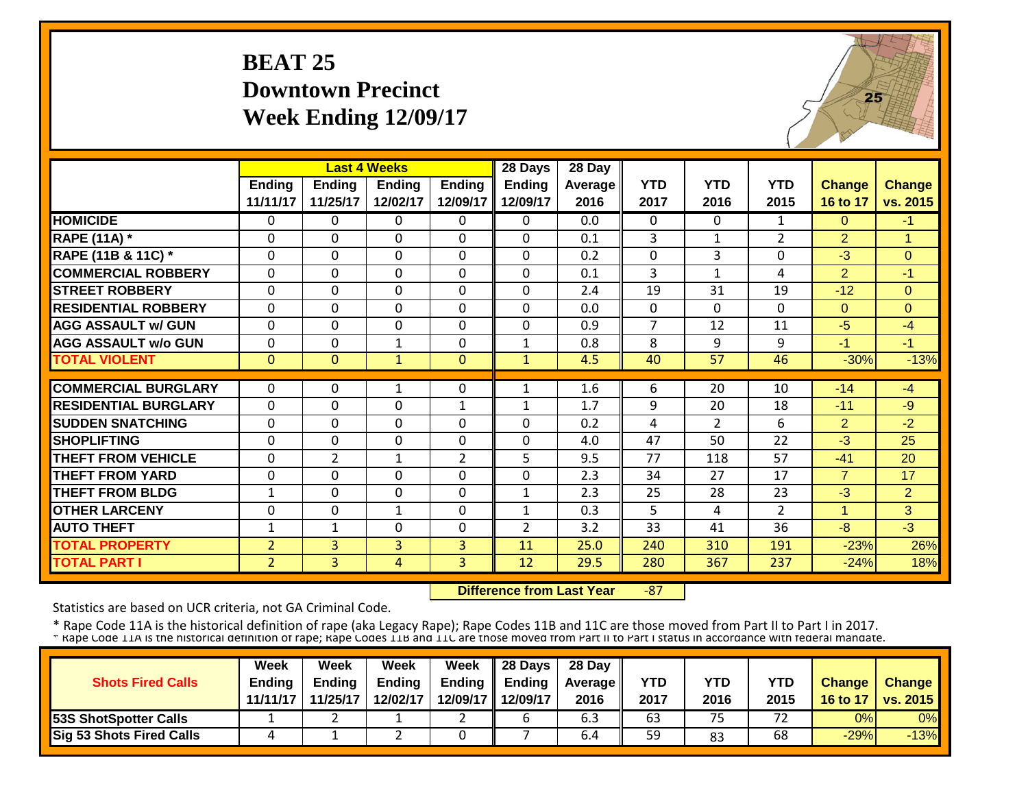# BEAT 25
## Downtown Precinct
## Week Ending 12/09/17

| | Last 4 Weeks | | | | 28 Days | 28 Day | | | | | |
|---|---|---|---|---|---|---|---|---|---|---|---|
| | Ending 11/11/17 | Ending 11/25/17 | Ending 12/02/17 | Ending 12/09/17 | Ending 12/09/17 | Average 2016 | YTD 2017 | YTD 2016 | YTD 2015 | Change 16 to 17 | Change vs. 2015 |
| HOMICIDE | 0 | 0 | 0 | 0 | 0 | 0.0 | 0 | 0 | 1 | 0 | -1 |
| RAPE (11A) * | 0 | 0 | 0 | 0 | 0 | 0.1 | 3 | 1 | 2 | 2 | 1 |
| RAPE (11B & 11C) * | 0 | 0 | 0 | 0 | 0 | 0.2 | 0 | 3 | 0 | -3 | 0 |
| COMMERCIAL ROBBERY | 0 | 0 | 0 | 0 | 0 | 0.1 | 3 | 1 | 4 | 2 | -1 |
| STREET ROBBERY | 0 | 0 | 0 | 0 | 0 | 2.4 | 19 | 31 | 19 | -12 | 0 |
| RESIDENTIAL ROBBERY | 0 | 0 | 0 | 0 | 0 | 0.0 | 0 | 0 | 0 | 0 | 0 |
| AGG ASSAULT w/ GUN | 0 | 0 | 0 | 0 | 0 | 0.9 | 7 | 12 | 11 | -5 | -4 |
| AGG ASSAULT w/o GUN | 0 | 0 | 1 | 0 | 1 | 0.8 | 8 | 9 | 9 | -1 | -1 |
| TOTAL VIOLENT | 0 | 0 | 1 | 0 | 1 | 4.5 | 40 | 57 | 46 | -30% | -13% |
| COMMERCIAL BURGLARY | 0 | 0 | 1 | 0 | 1 | 1.6 | 6 | 20 | 10 | -14 | -4 |
| RESIDENTIAL BURGLARY | 0 | 0 | 0 | 1 | 1 | 1.7 | 9 | 20 | 18 | -11 | -9 |
| SUDDEN SNATCHING | 0 | 0 | 0 | 0 | 0 | 0.2 | 4 | 2 | 6 | 2 | -2 |
| SHOPLIFTING | 0 | 0 | 0 | 0 | 0 | 4.0 | 47 | 50 | 22 | -3 | 25 |
| THEFT FROM VEHICLE | 0 | 2 | 1 | 2 | 5 | 9.5 | 77 | 118 | 57 | -41 | 20 |
| THEFT FROM YARD | 0 | 0 | 0 | 0 | 0 | 2.3 | 34 | 27 | 17 | 7 | 17 |
| THEFT FROM BLDG | 1 | 0 | 0 | 0 | 1 | 2.3 | 25 | 28 | 23 | -3 | 2 |
| OTHER LARCENY | 0 | 0 | 1 | 0 | 1 | 0.3 | 5 | 4 | 2 | 1 | 3 |
| AUTO THEFT | 1 | 1 | 0 | 0 | 2 | 3.2 | 33 | 41 | 36 | -8 | -3 |
| TOTAL PROPERTY | 2 | 3 | 3 | 3 | 11 | 25.0 | 240 | 310 | 191 | -23% | 26% |
| TOTAL PART I | 2 | 3 | 4 | 3 | 12 | 29.5 | 280 | 367 | 237 | -24% | 18% |

**Difference from Last Year** -87

Statistics are based on UCR criteria, not GA Criminal Code.

* Rape Code 11A is the historical definition of rape (aka Legacy Rape); Rape Codes 11B and 11C are those moved from Part II to Part I in 2017.
* Rape Code 11A is the historical definition of rape; Rape Codes 11B and 11C are those moved from Part II to Part I status in accordance with federal mandate.

| Shots Fired Calls | Week Ending 11/11/17 | Week Ending 11/25/17 | Week Ending 12/02/17 | Week Ending 12/09/17 | 28 Days Ending 12/09/17 | 28 Day Average 2016 | YTD 2017 | YTD 2016 | YTD 2015 | Change 16 to 17 | Change vs. 2015 |
|---|---|---|---|---|---|---|---|---|---|---|---|
| 53S ShotSpotter Calls | 1 | 2 | 1 | 2 | 6 | 6.3 | 63 | 75 | 72 | 0% | 0% |
| Sig 53 Shots Fired Calls | 4 | 1 | 2 | 0 | 7 | 6.4 | 59 | 83 | 68 | -29% | -13% |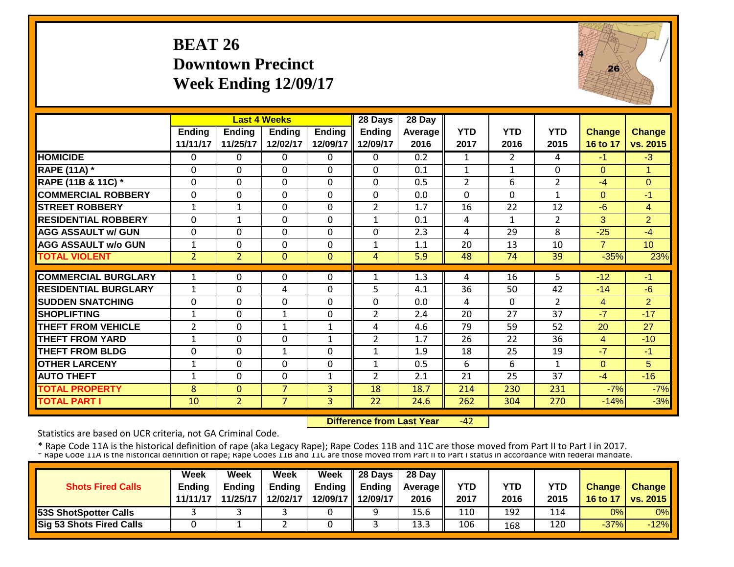# BEAT 26
## Downtown Precinct
## Week Ending 12/09/17

| | Last 4 Weeks | | | | 28 Days | 28 Day | | | | | |
|---|---|---|---|---|---|---|---|---|---|---|---|
| | Ending 11/11/17 | Ending 11/25/17 | Ending 12/02/17 | Ending 12/09/17 | Ending 12/09/17 | Average 2016 | YTD 2017 | YTD 2016 | YTD 2015 | Change 16 to 17 | Change vs. 2015 |
| HOMICIDE | 0 | 0 | 0 | 0 | 0 | 0.2 | 1 | 2 | 4 | -1 | -3 |
| RAPE (11A) * | 0 | 0 | 0 | 0 | 0 | 0.1 | 1 | 1 | 0 | 0 | 1 |
| RAPE (11B & 11C) * | 0 | 0 | 0 | 0 | 0 | 0.5 | 2 | 6 | 2 | -4 | 0 |
| COMMERCIAL ROBBERY | 0 | 0 | 0 | 0 | 0 | 0.0 | 0 | 0 | 1 | 0 | -1 |
| STREET ROBBERY | 1 | 1 | 0 | 0 | 2 | 1.7 | 16 | 22 | 12 | -6 | 4 |
| RESIDENTIAL ROBBERY | 0 | 1 | 0 | 0 | 1 | 0.1 | 4 | 1 | 2 | 3 | 2 |
| AGG ASSAULT w/ GUN | 0 | 0 | 0 | 0 | 0 | 2.3 | 4 | 29 | 8 | -25 | -4 |
| AGG ASSAULT w/o GUN | 1 | 0 | 0 | 0 | 1 | 1.1 | 20 | 13 | 10 | 7 | 10 |
| TOTAL VIOLENT | 2 | 2 | 0 | 0 | 4 | 5.9 | 48 | 74 | 39 | -35% | 23% |
| COMMERCIAL BURGLARY | 1 | 0 | 0 | 0 | 1 | 1.3 | 4 | 16 | 5 | -12 | -1 |
| RESIDENTIAL BURGLARY | 1 | 0 | 4 | 0 | 5 | 4.1 | 36 | 50 | 42 | -14 | -6 |
| SUDDEN SNATCHING | 0 | 0 | 0 | 0 | 0 | 0.0 | 4 | 0 | 2 | 4 | 2 |
| SHOPLIFTING | 1 | 0 | 1 | 0 | 2 | 2.4 | 20 | 27 | 37 | -7 | -17 |
| THEFT FROM VEHICLE | 2 | 0 | 1 | 1 | 4 | 4.6 | 79 | 59 | 52 | 20 | 27 |
| THEFT FROM YARD | 1 | 0 | 0 | 1 | 2 | 1.7 | 26 | 22 | 36 | 4 | -10 |
| THEFT FROM BLDG | 0 | 0 | 1 | 0 | 1 | 1.9 | 18 | 25 | 19 | -7 | -1 |
| OTHER LARCENY | 1 | 0 | 0 | 0 | 1 | 0.5 | 6 | 6 | 1 | 0 | 5 |
| AUTO THEFT | 1 | 0 | 0 | 1 | 2 | 2.1 | 21 | 25 | 37 | -4 | -16 |
| TOTAL PROPERTY | 8 | 0 | 7 | 3 | 18 | 18.7 | 214 | 230 | 231 | -7% | -7% |
| TOTAL PART I | 10 | 2 | 7 | 3 | 22 | 24.6 | 262 | 304 | 270 | -14% | -3% |

**Difference from Last Year** -42

Statistics are based on UCR criteria, not GA Criminal Code.

* Rape Code 11A is the historical definition of rape (aka Legacy Rape); Rape Codes 11B and 11C are those moved from Part II to Part I in 2017.
* Rape Code 11A is the historical definition of rape; Rape Codes 11B and 11C are those moved from Part II to Part I status in accordance with federal mandate.

| Shots Fired Calls | Week Ending 11/11/17 | Week Ending 11/25/17 | Week Ending 12/02/17 | Week Ending 12/09/17 | 28 Days Ending 12/09/17 | 28 Day Average 2016 | YTD 2017 | YTD 2016 | YTD 2015 | Change 16 to 17 | Change vs. 2015 |
|---|---|---|---|---|---|---|---|---|---|---|---|
| 53S ShotSpotter Calls | 3 | 3 | 3 | 0 | 9 | 15.6 | 110 | 192 | 114 | 0% | 0% |
| Sig 53 Shots Fired Calls | 0 | 1 | 2 | 0 | 3 | 13.3 | 106 | 168 | 120 | -37% | -12% |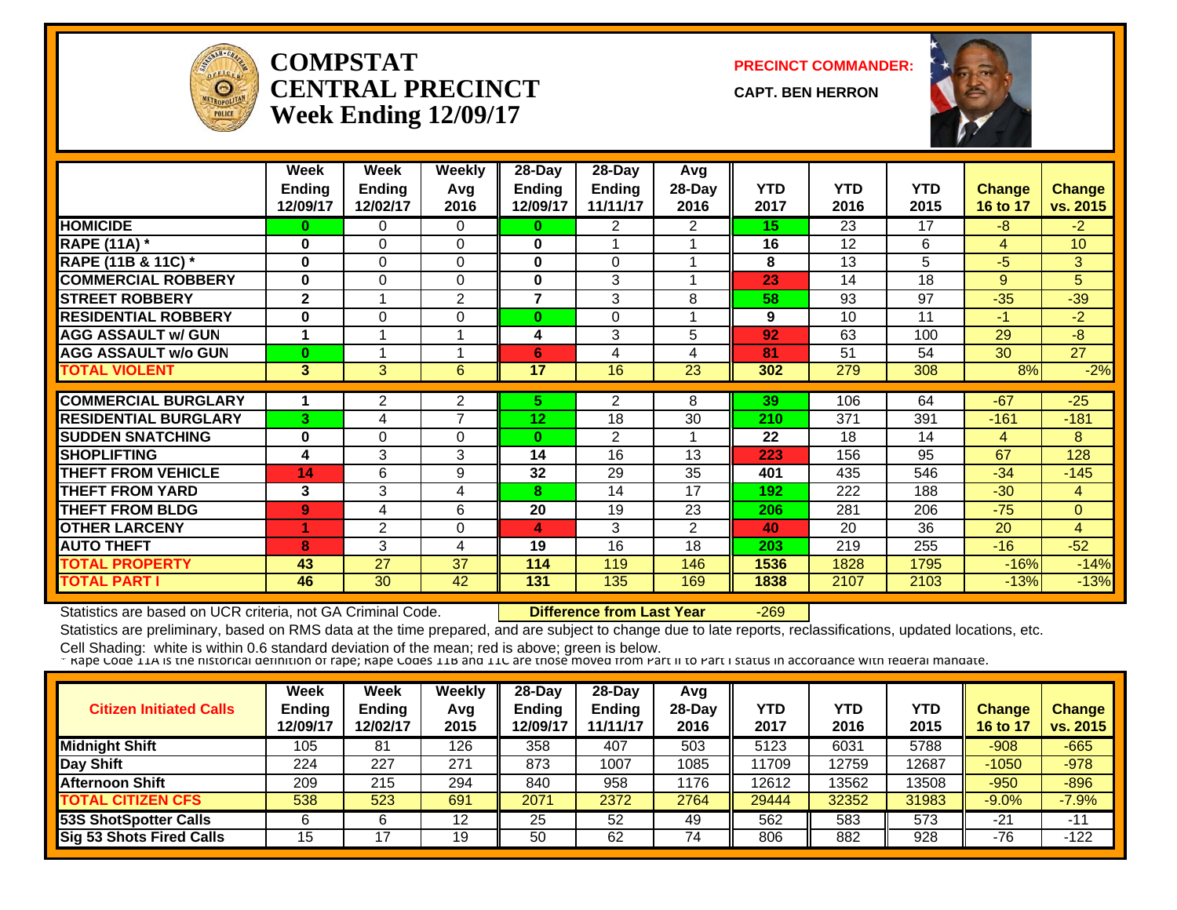# COMPSTAT CENTRAL PRECINCT
## Week Ending 12/09/17

**PRECINCT COMMANDER:**
**CAPT. BEN HERRON**

| | Week Ending 12/09/17 | Week Ending 12/02/17 | Weekly Avg 2016 | 28-Day Ending 12/09/17 | 28-Day Ending 11/11/17 | Avg 28-Day 2016 | YTD 2017 | YTD 2016 | YTD 2015 | Change 16 to 17 | Change vs. 2015 |
|---|---|---|---|---|---|---|---|---|---|---|---|
| HOMICIDE | 0 | 0 | 0 | 0 | 2 | 2 | 15 | 23 | 17 | -8 | -2 |
| RAPE (11A) * | 0 | 0 | 0 | 0 | 1 | 1 | 16 | 12 | 6 | 4 | 10 |
| RAPE (11B & 11C) * | 0 | 0 | 0 | 0 | 0 | 1 | 8 | 13 | 5 | -5 | 3 |
| COMMERCIAL ROBBERY | 0 | 0 | 0 | 0 | 3 | 1 | 23 | 14 | 18 | 9 | 5 |
| STREET ROBBERY | 2 | 1 | 2 | 7 | 3 | 8 | 58 | 93 | 97 | -35 | -39 |
| RESIDENTIAL ROBBERY | 0 | 0 | 0 | 0 | 0 | 1 | 9 | 10 | 11 | -1 | -2 |
| AGG ASSAULT w/ GUN | 1 | 1 | 1 | 4 | 3 | 5 | 92 | 63 | 100 | 29 | -8 |
| AGG ASSAULT w/o GUN | 0 | 1 | 1 | 6 | 4 | 4 | 81 | 51 | 54 | 30 | 27 |
| TOTAL VIOLENT | 3 | 3 | 6 | 17 | 16 | 23 | 302 | 279 | 308 | 8% | -2% |
| COMMERCIAL BURGLARY | 1 | 2 | 2 | 5 | 2 | 8 | 39 | 106 | 64 | -67 | -25 |
| RESIDENTIAL BURGLARY | 3 | 4 | 7 | 12 | 18 | 30 | 210 | 371 | 391 | -161 | -181 |
| SUDDEN SNATCHING | 0 | 0 | 0 | 0 | 2 | 1 | 22 | 18 | 14 | 4 | 8 |
| SHOPLIFTING | 4 | 3 | 3 | 14 | 16 | 13 | 223 | 156 | 95 | 67 | 128 |
| THEFT FROM VEHICLE | 14 | 6 | 9 | 32 | 29 | 35 | 401 | 435 | 546 | -34 | -145 |
| THEFT FROM YARD | 3 | 3 | 4 | 8 | 14 | 17 | 192 | 222 | 188 | -30 | 4 |
| THEFT FROM BLDG | 9 | 4 | 6 | 20 | 19 | 23 | 206 | 281 | 206 | -75 | 0 |
| OTHER LARCENY | 1 | 2 | 0 | 4 | 3 | 2 | 40 | 20 | 36 | 20 | 4 |
| AUTO THEFT | 8 | 3 | 4 | 19 | 16 | 18 | 203 | 219 | 255 | -16 | -52 |
| TOTAL PROPERTY | 43 | 27 | 37 | 114 | 119 | 146 | 1536 | 1828 | 1795 | -16% | -14% |
| TOTAL PART I | 46 | 30 | 42 | 131 | 135 | 169 | 1838 | 2107 | 2103 | -13% | -13% |

Statistics are based on UCR criteria, not GA Criminal Code. **Difference from Last Year** -269

Statistics are preliminary, based on RMS data at the time prepared, and are subject to change due to late reports, reclassifications, updated locations, etc.

Cell Shading: white is within 0.6 standard deviation of the mean; red is above; green is below.

* Rape Code 11A is the historical definition of rape; Rape Codes 11B and 11C are those moved from Part II to Part I status in accordance with federal mandate.

| Citizen Initiated Calls | Week Ending 12/09/17 | Week Ending 12/02/17 | Weekly Avg 2015 | 28-Day Ending 12/09/17 | 28-Day Ending 11/11/17 | Avg 28-Day 2016 | YTD 2017 | YTD 2016 | YTD 2015 | Change 16 to 17 | Change vs. 2015 |
|---|---|---|---|---|---|---|---|---|---|---|---|
| Midnight Shift | 105 | 81 | 126 | 358 | 407 | 503 | 5123 | 6031 | 5788 | -908 | -665 |
| Day Shift | 224 | 227 | 271 | 873 | 1007 | 1085 | 11709 | 12759 | 12687 | -1050 | -978 |
| Afternoon Shift | 209 | 215 | 294 | 840 | 958 | 1176 | 12612 | 13562 | 13508 | -950 | -896 |
| TOTAL CITIZEN CFS | 538 | 523 | 691 | 2071 | 2372 | 2764 | 29444 | 32352 | 31983 | -9.0% | -7.9% |
| 53S ShotSpotter Calls | 6 | 6 | 12 | 25 | 52 | 49 | 562 | 583 | 573 | -21 | -11 |
| Sig 53 Shots Fired Calls | 15 | 17 | 19 | 50 | 62 | 74 | 806 | 882 | 928 | -76 | -122 |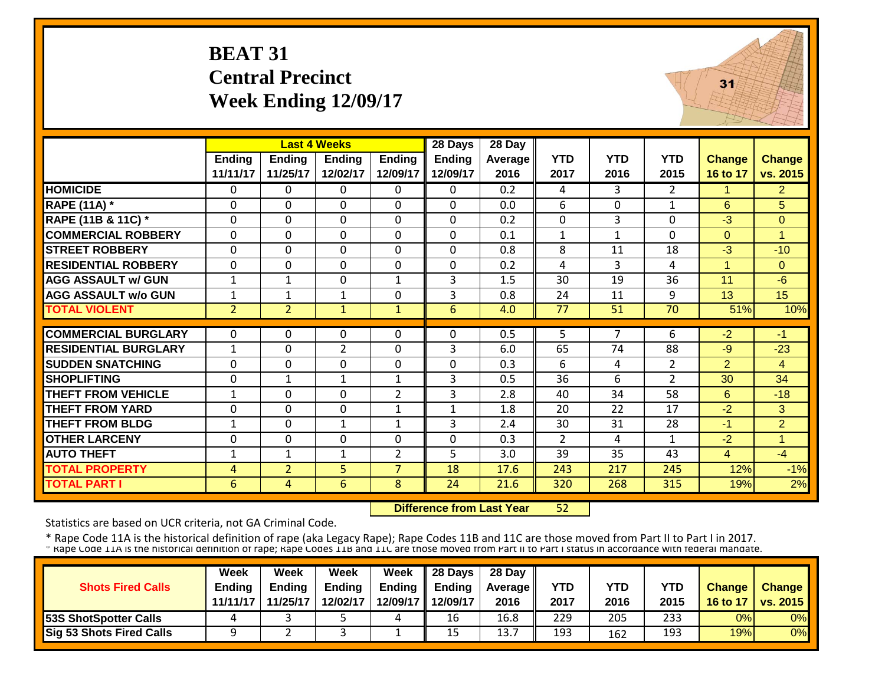# BEAT 31
## Central Precinct
## Week Ending 12/09/17

| | Last 4 Weeks | | | | 28 Days | 28 Day | | | | | |
|---|---|---|---|---|---|---|---|---|---|---|---|
| | Ending 11/11/17 | Ending 11/25/17 | Ending 12/02/17 | Ending 12/09/17 | Ending 12/09/17 | Average 2016 | YTD 2017 | YTD 2016 | YTD 2015 | Change 16 to 17 | Change vs. 2015 |
| HOMICIDE | 0 | 0 | 0 | 0 | 0 | 0.2 | 4 | 3 | 2 | 1 | 2 |
| RAPE (11A) * | 0 | 0 | 0 | 0 | 0 | 0.0 | 6 | 0 | 1 | 6 | 5 |
| RAPE (11B & 11C) * | 0 | 0 | 0 | 0 | 0 | 0.2 | 0 | 3 | 0 | -3 | 0 |
| COMMERCIAL ROBBERY | 0 | 0 | 0 | 0 | 0 | 0.1 | 1 | 1 | 0 | 0 | 1 |
| STREET ROBBERY | 0 | 0 | 0 | 0 | 0 | 0.8 | 8 | 11 | 18 | -3 | -10 |
| RESIDENTIAL ROBBERY | 0 | 0 | 0 | 0 | 0 | 0.2 | 4 | 3 | 4 | 1 | 0 |
| AGG ASSAULT w/ GUN | 1 | 1 | 0 | 1 | 3 | 1.5 | 30 | 19 | 36 | 11 | -6 |
| AGG ASSAULT w/o GUN | 1 | 1 | 1 | 0 | 3 | 0.8 | 24 | 11 | 9 | 13 | 15 |
| TOTAL VIOLENT | 2 | 2 | 1 | 1 | 6 | 4.0 | 77 | 51 | 70 | 51% | 10% |
| COMMERCIAL BURGLARY | 0 | 0 | 0 | 0 | 0 | 0.5 | 5 | 7 | 6 | -2 | -1 |
| RESIDENTIAL BURGLARY | 1 | 0 | 2 | 0 | 3 | 6.0 | 65 | 74 | 88 | -9 | -23 |
| SUDDEN SNATCHING | 0 | 0 | 0 | 0 | 0 | 0.3 | 6 | 4 | 2 | 2 | 4 |
| SHOPLIFTING | 0 | 1 | 1 | 1 | 3 | 0.5 | 36 | 6 | 2 | 30 | 34 |
| THEFT FROM VEHICLE | 1 | 0 | 0 | 2 | 3 | 2.8 | 40 | 34 | 58 | 6 | -18 |
| THEFT FROM YARD | 0 | 0 | 0 | 1 | 1 | 1.8 | 20 | 22 | 17 | -2 | 3 |
| THEFT FROM BLDG | 1 | 0 | 1 | 1 | 3 | 2.4 | 30 | 31 | 28 | -1 | 2 |
| OTHER LARCENY | 0 | 0 | 0 | 0 | 0 | 0.3 | 2 | 4 | 1 | -2 | 1 |
| AUTO THEFT | 1 | 1 | 1 | 2 | 5 | 3.0 | 39 | 35 | 43 | 4 | -4 |
| TOTAL PROPERTY | 4 | 2 | 5 | 7 | 18 | 17.6 | 243 | 217 | 245 | 12% | -1% |
| TOTAL PART I | 6 | 4 | 6 | 8 | 24 | 21.6 | 320 | 268 | 315 | 19% | 2% |

**Difference from Last Year** 52

Statistics are based on UCR criteria, not GA Criminal Code.

* Rape Code 11A is the historical definition of rape (aka Legacy Rape); Rape Codes 11B and 11C are those moved from Part II to Part I in 2017.
* Rape Code 11A is the historical definition of rape; Rape Codes 11B and 11C are those moved from Part II to Part I status in accordance with federal mandate.

| Shots Fired Calls | Week Ending 11/11/17 | Week Ending 11/25/17 | Week Ending 12/02/17 | Week Ending 12/09/17 | 28 Days Ending 12/09/17 | 28 Day Average 2016 | YTD 2017 | YTD 2016 | YTD 2015 | Change 16 to 17 | Change vs. 2015 |
|---|---|---|---|---|---|---|---|---|---|---|---|
| 53S ShotSpotter Calls | 4 | 3 | 5 | 4 | 16 | 16.8 | 229 | 205 | 233 | 0% | 0% |
| Sig 53 Shots Fired Calls | 9 | 2 | 3 | 1 | 15 | 13.7 | 193 | 162 | 193 | 19% | 0% |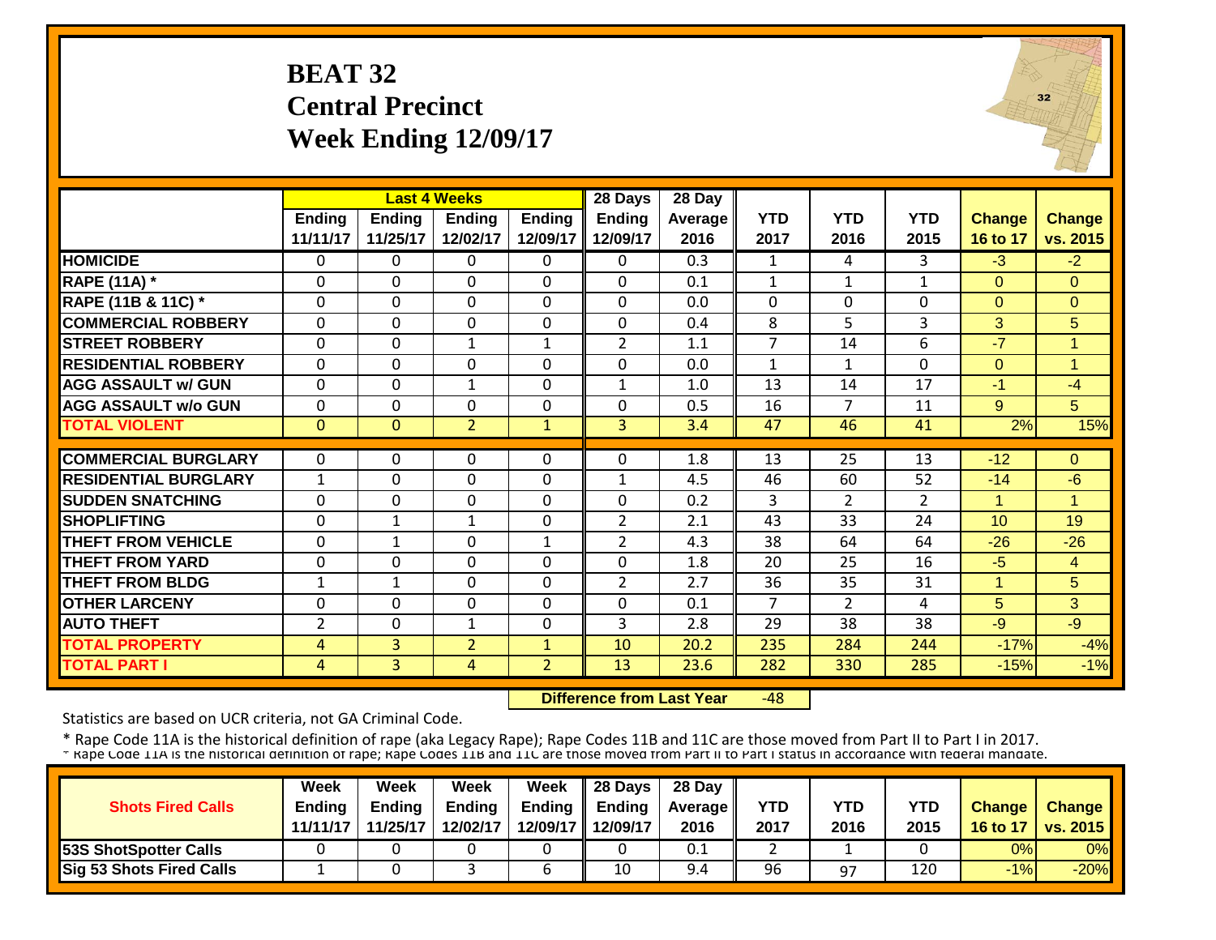# BEAT 32
## Central Precinct
## Week Ending 12/09/17

| | Last 4 Weeks | | | | 28 Days | 28 Day | | | | | |
|---|---|---|---|---|---|---|---|---|---|---|---|
| | Ending 11/11/17 | Ending 11/25/17 | Ending 12/02/17 | Ending 12/09/17 | Ending 12/09/17 | Average 2016 | YTD 2017 | YTD 2016 | YTD 2015 | Change 16 to 17 | Change vs. 2015 |
| HOMICIDE | 0 | 0 | 0 | 0 | 0 | 0.3 | 1 | 4 | 3 | -3 | -2 |
| RAPE (11A) * | 0 | 0 | 0 | 0 | 0 | 0.1 | 1 | 1 | 1 | 0 | 0 |
| RAPE (11B & 11C) * | 0 | 0 | 0 | 0 | 0 | 0.0 | 0 | 0 | 0 | 0 | 0 |
| COMMERCIAL ROBBERY | 0 | 0 | 0 | 0 | 0 | 0.4 | 8 | 5 | 3 | 3 | 5 |
| STREET ROBBERY | 0 | 0 | 1 | 1 | 2 | 1.1 | 7 | 14 | 6 | -7 | 1 |
| RESIDENTIAL ROBBERY | 0 | 0 | 0 | 0 | 0 | 0.0 | 1 | 1 | 0 | 0 | 1 |
| AGG ASSAULT w/ GUN | 0 | 0 | 1 | 0 | 1 | 1.0 | 13 | 14 | 17 | -1 | -4 |
| AGG ASSAULT w/o GUN | 0 | 0 | 0 | 0 | 0 | 0.5 | 16 | 7 | 11 | 9 | 5 |
| TOTAL VIOLENT | 0 | 0 | 2 | 1 | 3 | 3.4 | 47 | 46 | 41 | 2% | 15% |
| COMMERCIAL BURGLARY | 0 | 0 | 0 | 0 | 0 | 1.8 | 13 | 25 | 13 | -12 | 0 |
| RESIDENTIAL BURGLARY | 1 | 0 | 0 | 0 | 1 | 4.5 | 46 | 60 | 52 | -14 | -6 |
| SUDDEN SNATCHING | 0 | 0 | 0 | 0 | 0 | 0.2 | 3 | 2 | 2 | 1 | 1 |
| SHOPLIFTING | 0 | 1 | 1 | 0 | 2 | 2.1 | 43 | 33 | 24 | 10 | 19 |
| THEFT FROM VEHICLE | 0 | 1 | 0 | 1 | 2 | 4.3 | 38 | 64 | 64 | -26 | -26 |
| THEFT FROM YARD | 0 | 0 | 0 | 0 | 0 | 1.8 | 20 | 25 | 16 | -5 | 4 |
| THEFT FROM BLDG | 1 | 1 | 0 | 0 | 2 | 2.7 | 36 | 35 | 31 | 1 | 5 |
| OTHER LARCENY | 0 | 0 | 0 | 0 | 0 | 0.1 | 7 | 2 | 4 | 5 | 3 |
| AUTO THEFT | 2 | 0 | 1 | 0 | 3 | 2.8 | 29 | 38 | 38 | -9 | -9 |
| TOTAL PROPERTY | 4 | 3 | 2 | 1 | 10 | 20.2 | 235 | 284 | 244 | -17% | -4% |
| TOTAL PART I | 4 | 3 | 4 | 2 | 13 | 23.6 | 282 | 330 | 285 | -15% | -1% |

**Difference from Last Year** -48

Statistics are based on UCR criteria, not GA Criminal Code.

* Rape Code 11A is the historical definition of rape (aka Legacy Rape); Rape Codes 11B and 11C are those moved from Part II to Part I in 2017.

* Rape Code 11A is the historical definition of rape; Rape Codes 11B and 11C are those moved from Part II to Part I status in accordance with federal mandate.

| Shots Fired Calls | Week Ending 11/11/17 | Week Ending 11/25/17 | Week Ending 12/02/17 | Week Ending 12/09/17 | 28 Days Ending 12/09/17 | 28 Day Average 2016 | YTD 2017 | YTD 2016 | YTD 2015 | Change 16 to 17 | Change vs. 2015 |
|---|---|---|---|---|---|---|---|---|---|---|---|
| 53S ShotSpotter Calls | 0 | 0 | 0 | 0 | 0 | 0.1 | 2 | 1 | 0 | 0% | 0% |
| Sig 53 Shots Fired Calls | 1 | 0 | 3 | 6 | 10 | 9.4 | 96 | 97 | 120 | -1% | -20% |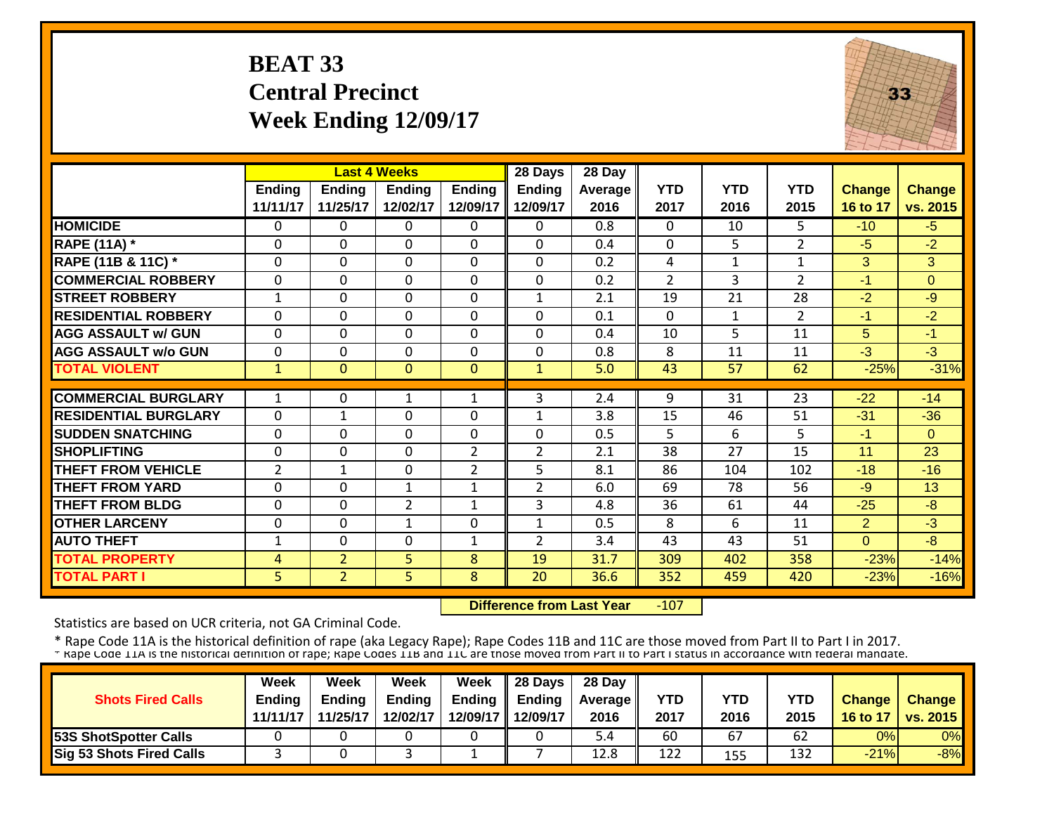# BEAT 33
## Central Precinct
## Week Ending 12/09/17

| | Last 4 Weeks | | | | 28 Days | 28 Day | | | | | |
|---|---|---|---|---|---|---|---|---|---|---|---|
| | Ending 11/11/17 | Ending 11/25/17 | Ending 12/02/17 | Ending 12/09/17 | Ending 12/09/17 | Average 2016 | YTD 2017 | YTD 2016 | YTD 2015 | Change 16 to 17 | Change vs. 2015 |
| HOMICIDE | 0 | 0 | 0 | 0 | 0 | 0.8 | 0 | 10 | 5 | -10 | -5 |
| RAPE (11A) * | 0 | 0 | 0 | 0 | 0 | 0.4 | 0 | 5 | 2 | -5 | -2 |
| RAPE (11B & 11C) * | 0 | 0 | 0 | 0 | 0 | 0.2 | 4 | 1 | 1 | 3 | 3 |
| COMMERCIAL ROBBERY | 0 | 0 | 0 | 0 | 0 | 0.2 | 2 | 3 | 2 | -1 | 0 |
| STREET ROBBERY | 1 | 0 | 0 | 0 | 1 | 2.1 | 19 | 21 | 28 | -2 | -9 |
| RESIDENTIAL ROBBERY | 0 | 0 | 0 | 0 | 0 | 0.1 | 0 | 1 | 2 | -1 | -2 |
| AGG ASSAULT w/ GUN | 0 | 0 | 0 | 0 | 0 | 0.4 | 10 | 5 | 11 | 5 | -1 |
| AGG ASSAULT w/o GUN | 0 | 0 | 0 | 0 | 0 | 0.8 | 8 | 11 | 11 | -3 | -3 |
| TOTAL VIOLENT | 1 | 0 | 0 | 0 | 1 | 5.0 | 43 | 57 | 62 | -25% | -31% |
| COMMERCIAL BURGLARY | 1 | 0 | 1 | 1 | 3 | 2.4 | 9 | 31 | 23 | -22 | -14 |
| RESIDENTIAL BURGLARY | 0 | 1 | 0 | 0 | 1 | 3.8 | 15 | 46 | 51 | -31 | -36 |
| SUDDEN SNATCHING | 0 | 0 | 0 | 0 | 0 | 0.5 | 5 | 6 | 5 | -1 | 0 |
| SHOPLIFTING | 0 | 0 | 0 | 2 | 2 | 2.1 | 38 | 27 | 15 | 11 | 23 |
| THEFT FROM VEHICLE | 2 | 1 | 0 | 2 | 5 | 8.1 | 86 | 104 | 102 | -18 | -16 |
| THEFT FROM YARD | 0 | 0 | 1 | 1 | 2 | 6.0 | 69 | 78 | 56 | -9 | 13 |
| THEFT FROM BLDG | 0 | 0 | 2 | 1 | 3 | 4.8 | 36 | 61 | 44 | -25 | -8 |
| OTHER LARCENY | 0 | 0 | 1 | 0 | 1 | 0.5 | 8 | 6 | 11 | 2 | -3 |
| AUTO THEFT | 1 | 0 | 0 | 1 | 2 | 3.4 | 43 | 43 | 51 | 0 | -8 |
| TOTAL PROPERTY | 4 | 2 | 5 | 8 | 19 | 31.7 | 309 | 402 | 358 | -23% | -14% |
| TOTAL PART I | 5 | 2 | 5 | 8 | 20 | 36.6 | 352 | 459 | 420 | -23% | -16% |

**Difference from Last Year** -107

Statistics are based on UCR criteria, not GA Criminal Code.

* Rape Code 11A is the historical definition of rape (aka Legacy Rape); Rape Codes 11B and 11C are those moved from Part II to Part I in 2017.

| Shots Fired Calls | Week Ending 11/11/17 | Week Ending 11/25/17 | Week Ending 12/02/17 | Week Ending 12/09/17 | 28 Days Ending 12/09/17 | 28 Day Average 2016 | YTD 2017 | YTD 2016 | YTD 2015 | Change 16 to 17 | Change vs. 2015 |
|---|---|---|---|---|---|---|---|---|---|---|---|
| 53S ShotSpotter Calls | 0 | 0 | 0 | 0 | 0 | 5.4 | 60 | 67 | 62 | 0% | 0% |
| Sig 53 Shots Fired Calls | 3 | 0 | 3 | 1 | 7 | 12.8 | 122 | 155 | 132 | -21% | -8% |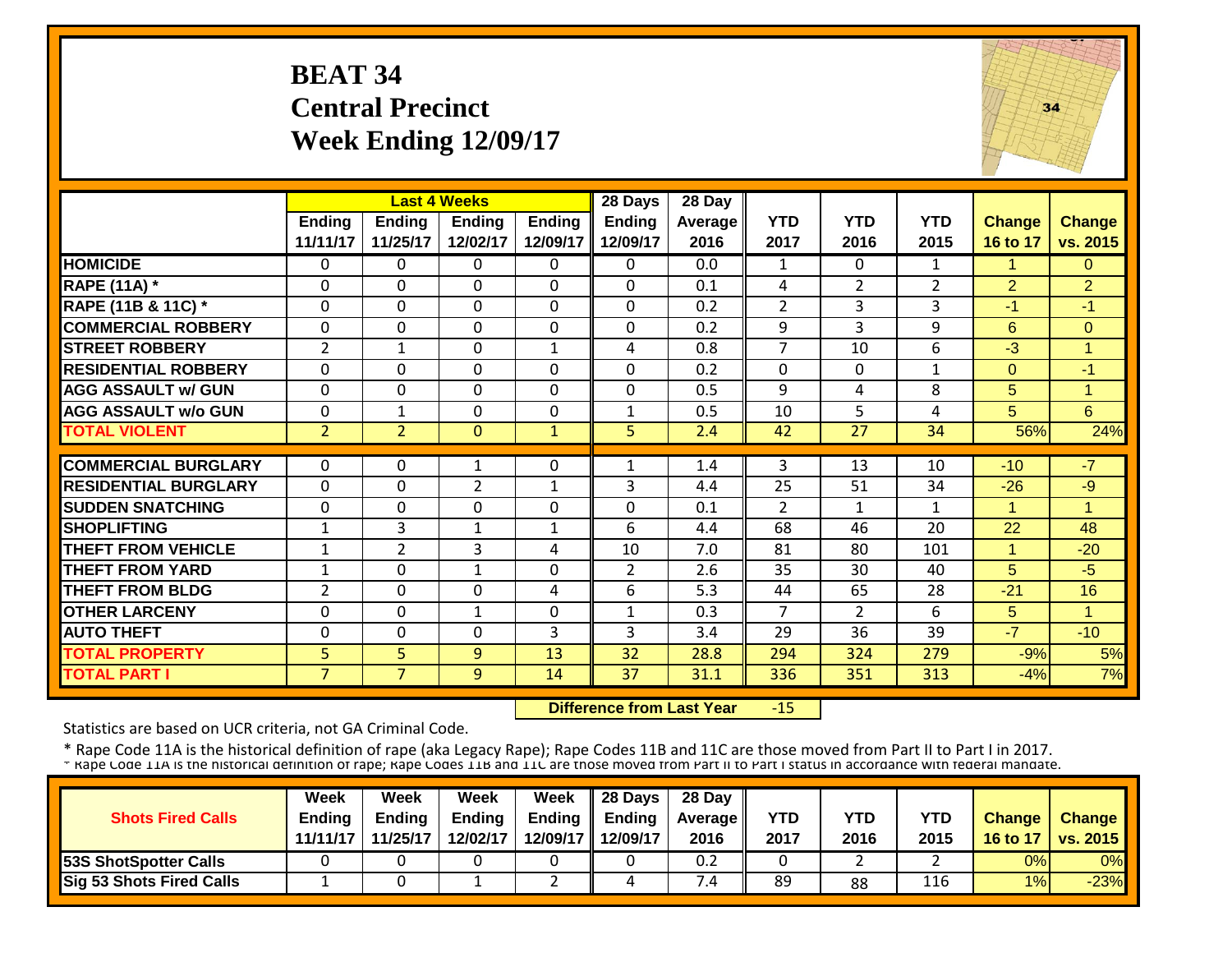# BEAT 34
## Central Precinct
## Week Ending 12/09/17

| | Last 4 Weeks | | | | 28 Days | 28 Day | | | | | |
|---|---|---|---|---|---|---|---|---|---|---|---|
| | Ending 11/11/17 | Ending 11/25/17 | Ending 12/02/17 | Ending 12/09/17 | Ending 12/09/17 | Average 2016 | YTD 2017 | YTD 2016 | YTD 2015 | Change 16 to 17 | Change vs. 2015 |
| HOMICIDE | 0 | 0 | 0 | 0 | 0 | 0.0 | 1 | 0 | 1 | 1 | 0 |
| RAPE (11A) * | 0 | 0 | 0 | 0 | 0 | 0.1 | 4 | 2 | 2 | 2 | 2 |
| RAPE (11B & 11C) * | 0 | 0 | 0 | 0 | 0 | 0.2 | 2 | 3 | 3 | -1 | -1 |
| COMMERCIAL ROBBERY | 0 | 0 | 0 | 0 | 0 | 0.2 | 9 | 3 | 9 | 6 | 0 |
| STREET ROBBERY | 2 | 1 | 0 | 1 | 4 | 0.8 | 7 | 10 | 6 | -3 | 1 |
| RESIDENTIAL ROBBERY | 0 | 0 | 0 | 0 | 0 | 0.2 | 0 | 0 | 1 | 0 | -1 |
| AGG ASSAULT w/ GUN | 0 | 0 | 0 | 0 | 0 | 0.5 | 9 | 4 | 8 | 5 | 1 |
| AGG ASSAULT w/o GUN | 0 | 1 | 0 | 0 | 1 | 0.5 | 10 | 5 | 4 | 5 | 6 |
| TOTAL VIOLENT | 2 | 2 | 0 | 1 | 5 | 2.4 | 42 | 27 | 34 | 56% | 24% |
| COMMERCIAL BURGLARY | 0 | 0 | 1 | 0 | 1 | 1.4 | 3 | 13 | 10 | -10 | -7 |
| RESIDENTIAL BURGLARY | 0 | 0 | 2 | 1 | 3 | 4.4 | 25 | 51 | 34 | -26 | -9 |
| SUDDEN SNATCHING | 0 | 0 | 0 | 0 | 0 | 0.1 | 2 | 1 | 1 | 1 | 1 |
| SHOPLIFTING | 1 | 3 | 1 | 1 | 6 | 4.4 | 68 | 46 | 20 | 22 | 48 |
| THEFT FROM VEHICLE | 1 | 2 | 3 | 4 | 10 | 7.0 | 81 | 80 | 101 | 1 | -20 |
| THEFT FROM YARD | 1 | 0 | 1 | 0 | 2 | 2.6 | 35 | 30 | 40 | 5 | -5 |
| THEFT FROM BLDG | 2 | 0 | 0 | 4 | 6 | 5.3 | 44 | 65 | 28 | -21 | 16 |
| OTHER LARCENY | 0 | 0 | 1 | 0 | 1 | 0.3 | 7 | 2 | 6 | 5 | 1 |
| AUTO THEFT | 0 | 0 | 0 | 3 | 3 | 3.4 | 29 | 36 | 39 | -7 | -10 |
| TOTAL PROPERTY | 5 | 5 | 9 | 13 | 32 | 28.8 | 294 | 324 | 279 | -9% | 5% |
| TOTAL PART I | 7 | 7 | 9 | 14 | 37 | 31.1 | 336 | 351 | 313 | -4% | 7% |

**Difference from Last Year** -15

Statistics are based on UCR criteria, not GA Criminal Code.

* Rape Code 11A is the historical definition of rape (aka Legacy Rape); Rape Codes 11B and 11C are those moved from Part II to Part I in 2017.
* Rape Code 11A is the historical definition of rape; Rape Codes 11B and 11C are those moved from Part II to Part I status in accordance with federal mandate.

| Shots Fired Calls | Week Ending 11/11/17 | Week Ending 11/25/17 | Week Ending 12/02/17 | Week Ending 12/09/17 | 28 Days Ending 12/09/17 | 28 Day Average 2016 | YTD 2017 | YTD 2016 | YTD 2015 | Change 16 to 17 | Change vs. 2015 |
|---|---|---|---|---|---|---|---|---|---|---|---|
| 53S ShotSpotter Calls | 0 | 0 | 0 | 0 | 0 | 0.2 | 0 | 2 | 2 | 0% | 0% |
| Sig 53 Shots Fired Calls | 1 | 0 | 1 | 2 | 4 | 7.4 | 89 | 88 | 116 | 1% | -23% |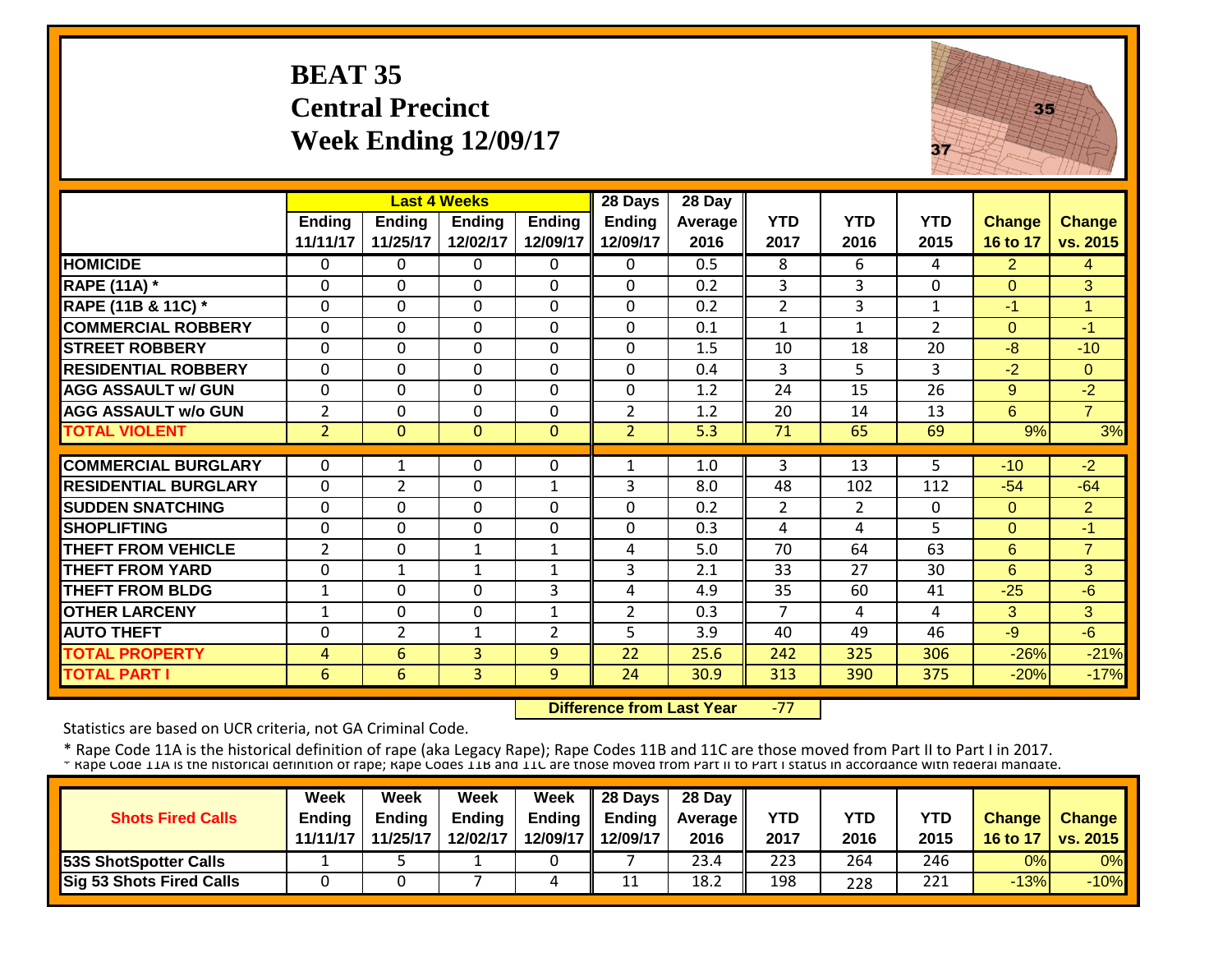# BEAT 35
## Central Precinct
## Week Ending 12/09/17

| | Last 4 Weeks | | | | 28 Days | 28 Day | | | | | |
|---|---|---|---|---|---|---|---|---|---|---|---|
| | Ending 11/11/17 | Ending 11/25/17 | Ending 12/02/17 | Ending 12/09/17 | Ending 12/09/17 | Average 2016 | YTD 2017 | YTD 2016 | YTD 2015 | Change 16 to 17 | Change vs. 2015 |
| **HOMICIDE** | 0 | 0 | 0 | 0 | 0 | 0.5 | 8 | 6 | 4 | 2 | 4 |
| **RAPE (11A) *** | 0 | 0 | 0 | 0 | 0 | 0.2 | 3 | 3 | 0 | 0 | 3 |
| **RAPE (11B & 11C) *** | 0 | 0 | 0 | 0 | 0 | 0.2 | 2 | 3 | 1 | -1 | 1 |
| **COMMERCIAL ROBBERY** | 0 | 0 | 0 | 0 | 0 | 0.1 | 1 | 1 | 2 | 0 | -1 |
| **STREET ROBBERY** | 0 | 0 | 0 | 0 | 0 | 1.5 | 10 | 18 | 20 | -8 | -10 |
| **RESIDENTIAL ROBBERY** | 0 | 0 | 0 | 0 | 0 | 0.4 | 3 | 5 | 3 | -2 | 0 |
| **AGG ASSAULT w/ GUN** | 0 | 0 | 0 | 0 | 0 | 1.2 | 24 | 15 | 26 | 9 | -2 |
| **AGG ASSAULT w/o GUN** | 2 | 0 | 0 | 0 | 2 | 1.2 | 20 | 14 | 13 | 6 | 7 |
| **TOTAL VIOLENT** | 2 | 0 | 0 | 0 | 2 | 5.3 | 71 | 65 | 69 | 9% | 3% |
| **COMMERCIAL BURGLARY** | 0 | 1 | 0 | 0 | 1 | 1.0 | 3 | 13 | 5 | -10 | -2 |
| **RESIDENTIAL BURGLARY** | 0 | 2 | 0 | 1 | 3 | 8.0 | 48 | 102 | 112 | -54 | -64 |
| **SUDDEN SNATCHING** | 0 | 0 | 0 | 0 | 0 | 0.2 | 2 | 2 | 0 | 0 | 2 |
| **SHOPLIFTING** | 0 | 0 | 0 | 0 | 0 | 0.3 | 4 | 4 | 5 | 0 | -1 |
| **THEFT FROM VEHICLE** | 2 | 0 | 1 | 1 | 4 | 5.0 | 70 | 64 | 63 | 6 | 7 |
| **THEFT FROM YARD** | 0 | 1 | 1 | 1 | 3 | 2.1 | 33 | 27 | 30 | 6 | 3 |
| **THEFT FROM BLDG** | 1 | 0 | 0 | 3 | 4 | 4.9 | 35 | 60 | 41 | -25 | -6 |
| **OTHER LARCENY** | 1 | 0 | 0 | 1 | 2 | 0.3 | 7 | 4 | 4 | 3 | 3 |
| **AUTO THEFT** | 0 | 2 | 1 | 2 | 5 | 3.9 | 40 | 49 | 46 | -9 | -6 |
| **TOTAL PROPERTY** | 4 | 6 | 3 | 9 | 22 | 25.6 | 242 | 325 | 306 | -26% | -21% |
| **TOTAL PART I** | 6 | 6 | 3 | 9 | 24 | 30.9 | 313 | 390 | 375 | -20% | -17% |

**Difference from Last Year** -77

Statistics are based on UCR criteria, not GA Criminal Code.

* Rape Code 11A is the historical definition of rape (aka Legacy Rape); Rape Codes 11B and 11C are those moved from Part II to Part I in 2017.
* Rape Code 11A is the historical definition of rape; Rape Codes 11B and 11C are those moved from Part II to Part I status in accordance with federal mandate.

| Shots Fired Calls | Week Ending 11/11/17 | Week Ending 11/25/17 | Week Ending 12/02/17 | Week Ending 12/09/17 | 28 Days Ending 12/09/17 | 28 Day Average 2016 | YTD 2017 | YTD 2016 | YTD 2015 | Change 16 to 17 | Change vs. 2015 |
|---|---|---|---|---|---|---|---|---|---|---|---|
| **53S ShotSpotter Calls** | 1 | 5 | 1 | 0 | 7 | 23.4 | 223 | 264 | 246 | 0% | 0% |
| **Sig 53 Shots Fired Calls** | 0 | 0 | 7 | 4 | 11 | 18.2 | 198 | 228 | 221 | -13% | -10% |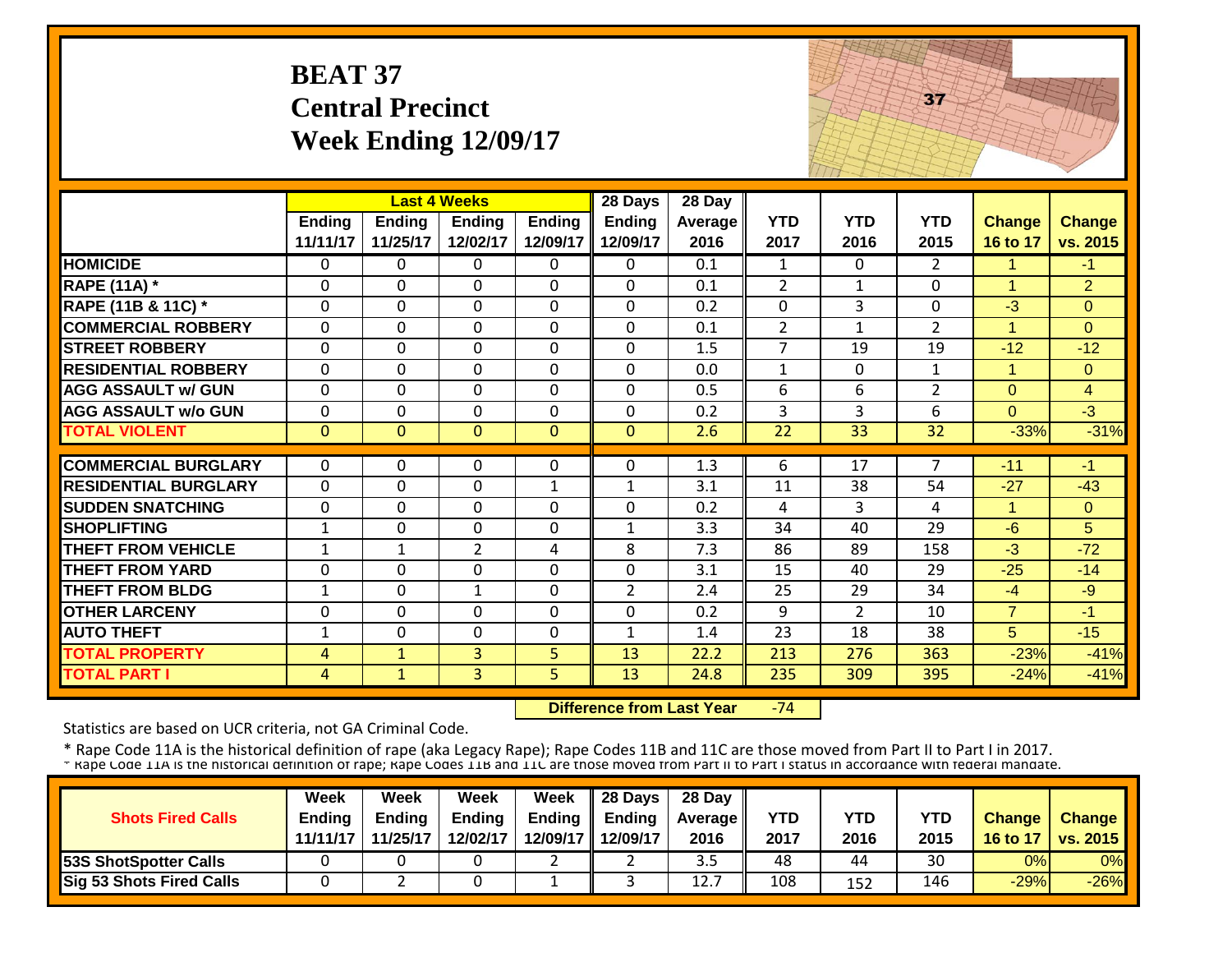# BEAT 37
## Central Precinct
## Week Ending 12/09/17

| | Last 4 Weeks | | | | 28 Days | 28 Day | | | | | |
|---|---|---|---|---|---|---|---|---|---|---|---|
| | Ending 11/11/17 | Ending 11/25/17 | Ending 12/02/17 | Ending 12/09/17 | Ending 12/09/17 | Average 2016 | YTD 2017 | YTD 2016 | YTD 2015 | Change 16 to 17 | Change vs. 2015 |
| HOMICIDE | 0 | 0 | 0 | 0 | 0 | 0.1 | 1 | 0 | 2 | 1 | -1 |
| RAPE (11A) * | 0 | 0 | 0 | 0 | 0 | 0.1 | 2 | 1 | 0 | 1 | 2 |
| RAPE (11B & 11C) * | 0 | 0 | 0 | 0 | 0 | 0.2 | 0 | 3 | 0 | -3 | 0 |
| COMMERCIAL ROBBERY | 0 | 0 | 0 | 0 | 0 | 0.1 | 2 | 1 | 2 | 1 | 0 |
| STREET ROBBERY | 0 | 0 | 0 | 0 | 0 | 1.5 | 7 | 19 | 19 | -12 | -12 |
| RESIDENTIAL ROBBERY | 0 | 0 | 0 | 0 | 0 | 0.0 | 1 | 0 | 1 | 1 | 0 |
| AGG ASSAULT w/ GUN | 0 | 0 | 0 | 0 | 0 | 0.5 | 6 | 6 | 2 | 0 | 4 |
| AGG ASSAULT w/o GUN | 0 | 0 | 0 | 0 | 0 | 0.2 | 3 | 3 | 6 | 0 | -3 |
| TOTAL VIOLENT | 0 | 0 | 0 | 0 | 0 | 2.6 | 22 | 33 | 32 | -33% | -31% |
| COMMERCIAL BURGLARY | 0 | 0 | 0 | 0 | 0 | 1.3 | 6 | 17 | 7 | -11 | -1 |
| RESIDENTIAL BURGLARY | 0 | 0 | 0 | 1 | 1 | 3.1 | 11 | 38 | 54 | -27 | -43 |
| SUDDEN SNATCHING | 0 | 0 | 0 | 0 | 0 | 0.2 | 4 | 3 | 4 | 1 | 0 |
| SHOPLIFTING | 1 | 0 | 0 | 0 | 1 | 3.3 | 34 | 40 | 29 | -6 | 5 |
| THEFT FROM VEHICLE | 1 | 1 | 2 | 4 | 8 | 7.3 | 86 | 89 | 158 | -3 | -72 |
| THEFT FROM YARD | 0 | 0 | 0 | 0 | 0 | 3.1 | 15 | 40 | 29 | -25 | -14 |
| THEFT FROM BLDG | 1 | 0 | 1 | 0 | 2 | 2.4 | 25 | 29 | 34 | -4 | -9 |
| OTHER LARCENY | 0 | 0 | 0 | 0 | 0 | 0.2 | 9 | 2 | 10 | 7 | -1 |
| AUTO THEFT | 1 | 0 | 0 | 0 | 1 | 1.4 | 23 | 18 | 38 | 5 | -15 |
| TOTAL PROPERTY | 4 | 1 | 3 | 5 | 13 | 22.2 | 213 | 276 | 363 | -23% | -41% |
| TOTAL PART I | 4 | 1 | 3 | 5 | 13 | 24.8 | 235 | 309 | 395 | -24% | -41% |

**Difference from Last Year** -74

Statistics are based on UCR criteria, not GA Criminal Code.

* Rape Code 11A is the historical definition of rape (aka Legacy Rape); Rape Codes 11B and 11C are those moved from Part II to Part I in 2017.
* Rape Code 11A is the historical definition of rape; Rape Codes 11B and 11C are those moved from Part II to Part I status in accordance with federal mandate.

| Shots Fired Calls | Week Ending 11/11/17 | Week Ending 11/25/17 | Week Ending 12/02/17 | Week Ending 12/09/17 | 28 Days Ending 12/09/17 | 28 Day Average 2016 | YTD 2017 | YTD 2016 | YTD 2015 | Change 16 to 17 | Change vs. 2015 |
|---|---|---|---|---|---|---|---|---|---|---|---|
| 53S ShotSpotter Calls | 0 | 0 | 0 | 2 | 2 | 3.5 | 48 | 44 | 30 | 0% | 0% |
| Sig 53 Shots Fired Calls | 0 | 2 | 0 | 1 | 3 | 12.7 | 108 | 152 | 146 | -29% | -26% |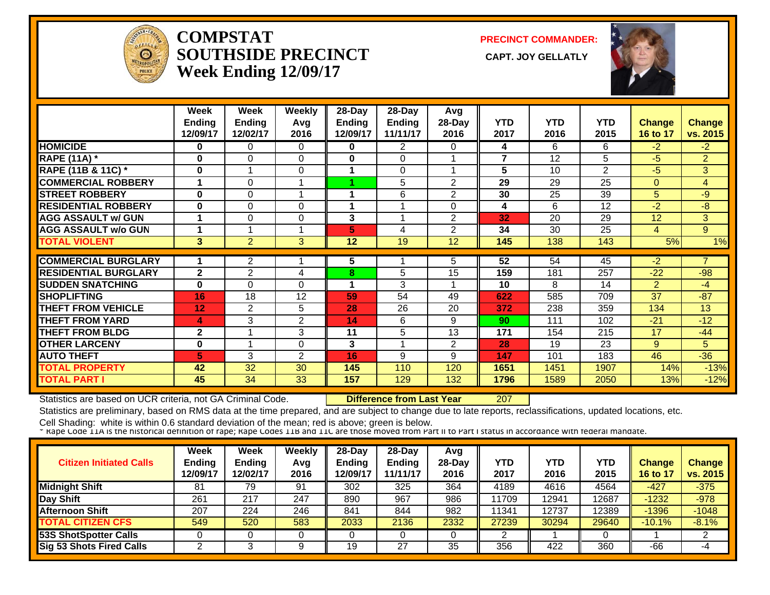# COMPSTAT SOUTHSIDE PRECINCT Week Ending 12/09/17

**PRECINCT COMMANDER:**

**CAPT. JOY GELLATLY**

| | Week Ending 12/09/17 | Week Ending 12/02/17 | Weekly Avg 2016 | 28-Day Ending 12/09/17 | 28-Day Ending 11/11/17 | Avg 28-Day 2016 | YTD 2017 | YTD 2016 | YTD 2015 | Change 16 to 17 | Change vs. 2015 |
|---|---|---|---|---|---|---|---|---|---|---|---|
| HOMICIDE | 0 | 0 | 0 | 0 | 2 | 0 | 4 | 6 | 6 | -2 | -2 |
| RAPE (11A) * | 0 | 0 | 0 | 0 | 0 | 1 | 7 | 12 | 5 | -5 | 2 |
| RAPE (11B & 11C) * | 0 | 1 | 0 | 1 | 0 | 1 | 5 | 10 | 2 | -5 | 3 |
| COMMERCIAL ROBBERY | 1 | 0 | 1 | 1 | 5 | 2 | 29 | 29 | 25 | 0 | 4 |
| STREET ROBBERY | 0 | 0 | 1 | 1 | 6 | 2 | 30 | 25 | 39 | 5 | -9 |
| RESIDENTIAL ROBBERY | 0 | 0 | 0 | 1 | 1 | 0 | 4 | 6 | 12 | -2 | -8 |
| AGG ASSAULT w/ GUN | 1 | 0 | 0 | 3 | 1 | 2 | 32 | 20 | 29 | 12 | 3 |
| AGG ASSAULT w/o GUN | 1 | 1 | 1 | 5 | 4 | 2 | 34 | 30 | 25 | 4 | 9 |
| TOTAL VIOLENT | 3 | 2 | 3 | 12 | 19 | 12 | 145 | 138 | 143 | 5% | 1% |
| COMMERCIAL BURGLARY | 1 | 2 | 1 | 5 | 1 | 5 | 52 | 54 | 45 | -2 | 7 |
| RESIDENTIAL BURGLARY | 2 | 2 | 4 | 8 | 5 | 15 | 159 | 181 | 257 | -22 | -98 |
| SUDDEN SNATCHING | 0 | 0 | 0 | 1 | 3 | 1 | 10 | 8 | 14 | 2 | -4 |
| SHOPLIFTING | 16 | 18 | 12 | 59 | 54 | 49 | 622 | 585 | 709 | 37 | -87 |
| THEFT FROM VEHICLE | 12 | 2 | 5 | 28 | 26 | 20 | 372 | 238 | 359 | 134 | 13 |
| THEFT FROM YARD | 4 | 3 | 2 | 14 | 6 | 9 | 90 | 111 | 102 | -21 | -12 |
| THEFT FROM BLDG | 2 | 1 | 3 | 11 | 5 | 13 | 171 | 154 | 215 | 17 | -44 |
| OTHER LARCENY | 0 | 1 | 0 | 3 | 1 | 2 | 28 | 19 | 23 | 9 | 5 |
| AUTO THEFT | 5 | 3 | 2 | 16 | 9 | 9 | 147 | 101 | 183 | 46 | -36 |
| TOTAL PROPERTY | 42 | 32 | 30 | 145 | 110 | 120 | 1651 | 1451 | 1907 | 14% | -13% |
| TOTAL PART I | 45 | 34 | 33 | 157 | 129 | 132 | 1796 | 1589 | 2050 | 13% | -12% |

Statistics are based on UCR criteria, not GA Criminal Code. **Difference from Last Year** 207

Statistics are preliminary, based on RMS data at the time prepared, and are subject to change due to late reports, reclassifications, updated locations, etc.

Cell Shading: white is within 0.6 standard deviation of the mean; red is above; green is below.

* Rape Code 11A is the historical definition of rape; Rape Codes 11B and 11C are those moved from Part II to Part I status in accordance with federal mandate.

| Citizen Initiated Calls | Week Ending 12/09/17 | Week Ending 12/02/17 | Weekly Avg 2016 | 28-Day Ending 12/09/17 | 28-Day Ending 11/11/17 | Avg 28-Day 2016 | YTD 2017 | YTD 2016 | YTD 2015 | Change 16 to 17 | Change vs. 2015 |
|---|---|---|---|---|---|---|---|---|---|---|---|
| Midnight Shift | 81 | 79 | 91 | 302 | 325 | 364 | 4189 | 4616 | 4564 | -427 | -375 |
| Day Shift | 261 | 217 | 247 | 890 | 967 | 986 | 11709 | 12941 | 12687 | -1232 | -978 |
| Afternoon Shift | 207 | 224 | 246 | 841 | 844 | 982 | 11341 | 12737 | 12389 | -1396 | -1048 |
| TOTAL CITIZEN CFS | 549 | 520 | 583 | 2033 | 2136 | 2332 | 27239 | 30294 | 29640 | -10.1% | -8.1% |
| 53S ShotSpotter Calls | 0 | 0 | 0 | 0 | 0 | 0 | 2 | 1 | 0 | 1 | 2 |
| Sig 53 Shots Fired Calls | 2 | 3 | 9 | 19 | 27 | 35 | 356 | 422 | 360 | -66 | -4 |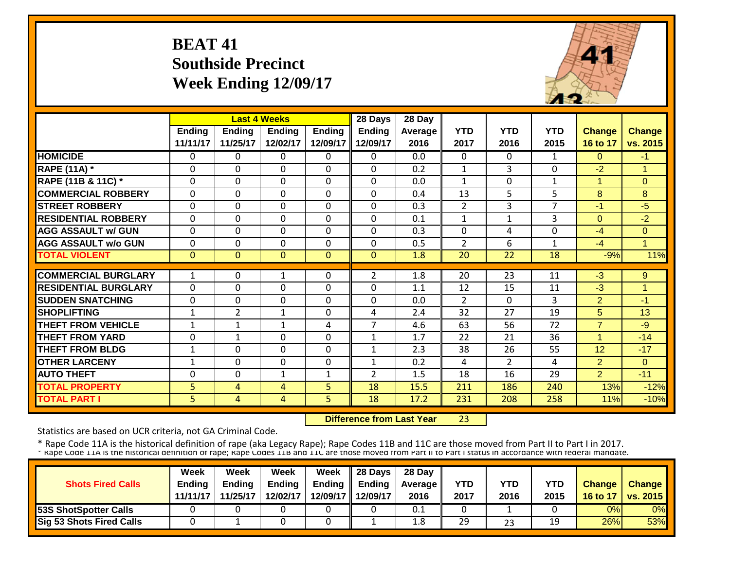# BEAT 41
## Southside Precinct
## Week Ending 12/09/17

| | Last 4 Weeks | | | | 28 Days | 28 Day | | | | | |
|---|---|---|---|---|---|---|---|---|---|---|---|
| | Ending 11/11/17 | Ending 11/25/17 | Ending 12/02/17 | Ending 12/09/17 | Ending 12/09/17 | Average 2016 | YTD 2017 | YTD 2016 | YTD 2015 | Change 16 to 17 | Change vs. 2015 |
| **HOMICIDE** | 0 | 0 | 0 | 0 | 0 | 0.0 | 0 | 0 | 1 | 0 | -1 |
| **RAPE (11A) *** | 0 | 0 | 0 | 0 | 0 | 0.2 | 1 | 3 | 0 | -2 | 1 |
| **RAPE (11B & 11C) *** | 0 | 0 | 0 | 0 | 0 | 0.0 | 1 | 0 | 1 | 1 | 0 |
| **COMMERCIAL ROBBERY** | 0 | 0 | 0 | 0 | 0 | 0.4 | 13 | 5 | 5 | 8 | 8 |
| **STREET ROBBERY** | 0 | 0 | 0 | 0 | 0 | 0.3 | 2 | 3 | 7 | -1 | -5 |
| **RESIDENTIAL ROBBERY** | 0 | 0 | 0 | 0 | 0 | 0.1 | 1 | 1 | 3 | 0 | -2 |
| **AGG ASSAULT w/ GUN** | 0 | 0 | 0 | 0 | 0 | 0.3 | 0 | 4 | 0 | -4 | 0 |
| **AGG ASSAULT w/o GUN** | 0 | 0 | 0 | 0 | 0 | 0.5 | 2 | 6 | 1 | -4 | 1 |
| **TOTAL VIOLENT** | 0 | 0 | 0 | 0 | 0 | 1.8 | 20 | 22 | 18 | -9% | 11% |
| **COMMERCIAL BURGLARY** | 1 | 0 | 1 | 0 | 2 | 1.8 | 20 | 23 | 11 | -3 | 9 |
| **RESIDENTIAL BURGLARY** | 0 | 0 | 0 | 0 | 0 | 1.1 | 12 | 15 | 11 | -3 | 1 |
| **SUDDEN SNATCHING** | 0 | 0 | 0 | 0 | 0 | 0.0 | 2 | 0 | 3 | 2 | -1 |
| **SHOPLIFTING** | 1 | 2 | 1 | 0 | 4 | 2.4 | 32 | 27 | 19 | 5 | 13 |
| **THEFT FROM VEHICLE** | 1 | 1 | 1 | 4 | 7 | 4.6 | 63 | 56 | 72 | 7 | -9 |
| **THEFT FROM YARD** | 0 | 1 | 0 | 0 | 1 | 1.7 | 22 | 21 | 36 | 1 | -14 |
| **THEFT FROM BLDG** | 1 | 0 | 0 | 0 | 1 | 2.3 | 38 | 26 | 55 | 12 | -17 |
| **OTHER LARCENY** | 1 | 0 | 0 | 0 | 1 | 0.2 | 4 | 2 | 4 | 2 | 0 |
| **AUTO THEFT** | 0 | 0 | 1 | 1 | 2 | 1.5 | 18 | 16 | 29 | 2 | -11 |
| **TOTAL PROPERTY** | 5 | 4 | 4 | 5 | 18 | 15.5 | 211 | 186 | 240 | 13% | -12% |
| **TOTAL PART I** | 5 | 4 | 4 | 5 | 18 | 17.2 | 231 | 208 | 258 | 11% | -10% |

**Difference from Last Year** 23

Statistics are based on UCR criteria, not GA Criminal Code.

* Rape Code 11A is the historical definition of rape (aka Legacy Rape); Rape Codes 11B and 11C are those moved from Part II to Part I in 2017.
* Rape Code 11A is the historical definition of rape; Rape Codes 11B and 11C are those moved from Part II to Part I status in accordance with federal mandate.

| Shots Fired Calls | Week Ending 11/11/17 | Week Ending 11/25/17 | Week Ending 12/02/17 | Week Ending 12/09/17 | 28 Days Ending 12/09/17 | 28 Day Average 2016 | YTD 2017 | YTD 2016 | YTD 2015 | Change 16 to 17 | Change vs. 2015 |
|---|---|---|---|---|---|---|---|---|---|---|---|
| **53S ShotSpotter Calls** | 0 | 0 | 0 | 0 | 0 | 0.1 | 0 | 1 | 0 | 0% | 0% |
| **Sig 53 Shots Fired Calls** | 0 | 1 | 0 | 0 | 1 | 1.8 | 29 | 23 | 19 | 26% | 53% |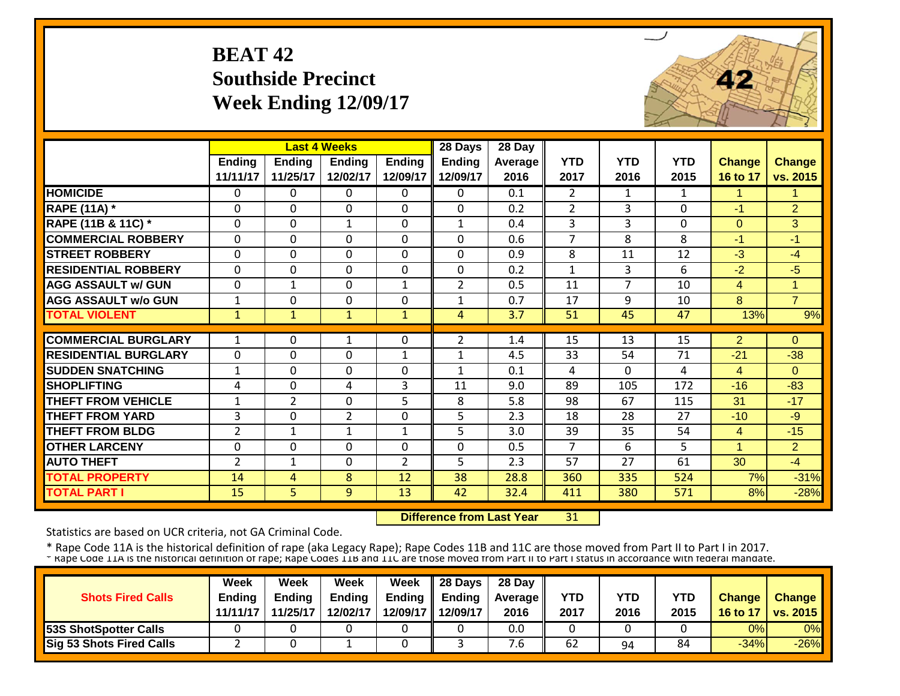# BEAT 42
## Southside Precinct
## Week Ending 12/09/17

| | Last 4 Weeks | | | | 28 Days | 28 Day | YTD | YTD | YTD | Change | Change |
|---|---|---|---|---|---|---|---|---|---|---|---|
| | Ending 11/11/17 | Ending 11/25/17 | Ending 12/02/17 | Ending 12/09/17 | Ending 12/09/17 | Average 2016 | 2017 | 2016 | 2015 | 16 to 17 | vs. 2015 |
| HOMICIDE | 0 | 0 | 0 | 0 | 0 | 0.1 | 2 | 1 | 1 | 1 | 1 |
| RAPE (11A) * | 0 | 0 | 0 | 0 | 0 | 0.2 | 2 | 3 | 0 | -1 | 2 |
| RAPE (11B & 11C) * | 0 | 0 | 1 | 0 | 1 | 0.4 | 3 | 3 | 0 | 0 | 3 |
| COMMERCIAL ROBBERY | 0 | 0 | 0 | 0 | 0 | 0.6 | 7 | 8 | 8 | -1 | -1 |
| STREET ROBBERY | 0 | 0 | 0 | 0 | 0 | 0.9 | 8 | 11 | 12 | -3 | -4 |
| RESIDENTIAL ROBBERY | 0 | 0 | 0 | 0 | 0 | 0.2 | 1 | 3 | 6 | -2 | -5 |
| AGG ASSAULT w/ GUN | 0 | 1 | 0 | 1 | 2 | 0.5 | 11 | 7 | 10 | 4 | 1 |
| AGG ASSAULT w/o GUN | 1 | 0 | 0 | 0 | 1 | 0.7 | 17 | 9 | 10 | 8 | 7 |
| TOTAL VIOLENT | 1 | 1 | 1 | 1 | 4 | 3.7 | 51 | 45 | 47 | 13% | 9% |
| COMMERCIAL BURGLARY | 1 | 0 | 1 | 0 | 2 | 1.4 | 15 | 13 | 15 | 2 | 0 |
| RESIDENTIAL BURGLARY | 0 | 0 | 0 | 1 | 1 | 4.5 | 33 | 54 | 71 | -21 | -38 |
| SUDDEN SNATCHING | 1 | 0 | 0 | 0 | 1 | 0.1 | 4 | 0 | 4 | 4 | 0 |
| SHOPLIFTING | 4 | 0 | 4 | 3 | 11 | 9.0 | 89 | 105 | 172 | -16 | -83 |
| THEFT FROM VEHICLE | 1 | 2 | 0 | 5 | 8 | 5.8 | 98 | 67 | 115 | 31 | -17 |
| THEFT FROM YARD | 3 | 0 | 2 | 0 | 5 | 2.3 | 18 | 28 | 27 | -10 | -9 |
| THEFT FROM BLDG | 2 | 1 | 1 | 1 | 5 | 3.0 | 39 | 35 | 54 | 4 | -15 |
| OTHER LARCENY | 0 | 0 | 0 | 0 | 0 | 0.5 | 7 | 6 | 5 | 1 | 2 |
| AUTO THEFT | 2 | 1 | 0 | 2 | 5 | 2.3 | 57 | 27 | 61 | 30 | -4 |
| TOTAL PROPERTY | 14 | 4 | 8 | 12 | 38 | 28.8 | 360 | 335 | 524 | 7% | -31% |
| TOTAL PART I | 15 | 5 | 9 | 13 | 42 | 32.4 | 411 | 380 | 571 | 8% | -28% |

**Difference from Last Year** 31

Statistics are based on UCR criteria, not GA Criminal Code.

* Rape Code 11A is the historical definition of rape (aka Legacy Rape); Rape Codes 11B and 11C are those moved from Part II to Part I in 2017.
* Rape Code 11A is the historical definition of rape; Rape Codes 11B and 11C are those moved from Part II to Part I status in accordance with federal mandate.

| Shots Fired Calls | Week Ending 11/11/17 | Week Ending 11/25/17 | Week Ending 12/02/17 | Week Ending 12/09/17 | 28 Days Ending 12/09/17 | 28 Day Average 2016 | YTD 2017 | YTD 2016 | YTD 2015 | Change 16 to 17 | Change vs. 2015 |
|---|---|---|---|---|---|---|---|---|---|---|---|
| 53S ShotSpotter Calls | 0 | 0 | 0 | 0 | 0 | 0.0 | 0 | 0 | 0 | 0% | 0% |
| Sig 53 Shots Fired Calls | 2 | 0 | 1 | 0 | 3 | 7.6 | 62 | 94 | 84 | -34% | -26% |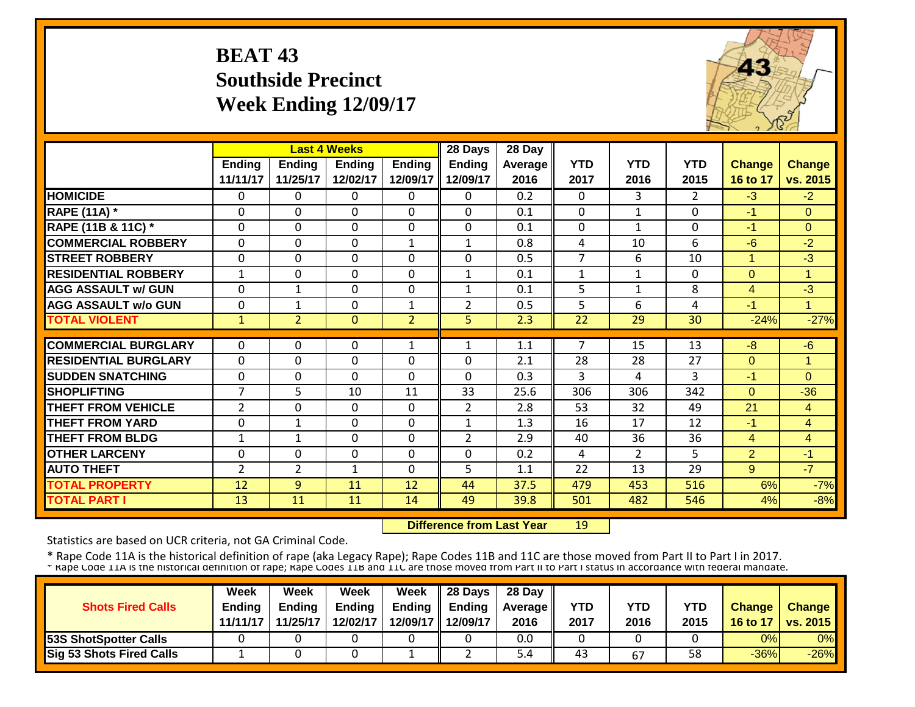# BEAT 43
## Southside Precinct
## Week Ending 12/09/17

| | Last 4 Weeks | | | | 28 Days | 28 Day | | | | | |
|---|---|---|---|---|---|---|---|---|---|---|---|
| | Ending 11/11/17 | Ending 11/25/17 | Ending 12/02/17 | Ending 12/09/17 | Ending 12/09/17 | Average 2016 | YTD 2017 | YTD 2016 | YTD 2015 | Change 16 to 17 | Change vs. 2015 |
| HOMICIDE | 0 | 0 | 0 | 0 | 0 | 0.2 | 0 | 3 | 2 | -3 | -2 |
| RAPE (11A) * | 0 | 0 | 0 | 0 | 0 | 0.1 | 0 | 1 | 0 | -1 | 0 |
| RAPE (11B & 11C) * | 0 | 0 | 0 | 0 | 0 | 0.1 | 0 | 1 | 0 | -1 | 0 |
| COMMERCIAL ROBBERY | 0 | 0 | 0 | 1 | 1 | 0.8 | 4 | 10 | 6 | -6 | -2 |
| STREET ROBBERY | 0 | 0 | 0 | 0 | 0 | 0.5 | 7 | 6 | 10 | 1 | -3 |
| RESIDENTIAL ROBBERY | 1 | 0 | 0 | 0 | 1 | 0.1 | 1 | 1 | 0 | 0 | 1 |
| AGG ASSAULT w/ GUN | 0 | 1 | 0 | 0 | 1 | 0.1 | 5 | 1 | 8 | 4 | -3 |
| AGG ASSAULT w/o GUN | 0 | 1 | 0 | 1 | 2 | 0.5 | 5 | 6 | 4 | -1 | 1 |
| TOTAL VIOLENT | 1 | 2 | 0 | 2 | 5 | 2.3 | 22 | 29 | 30 | -24% | -27% |
| COMMERCIAL BURGLARY | 0 | 0 | 0 | 1 | 1 | 1.1 | 7 | 15 | 13 | -8 | -6 |
| RESIDENTIAL BURGLARY | 0 | 0 | 0 | 0 | 0 | 2.1 | 28 | 28 | 27 | 0 | 1 |
| SUDDEN SNATCHING | 0 | 0 | 0 | 0 | 0 | 0.3 | 3 | 4 | 3 | -1 | 0 |
| SHOPLIFTING | 7 | 5 | 10 | 11 | 33 | 25.6 | 306 | 306 | 342 | 0 | -36 |
| THEFT FROM VEHICLE | 2 | 0 | 0 | 0 | 2 | 2.8 | 53 | 32 | 49 | 21 | 4 |
| THEFT FROM YARD | 0 | 1 | 0 | 0 | 1 | 1.3 | 16 | 17 | 12 | -1 | 4 |
| THEFT FROM BLDG | 1 | 1 | 0 | 0 | 2 | 2.9 | 40 | 36 | 36 | 4 | 4 |
| OTHER LARCENY | 0 | 0 | 0 | 0 | 0 | 0.2 | 4 | 2 | 5 | 2 | -1 |
| AUTO THEFT | 2 | 2 | 1 | 0 | 5 | 1.1 | 22 | 13 | 29 | 9 | -7 |
| TOTAL PROPERTY | 12 | 9 | 11 | 12 | 44 | 37.5 | 479 | 453 | 516 | 6% | -7% |
| TOTAL PART I | 13 | 11 | 11 | 14 | 49 | 39.8 | 501 | 482 | 546 | 4% | -8% |

**Difference from Last Year** 19

Statistics are based on UCR criteria, not GA Criminal Code.

* Rape Code 11A is the historical definition of rape (aka Legacy Rape); Rape Codes 11B and 11C are those moved from Part II to Part I in 2017.
* Rape Code 11A is the historical definition of rape; Rape Codes 11B and 11C are those moved from Part II to Part I status in accordance with federal mandate.

| Shots Fired Calls | Week Ending 11/11/17 | Week Ending 11/25/17 | Week Ending 12/02/17 | Week Ending 12/09/17 | 28 Days Ending 12/09/17 | 28 Day Average 2016 | YTD 2017 | YTD 2016 | YTD 2015 | Change 16 to 17 | Change vs. 2015 |
|---|---|---|---|---|---|---|---|---|---|---|---|
| 53S ShotSpotter Calls | 0 | 0 | 0 | 0 | 0 | 0.0 | 0 | 0 | 0 | 0% | 0% |
| Sig 53 Shots Fired Calls | 1 | 0 | 0 | 1 | 2 | 5.4 | 43 | 67 | 58 | -36% | -26% |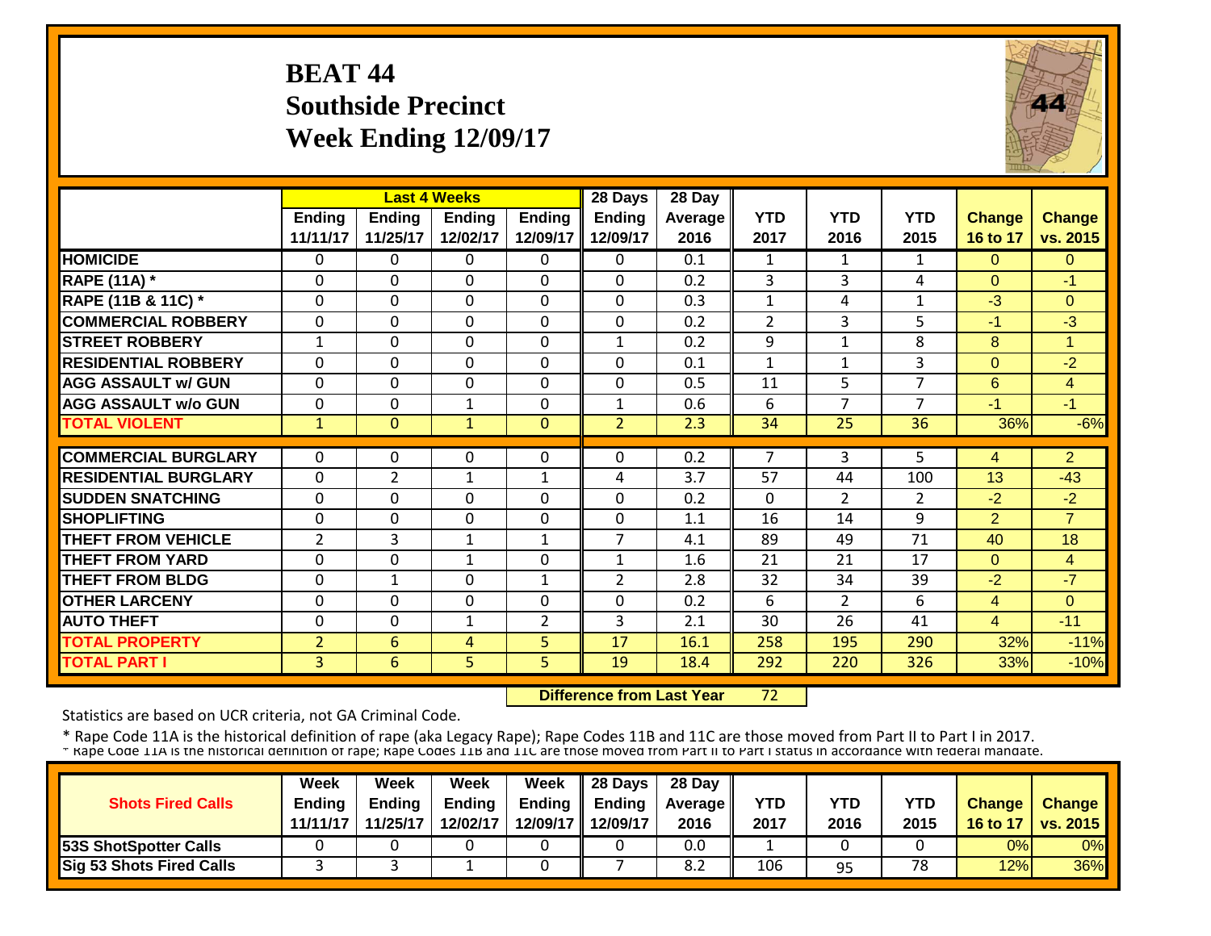# BEAT 44
## Southside Precinct
## Week Ending 12/09/17

| | Last 4 Weeks | | | | 28 Days | 28 Day | | | | | |
|---|---|---|---|---|---|---|---|---|---|---|---|
| | Ending 11/11/17 | Ending 11/25/17 | Ending 12/02/17 | Ending 12/09/17 | Ending 12/09/17 | Average 2016 | YTD 2017 | YTD 2016 | YTD 2015 | Change 16 to 17 | Change vs. 2015 |
| HOMICIDE | 0 | 0 | 0 | 0 | 0 | 0.1 | 1 | 1 | 1 | 0 | 0 |
| RAPE (11A) * | 0 | 0 | 0 | 0 | 0 | 0.2 | 3 | 3 | 4 | 0 | -1 |
| RAPE (11B & 11C) * | 0 | 0 | 0 | 0 | 0 | 0.3 | 1 | 4 | 1 | -3 | 0 |
| COMMERCIAL ROBBERY | 0 | 0 | 0 | 0 | 0 | 0.2 | 2 | 3 | 5 | -1 | -3 |
| STREET ROBBERY | 1 | 0 | 0 | 0 | 1 | 0.2 | 9 | 1 | 8 | 8 | 1 |
| RESIDENTIAL ROBBERY | 0 | 0 | 0 | 0 | 0 | 0.1 | 1 | 1 | 3 | 0 | -2 |
| AGG ASSAULT w/ GUN | 0 | 0 | 0 | 0 | 0 | 0.5 | 11 | 5 | 7 | 6 | 4 |
| AGG ASSAULT w/o GUN | 0 | 0 | 1 | 0 | 1 | 0.6 | 6 | 7 | 7 | -1 | -1 |
| TOTAL VIOLENT | 1 | 0 | 1 | 0 | 2 | 2.3 | 34 | 25 | 36 | 36% | -6% |
| COMMERCIAL BURGLARY | 0 | 0 | 0 | 0 | 0 | 0.2 | 7 | 3 | 5 | 4 | 2 |
| RESIDENTIAL BURGLARY | 0 | 2 | 1 | 1 | 4 | 3.7 | 57 | 44 | 100 | 13 | -43 |
| SUDDEN SNATCHING | 0 | 0 | 0 | 0 | 0 | 0.2 | 0 | 2 | 2 | -2 | -2 |
| SHOPLIFTING | 0 | 0 | 0 | 0 | 0 | 1.1 | 16 | 14 | 9 | 2 | 7 |
| THEFT FROM VEHICLE | 2 | 3 | 1 | 1 | 7 | 4.1 | 89 | 49 | 71 | 40 | 18 |
| THEFT FROM YARD | 0 | 0 | 1 | 0 | 1 | 1.6 | 21 | 21 | 17 | 0 | 4 |
| THEFT FROM BLDG | 0 | 1 | 0 | 1 | 2 | 2.8 | 32 | 34 | 39 | -2 | -7 |
| OTHER LARCENY | 0 | 0 | 0 | 0 | 0 | 0.2 | 6 | 2 | 6 | 4 | 0 |
| AUTO THEFT | 0 | 0 | 1 | 2 | 3 | 2.1 | 30 | 26 | 41 | 4 | -11 |
| TOTAL PROPERTY | 2 | 6 | 4 | 5 | 17 | 16.1 | 258 | 195 | 290 | 32% | -11% |
| TOTAL PART I | 3 | 6 | 5 | 5 | 19 | 18.4 | 292 | 220 | 326 | 33% | -10% |

**Difference from Last Year** 72

Statistics are based on UCR criteria, not GA Criminal Code.

* Rape Code 11A is the historical definition of rape (aka Legacy Rape); Rape Codes 11B and 11C are those moved from Part II to Part I in 2017.
* Rape Code 11A is the historical definition of rape; Rape Codes 11B and 11C are those moved from Part II to Part I status in accordance with federal mandate.

| Shots Fired Calls | Week Ending 11/11/17 | Week Ending 11/25/17 | Week Ending 12/02/17 | Week Ending 12/09/17 | 28 Days Ending 12/09/17 | 28 Day Average 2016 | YTD 2017 | YTD 2016 | YTD 2015 | Change 16 to 17 | Change vs. 2015 |
|---|---|---|---|---|---|---|---|---|---|---|---|
| 53S ShotSpotter Calls | 0 | 0 | 0 | 0 | 0 | 0.0 | 1 | 0 | 0 | 0% | 0% |
| Sig 53 Shots Fired Calls | 3 | 3 | 1 | 0 | 7 | 8.2 | 106 | 95 | 78 | 12% | 36% |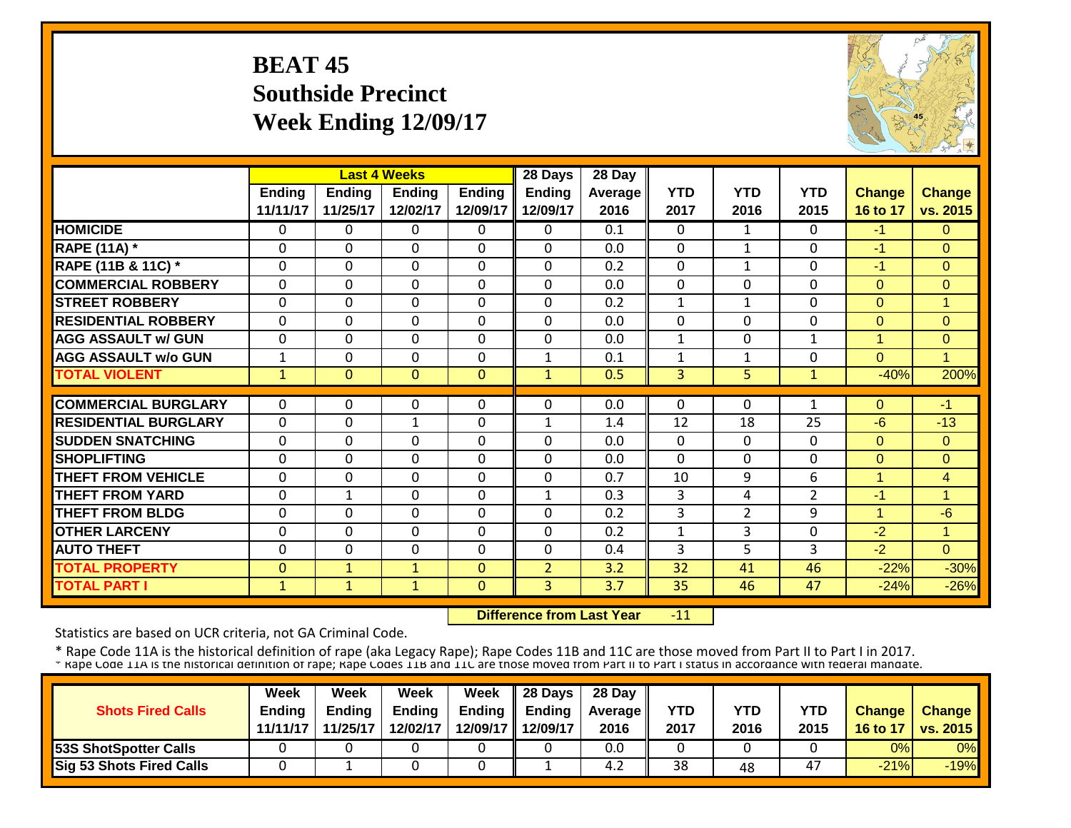# BEAT 45
## Southside Precinct
## Week Ending 12/09/17

| | Last 4 Weeks | | | | 28 Days | 28 Day | | | | | |
|---|---|---|---|---|---|---|---|---|---|---|---|
| | Ending 11/11/17 | Ending 11/25/17 | Ending 12/02/17 | Ending 12/09/17 | Ending 12/09/17 | Average 2016 | YTD 2017 | YTD 2016 | YTD 2015 | Change 16 to 17 | Change vs. 2015 |
| HOMICIDE | 0 | 0 | 0 | 0 | 0 | 0.1 | 0 | 1 | 0 | -1 | 0 |
| RAPE (11A) * | 0 | 0 | 0 | 0 | 0 | 0.0 | 0 | 1 | 0 | -1 | 0 |
| RAPE (11B & 11C) * | 0 | 0 | 0 | 0 | 0 | 0.2 | 0 | 1 | 0 | -1 | 0 |
| COMMERCIAL ROBBERY | 0 | 0 | 0 | 0 | 0 | 0.0 | 0 | 0 | 0 | 0 | 0 |
| STREET ROBBERY | 0 | 0 | 0 | 0 | 0 | 0.2 | 1 | 1 | 0 | 0 | 1 |
| RESIDENTIAL ROBBERY | 0 | 0 | 0 | 0 | 0 | 0.0 | 0 | 0 | 0 | 0 | 0 |
| AGG ASSAULT w/ GUN | 0 | 0 | 0 | 0 | 0 | 0.0 | 1 | 0 | 1 | 1 | 0 |
| AGG ASSAULT w/o GUN | 1 | 0 | 0 | 0 | 1 | 0.1 | 1 | 1 | 0 | 0 | 1 |
| TOTAL VIOLENT | 1 | 0 | 0 | 0 | 1 | 0.5 | 3 | 5 | 1 | -40% | 200% |
| COMMERCIAL BURGLARY | 0 | 0 | 0 | 0 | 0 | 0.0 | 0 | 0 | 1 | 0 | -1 |
| RESIDENTIAL BURGLARY | 0 | 0 | 1 | 0 | 1 | 1.4 | 12 | 18 | 25 | -6 | -13 |
| SUDDEN SNATCHING | 0 | 0 | 0 | 0 | 0 | 0.0 | 0 | 0 | 0 | 0 | 0 |
| SHOPLIFTING | 0 | 0 | 0 | 0 | 0 | 0.0 | 0 | 0 | 0 | 0 | 0 |
| THEFT FROM VEHICLE | 0 | 0 | 0 | 0 | 0 | 0.7 | 10 | 9 | 6 | 1 | 4 |
| THEFT FROM YARD | 0 | 1 | 0 | 0 | 1 | 0.3 | 3 | 4 | 2 | -1 | 1 |
| THEFT FROM BLDG | 0 | 0 | 0 | 0 | 0 | 0.2 | 3 | 2 | 9 | 1 | -6 |
| OTHER LARCENY | 0 | 0 | 0 | 0 | 0 | 0.2 | 1 | 3 | 0 | -2 | 1 |
| AUTO THEFT | 0 | 0 | 0 | 0 | 0 | 0.4 | 3 | 5 | 3 | -2 | 0 |
| TOTAL PROPERTY | 0 | 1 | 1 | 0 | 2 | 3.2 | 32 | 41 | 46 | -22% | -30% |
| TOTAL PART I | 1 | 1 | 1 | 0 | 3 | 3.7 | 35 | 46 | 47 | -24% | -26% |

**Difference from Last Year** -11

Statistics are based on UCR criteria, not GA Criminal Code.

* Rape Code 11A is the historical definition of rape (aka Legacy Rape); Rape Codes 11B and 11C are those moved from Part II to Part I in 2017.
* Rape Code 11A is the historical definition of rape; Rape Codes 11B and 11C are those moved from Part II to Part I status in accordance with federal mandate.

| Shots Fired Calls | Week Ending 11/11/17 | Week Ending 11/25/17 | Week Ending 12/02/17 | Week Ending 12/09/17 | 28 Days Ending 12/09/17 | 28 Day Average 2016 | YTD 2017 | YTD 2016 | YTD 2015 | Change 16 to 17 | Change vs. 2015 |
|---|---|---|---|---|---|---|---|---|---|---|---|
| 53S ShotSpotter Calls | 0 | 0 | 0 | 0 | 0 | 0.0 | 0 | 0 | 0 | 0% | 0% |
| Sig 53 Shots Fired Calls | 0 | 1 | 0 | 0 | 1 | 4.2 | 38 | 48 | 47 | -21% | -19% |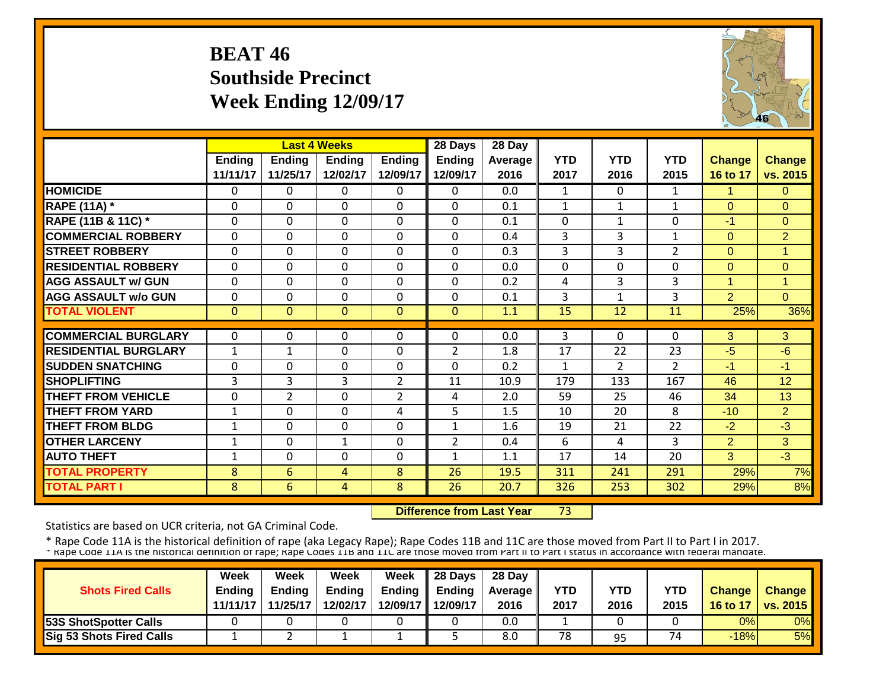# BEAT 46
## Southside Precinct
## Week Ending 12/09/17

| | Last 4 Weeks | | | | 28 Days | 28 Day | | | | | |
|---|---|---|---|---|---|---|---|---|---|---|---|
| | Ending 11/11/17 | Ending 11/25/17 | Ending 12/02/17 | Ending 12/09/17 | Ending 12/09/17 | Average 2016 | YTD 2017 | YTD 2016 | YTD 2015 | Change 16 to 17 | Change vs. 2015 |
| **HOMICIDE** | 0 | 0 | 0 | 0 | 0 | 0.0 | 1 | 0 | 1 | 1 | 0 |
| **RAPE (11A) *** | 0 | 0 | 0 | 0 | 0 | 0.1 | 1 | 1 | 1 | 0 | 0 |
| **RAPE (11B & 11C) *** | 0 | 0 | 0 | 0 | 0 | 0.1 | 0 | 1 | 0 | -1 | 0 |
| **COMMERCIAL ROBBERY** | 0 | 0 | 0 | 0 | 0 | 0.4 | 3 | 3 | 1 | 0 | 2 |
| **STREET ROBBERY** | 0 | 0 | 0 | 0 | 0 | 0.3 | 3 | 3 | 2 | 0 | 1 |
| **RESIDENTIAL ROBBERY** | 0 | 0 | 0 | 0 | 0 | 0.0 | 0 | 0 | 0 | 0 | 0 |
| **AGG ASSAULT w/ GUN** | 0 | 0 | 0 | 0 | 0 | 0.2 | 4 | 3 | 3 | 1 | 1 |
| **AGG ASSAULT w/o GUN** | 0 | 0 | 0 | 0 | 0 | 0.1 | 3 | 1 | 3 | 2 | 0 |
| **TOTAL VIOLENT** | 0 | 0 | 0 | 0 | 0 | 1.1 | 15 | 12 | 11 | 25% | 36% |
| **COMMERCIAL BURGLARY** | 0 | 0 | 0 | 0 | 0 | 0.0 | 3 | 0 | 0 | 3 | 3 |
| **RESIDENTIAL BURGLARY** | 1 | 1 | 0 | 0 | 2 | 1.8 | 17 | 22 | 23 | -5 | -6 |
| **SUDDEN SNATCHING** | 0 | 0 | 0 | 0 | 0 | 0.2 | 1 | 2 | 2 | -1 | -1 |
| **SHOPLIFTING** | 3 | 3 | 3 | 2 | 11 | 10.9 | 179 | 133 | 167 | 46 | 12 |
| **THEFT FROM VEHICLE** | 0 | 2 | 0 | 2 | 4 | 2.0 | 59 | 25 | 46 | 34 | 13 |
| **THEFT FROM YARD** | 1 | 0 | 0 | 4 | 5 | 1.5 | 10 | 20 | 8 | -10 | 2 |
| **THEFT FROM BLDG** | 1 | 0 | 0 | 0 | 1 | 1.6 | 19 | 21 | 22 | -2 | -3 |
| **OTHER LARCENY** | 1 | 0 | 1 | 0 | 2 | 0.4 | 6 | 4 | 3 | 2 | 3 |
| **AUTO THEFT** | 1 | 0 | 0 | 0 | 1 | 1.1 | 17 | 14 | 20 | 3 | -3 |
| **TOTAL PROPERTY** | 8 | 6 | 4 | 8 | 26 | 19.5 | 311 | 241 | 291 | 29% | 7% |
| **TOTAL PART I** | 8 | 6 | 4 | 8 | 26 | 20.7 | 326 | 253 | 302 | 29% | 8% |

**Difference from Last Year** 73

Statistics are based on UCR criteria, not GA Criminal Code.

* Rape Code 11A is the historical definition of rape (aka Legacy Rape); Rape Codes 11B and 11C are those moved from Part II to Part I in 2017.
* Rape Code 11A is the historical definition of rape; Rape Codes 11B and 11C are those moved from Part II to Part I status in accordance with federal mandate.

| Shots Fired Calls | Week Ending 11/11/17 | Week Ending 11/25/17 | Week Ending 12/02/17 | Week Ending 12/09/17 | 28 Days Ending 12/09/17 | 28 Day Average 2016 | YTD 2017 | YTD 2016 | YTD 2015 | Change 16 to 17 | Change vs. 2015 |
|---|---|---|---|---|---|---|---|---|---|---|---|
| **53S ShotSpotter Calls** | 0 | 0 | 0 | 0 | 0 | 0.0 | 1 | 0 | 0 | 0% | 0% |
| **Sig 53 Shots Fired Calls** | 1 | 2 | 1 | 1 | 5 | 8.0 | 78 | 95 | 74 | -18% | 5% |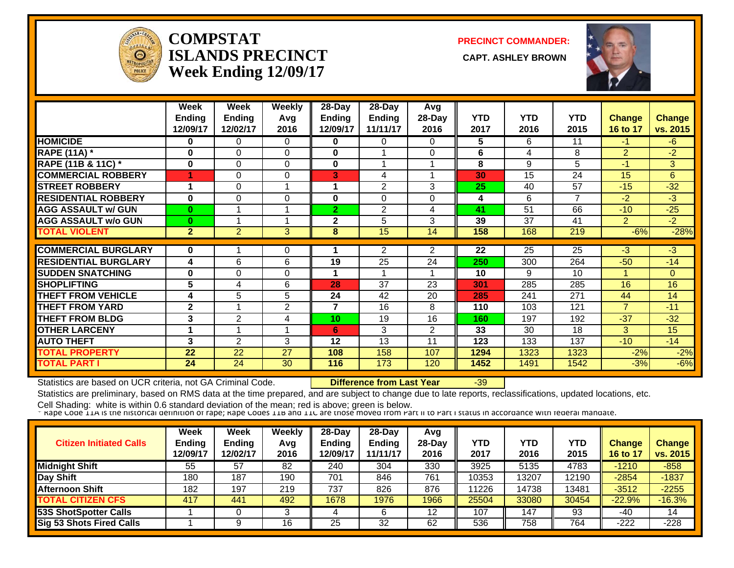# COMPSTAT
# ISLANDS PRECINCT
# Week Ending 12/09/17

**PRECINCT COMMANDER:**

**CAPT. ASHLEY BROWN**

| | Week Ending 12/09/17 | Week Ending 12/02/17 | Weekly Avg 2016 | 28-Day Ending 12/09/17 | 28-Day Ending 11/11/17 | Avg 28-Day 2016 | YTD 2017 | YTD 2016 | YTD 2015 | Change 16 to 17 | Change vs. 2015 |
|---|---|---|---|---|---|---|---|---|---|---|---|
| HOMICIDE | 0 | 0 | 0 | 0 | 0 | 0 | 5 | 6 | 11 | -1 | -6 |
| RAPE (11A) * | 0 | 0 | 0 | 0 | 1 | 0 | 6 | 4 | 8 | 2 | -2 |
| RAPE (11B & 11C) * | 0 | 0 | 0 | 0 | 1 | 1 | 8 | 9 | 5 | -1 | 3 |
| COMMERCIAL ROBBERY | 1 | 0 | 0 | 3 | 4 | 1 | 30 | 15 | 24 | 15 | 6 |
| STREET ROBBERY | 1 | 0 | 1 | 1 | 2 | 3 | 25 | 40 | 57 | -15 | -32 |
| RESIDENTIAL ROBBERY | 0 | 0 | 0 | 0 | 0 | 0 | 4 | 6 | 7 | -2 | -3 |
| AGG ASSAULT w/ GUN | 0 | 1 | 1 | 2 | 2 | 4 | 41 | 51 | 66 | -10 | -25 |
| AGG ASSAULT w/o GUN | 0 | 1 | 1 | 2 | 5 | 3 | 39 | 37 | 41 | 2 | -2 |
| TOTAL VIOLENT | 2 | 2 | 3 | 8 | 15 | 14 | 158 | 168 | 219 | -6% | -28% |
| COMMERCIAL BURGLARY | 0 | 1 | 0 | 1 | 2 | 2 | 22 | 25 | 25 | -3 | -3 |
| RESIDENTIAL BURGLARY | 4 | 6 | 6 | 19 | 25 | 24 | 250 | 300 | 264 | -50 | -14 |
| SUDDEN SNATCHING | 0 | 0 | 0 | 1 | 1 | 1 | 10 | 9 | 10 | 1 | 0 |
| SHOPLIFTING | 5 | 4 | 6 | 28 | 37 | 23 | 301 | 285 | 285 | 16 | 16 |
| THEFT FROM VEHICLE | 4 | 5 | 5 | 24 | 42 | 20 | 285 | 241 | 271 | 44 | 14 |
| THEFT FROM YARD | 2 | 1 | 2 | 7 | 16 | 8 | 110 | 103 | 121 | 7 | -11 |
| THEFT FROM BLDG | 3 | 2 | 4 | 10 | 19 | 16 | 160 | 197 | 192 | -37 | -32 |
| OTHER LARCENY | 1 | 1 | 1 | 6 | 3 | 2 | 33 | 30 | 18 | 3 | 15 |
| AUTO THEFT | 3 | 2 | 3 | 12 | 13 | 11 | 123 | 133 | 137 | -10 | -14 |
| TOTAL PROPERTY | 22 | 22 | 27 | 108 | 158 | 107 | 1294 | 1323 | 1323 | -2% | -2% |
| TOTAL PART I | 24 | 24 | 30 | 116 | 173 | 120 | 1452 | 1491 | 1542 | -3% | -6% |

Statistics are based on UCR criteria, not GA Criminal Code. **Difference from Last Year** -39

Statistics are preliminary, based on RMS data at the time prepared, and are subject to change due to late reports, reclassifications, updated locations, etc.

Cell Shading: white is within 0.6 standard deviation of the mean; red is above; green is below.

* Rape Code 11A is the historical definition of rape; Rape Codes 11B and 11C are those moved from Part II to Part I status in accordance with federal mandate.

| Citizen Initiated Calls | Week Ending 12/09/17 | Week Ending 12/02/17 | Weekly Avg 2016 | 28-Day Ending 12/09/17 | 28-Day Ending 11/11/17 | Avg 28-Day 2016 | YTD 2017 | YTD 2016 | YTD 2015 | Change 16 to 17 | Change vs. 2015 |
|---|---|---|---|---|---|---|---|---|---|---|---|
| Midnight Shift | 55 | 57 | 82 | 240 | 304 | 330 | 3925 | 5135 | 4783 | -1210 | -858 |
| Day Shift | 180 | 187 | 190 | 701 | 846 | 761 | 10353 | 13207 | 12190 | -2854 | -1837 |
| Afternoon Shift | 182 | 197 | 219 | 737 | 826 | 876 | 11226 | 14738 | 13481 | -3512 | -2255 |
| TOTAL CITIZEN CFS | 417 | 441 | 492 | 1678 | 1976 | 1966 | 25504 | 33080 | 30454 | -22.9% | -16.3% |
| 53S ShotSpotter Calls | 1 | 0 | 3 | 4 | 6 | 12 | 107 | 147 | 93 | -40 | 14 |
| Sig 53 Shots Fired Calls | 1 | 9 | 16 | 25 | 32 | 62 | 536 | 758 | 764 | -222 | -228 |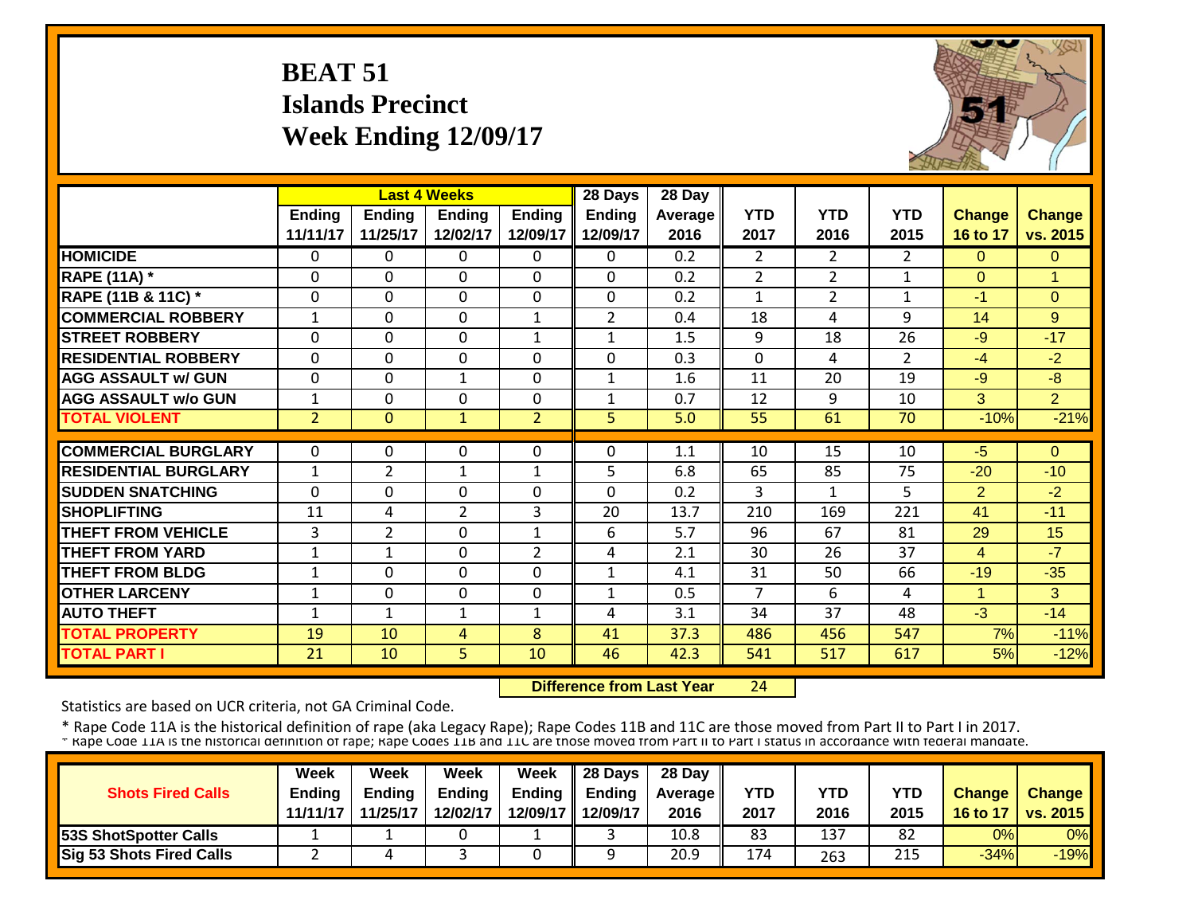# BEAT 51
## Islands Precinct
## Week Ending 12/09/17

| | Last 4 Weeks | | | | 28 Days | 28 Day | | | | | |
|---|---|---|---|---|---|---|---|---|---|---|---|
| | Ending 11/11/17 | Ending 11/25/17 | Ending 12/02/17 | Ending 12/09/17 | Ending 12/09/17 | Average 2016 | YTD 2017 | YTD 2016 | YTD 2015 | Change 16 to 17 | Change vs. 2015 |
| HOMICIDE | 0 | 0 | 0 | 0 | 0 | 0.2 | 2 | 2 | 2 | 0 | 0 |
| RAPE (11A) * | 0 | 0 | 0 | 0 | 0 | 0.2 | 2 | 2 | 1 | 0 | 1 |
| RAPE (11B & 11C) * | 0 | 0 | 0 | 0 | 0 | 0.2 | 1 | 2 | 1 | -1 | 0 |
| COMMERCIAL ROBBERY | 1 | 0 | 0 | 1 | 2 | 0.4 | 18 | 4 | 9 | 14 | 9 |
| STREET ROBBERY | 0 | 0 | 0 | 1 | 1 | 1.5 | 9 | 18 | 26 | -9 | -17 |
| RESIDENTIAL ROBBERY | 0 | 0 | 0 | 0 | 0 | 0.3 | 0 | 4 | 2 | -4 | -2 |
| AGG ASSAULT w/ GUN | 0 | 0 | 1 | 0 | 1 | 1.6 | 11 | 20 | 19 | -9 | -8 |
| AGG ASSAULT w/o GUN | 1 | 0 | 0 | 0 | 1 | 0.7 | 12 | 9 | 10 | 3 | 2 |
| TOTAL VIOLENT | 2 | 0 | 1 | 2 | 5 | 5.0 | 55 | 61 | 70 | -10% | -21% |
| COMMERCIAL BURGLARY | 0 | 0 | 0 | 0 | 0 | 1.1 | 10 | 15 | 10 | -5 | 0 |
| RESIDENTIAL BURGLARY | 1 | 2 | 1 | 1 | 5 | 6.8 | 65 | 85 | 75 | -20 | -10 |
| SUDDEN SNATCHING | 0 | 0 | 0 | 0 | 0 | 0.2 | 3 | 1 | 5 | 2 | -2 |
| SHOPLIFTING | 11 | 4 | 2 | 3 | 20 | 13.7 | 210 | 169 | 221 | 41 | -11 |
| THEFT FROM VEHICLE | 3 | 2 | 0 | 1 | 6 | 5.7 | 96 | 67 | 81 | 29 | 15 |
| THEFT FROM YARD | 1 | 1 | 0 | 2 | 4 | 2.1 | 30 | 26 | 37 | 4 | -7 |
| THEFT FROM BLDG | 1 | 0 | 0 | 0 | 1 | 4.1 | 31 | 50 | 66 | -19 | -35 |
| OTHER LARCENY | 1 | 0 | 0 | 0 | 1 | 0.5 | 7 | 6 | 4 | 1 | 3 |
| AUTO THEFT | 1 | 1 | 1 | 1 | 4 | 3.1 | 34 | 37 | 48 | -3 | -14 |
| TOTAL PROPERTY | 19 | 10 | 4 | 8 | 41 | 37.3 | 486 | 456 | 547 | 7% | -11% |
| TOTAL PART I | 21 | 10 | 5 | 10 | 46 | 42.3 | 541 | 517 | 617 | 5% | -12% |

**Difference from Last Year** 24

Statistics are based on UCR criteria, not GA Criminal Code.

* Rape Code 11A is the historical definition of rape (aka Legacy Rape); Rape Codes 11B and 11C are those moved from Part II to Part I in 2017.
* Rape Code 11A is the historical definition of rape; Rape Codes 11B and 11C are those moved from Part II to Part I status in accordance with federal mandate.

| Shots Fired Calls | Week Ending 11/11/17 | Week Ending 11/25/17 | Week Ending 12/02/17 | Week Ending 12/09/17 | 28 Days Ending 12/09/17 | 28 Day Average 2016 | YTD 2017 | YTD 2016 | YTD 2015 | Change 16 to 17 | Change vs. 2015 |
|---|---|---|---|---|---|---|---|---|---|---|---|
| 53S ShotSpotter Calls | 1 | 1 | 0 | 1 | 3 | 10.8 | 83 | 137 | 82 | 0% | 0% |
| Sig 53 Shots Fired Calls | 2 | 4 | 3 | 0 | 9 | 20.9 | 174 | 263 | 215 | -34% | -19% |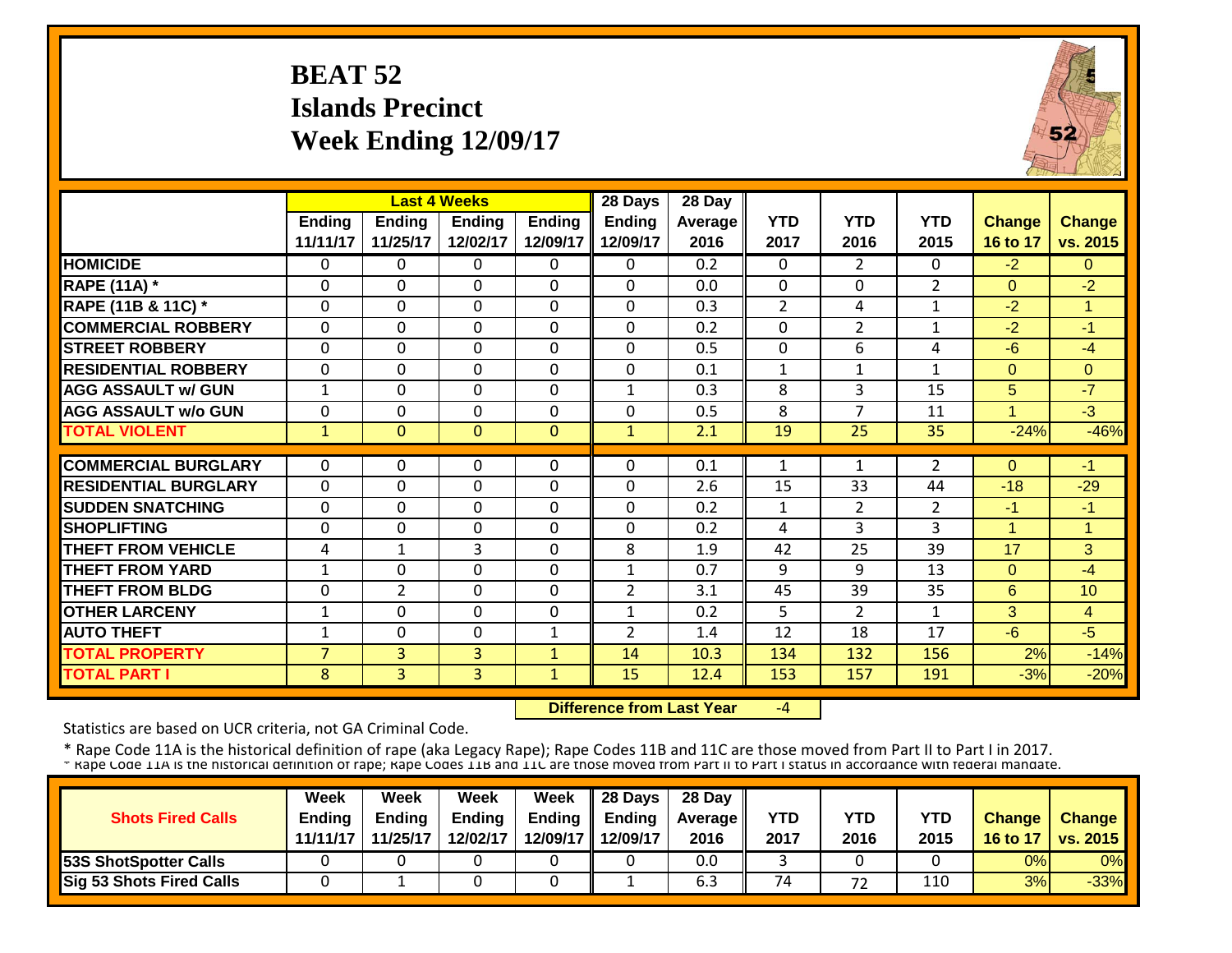# BEAT 52
## Islands Precinct
## Week Ending 12/09/17

| | Last 4 Weeks | | | | 28 Days | 28 Day | | | | | |
|---|---|---|---|---|---|---|---|---|---|---|---|
| | Ending 11/11/17 | Ending 11/25/17 | Ending 12/02/17 | Ending 12/09/17 | Ending 12/09/17 | Average 2016 | YTD 2017 | YTD 2016 | YTD 2015 | Change 16 to 17 | Change vs. 2015 |
| HOMICIDE | 0 | 0 | 0 | 0 | 0 | 0.2 | 0 | 2 | 0 | -2 | 0 |
| RAPE (11A) * | 0 | 0 | 0 | 0 | 0 | 0.0 | 0 | 0 | 2 | 0 | -2 |
| RAPE (11B & 11C) * | 0 | 0 | 0 | 0 | 0 | 0.3 | 2 | 4 | 1 | -2 | 1 |
| COMMERCIAL ROBBERY | 0 | 0 | 0 | 0 | 0 | 0.2 | 0 | 2 | 1 | -2 | -1 |
| STREET ROBBERY | 0 | 0 | 0 | 0 | 0 | 0.5 | 0 | 6 | 4 | -6 | -4 |
| RESIDENTIAL ROBBERY | 0 | 0 | 0 | 0 | 0 | 0.1 | 1 | 1 | 1 | 0 | 0 |
| AGG ASSAULT w/ GUN | 1 | 0 | 0 | 0 | 1 | 0.3 | 8 | 3 | 15 | 5 | -7 |
| AGG ASSAULT w/o GUN | 0 | 0 | 0 | 0 | 0 | 0.5 | 8 | 7 | 11 | 1 | -3 |
| TOTAL VIOLENT | 1 | 0 | 0 | 0 | 1 | 2.1 | 19 | 25 | 35 | -24% | -46% |
| COMMERCIAL BURGLARY | 0 | 0 | 0 | 0 | 0 | 0.1 | 1 | 1 | 2 | 0 | -1 |
| RESIDENTIAL BURGLARY | 0 | 0 | 0 | 0 | 0 | 2.6 | 15 | 33 | 44 | -18 | -29 |
| SUDDEN SNATCHING | 0 | 0 | 0 | 0 | 0 | 0.2 | 1 | 2 | 2 | -1 | -1 |
| SHOPLIFTING | 0 | 0 | 0 | 0 | 0 | 0.2 | 4 | 3 | 3 | 1 | 1 |
| THEFT FROM VEHICLE | 4 | 1 | 3 | 0 | 8 | 1.9 | 42 | 25 | 39 | 17 | 3 |
| THEFT FROM YARD | 1 | 0 | 0 | 0 | 1 | 0.7 | 9 | 9 | 13 | 0 | -4 |
| THEFT FROM BLDG | 0 | 2 | 0 | 0 | 2 | 3.1 | 45 | 39 | 35 | 6 | 10 |
| OTHER LARCENY | 1 | 0 | 0 | 0 | 1 | 0.2 | 5 | 2 | 1 | 3 | 4 |
| AUTO THEFT | 1 | 0 | 0 | 1 | 2 | 1.4 | 12 | 18 | 17 | -6 | -5 |
| TOTAL PROPERTY | 7 | 3 | 3 | 1 | 14 | 10.3 | 134 | 132 | 156 | 2% | -14% |
| TOTAL PART I | 8 | 3 | 3 | 1 | 15 | 12.4 | 153 | 157 | 191 | -3% | -20% |

**Difference from Last Year** -4

Statistics are based on UCR criteria, not GA Criminal Code.

* Rape Code 11A is the historical definition of rape (aka Legacy Rape); Rape Codes 11B and 11C are those moved from Part II to Part I in 2017.
* Rape Code 11A is the historical definition of rape; Rape Codes 11B and 11C are those moved from Part II to Part I status in accordance with federal mandate.

| Shots Fired Calls | Week Ending 11/11/17 | Week Ending 11/25/17 | Week Ending 12/02/17 | Week Ending 12/09/17 | 28 Days Ending 12/09/17 | 28 Day Average 2016 | YTD 2017 | YTD 2016 | YTD 2015 | Change 16 to 17 | Change vs. 2015 |
|---|---|---|---|---|---|---|---|---|---|---|---|
| 53S ShotSpotter Calls | 0 | 0 | 0 | 0 | 0 | 0.0 | 3 | 0 | 0 | 0% | 0% |
| Sig 53 Shots Fired Calls | 0 | 1 | 0 | 0 | 1 | 6.3 | 74 | 72 | 110 | 3% | -33% |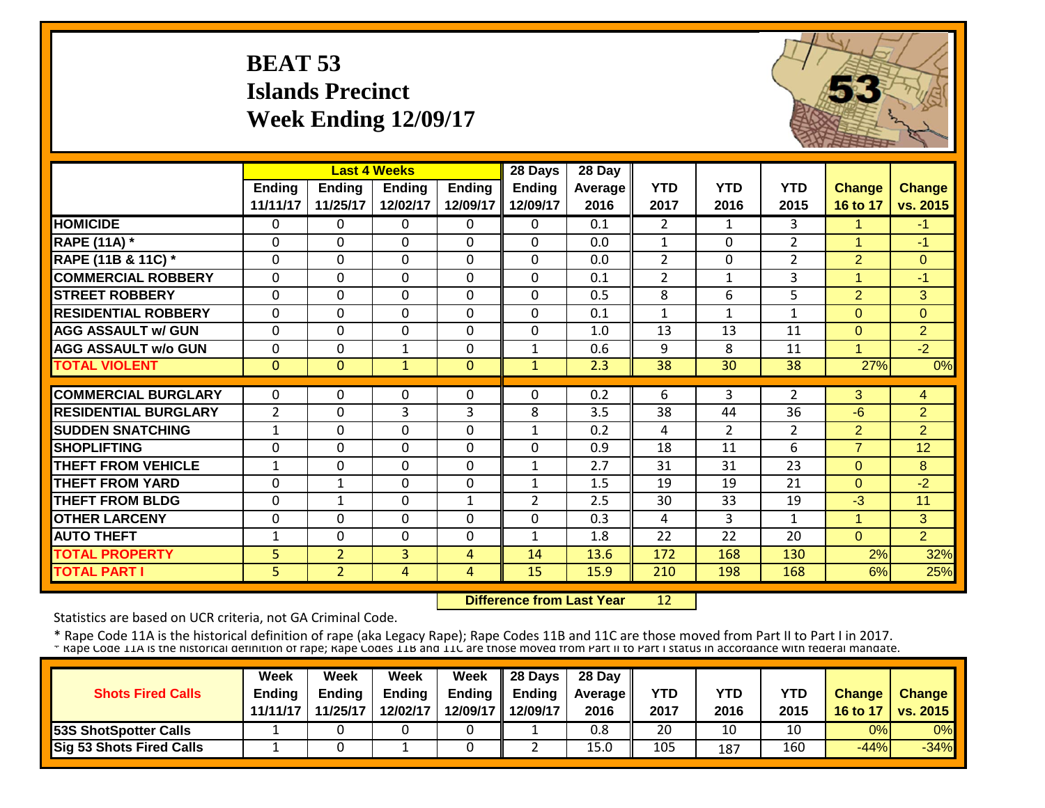# BEAT 53
# Islands Precinct
# Week Ending 12/09/17

| | Last 4 Weeks | | | | 28 Days | 28 Day | | | | | |
|---|---|---|---|---|---|---|---|---|---|---|---|
| | Ending 11/11/17 | Ending 11/25/17 | Ending 12/02/17 | Ending 12/09/17 | Ending 12/09/17 | Average 2016 | YTD 2017 | YTD 2016 | YTD 2015 | Change 16 to 17 | Change vs. 2015 |
| HOMICIDE | 0 | 0 | 0 | 0 | 0 | 0.1 | 2 | 1 | 3 | 1 | -1 |
| RAPE (11A) * | 0 | 0 | 0 | 0 | 0 | 0.0 | 1 | 0 | 2 | 1 | -1 |
| RAPE (11B & 11C) * | 0 | 0 | 0 | 0 | 0 | 0.0 | 2 | 0 | 2 | 2 | 0 |
| COMMERCIAL ROBBERY | 0 | 0 | 0 | 0 | 0 | 0.1 | 2 | 1 | 3 | 1 | -1 |
| STREET ROBBERY | 0 | 0 | 0 | 0 | 0 | 0.5 | 8 | 6 | 5 | 2 | 3 |
| RESIDENTIAL ROBBERY | 0 | 0 | 0 | 0 | 0 | 0.1 | 1 | 1 | 1 | 0 | 0 |
| AGG ASSAULT w/ GUN | 0 | 0 | 0 | 0 | 0 | 1.0 | 13 | 13 | 11 | 0 | 2 |
| AGG ASSAULT w/o GUN | 0 | 0 | 1 | 0 | 1 | 0.6 | 9 | 8 | 11 | 1 | -2 |
| TOTAL VIOLENT | 0 | 0 | 1 | 0 | 1 | 2.3 | 38 | 30 | 38 | 27% | 0% |
| COMMERCIAL BURGLARY | 0 | 0 | 0 | 0 | 0 | 0.2 | 6 | 3 | 2 | 3 | 4 |
| RESIDENTIAL BURGLARY | 2 | 0 | 3 | 3 | 8 | 3.5 | 38 | 44 | 36 | -6 | 2 |
| SUDDEN SNATCHING | 1 | 0 | 0 | 0 | 1 | 0.2 | 4 | 2 | 2 | 2 | 2 |
| SHOPLIFTING | 0 | 0 | 0 | 0 | 0 | 0.9 | 18 | 11 | 6 | 7 | 12 |
| THEFT FROM VEHICLE | 1 | 0 | 0 | 0 | 1 | 2.7 | 31 | 31 | 23 | 0 | 8 |
| THEFT FROM YARD | 0 | 1 | 0 | 0 | 1 | 1.5 | 19 | 19 | 21 | 0 | -2 |
| THEFT FROM BLDG | 0 | 1 | 0 | 1 | 2 | 2.5 | 30 | 33 | 19 | -3 | 11 |
| OTHER LARCENY | 0 | 0 | 0 | 0 | 0 | 0.3 | 4 | 3 | 1 | 1 | 3 |
| AUTO THEFT | 1 | 0 | 0 | 0 | 1 | 1.8 | 22 | 22 | 20 | 0 | 2 |
| TOTAL PROPERTY | 5 | 2 | 3 | 4 | 14 | 13.6 | 172 | 168 | 130 | 2% | 32% |
| TOTAL PART I | 5 | 2 | 4 | 4 | 15 | 15.9 | 210 | 198 | 168 | 6% | 25% |

**Difference from Last Year** 12

Statistics are based on UCR criteria, not GA Criminal Code.

* Rape Code 11A is the historical definition of rape (aka Legacy Rape); Rape Codes 11B and 11C are those moved from Part II to Part I in 2017.
* Rape Code 11A is the historical definition of rape; Rape Codes 11B and 11C are those moved from Part II to Part I status in accordance with federal mandate.

| Shots Fired Calls | Week Ending 11/11/17 | Week Ending 11/25/17 | Week Ending 12/02/17 | Week Ending 12/09/17 | 28 Days Ending 12/09/17 | 28 Day Average 2016 | YTD 2017 | YTD 2016 | YTD 2015 | Change 16 to 17 | Change vs. 2015 |
|---|---|---|---|---|---|---|---|---|---|---|---|
| 53S ShotSpotter Calls | 1 | 0 | 0 | 0 | 1 | 0.8 | 20 | 10 | 10 | 0% | 0% |
| Sig 53 Shots Fired Calls | 1 | 0 | 1 | 0 | 2 | 15.0 | 105 | 187 | 160 | -44% | -34% |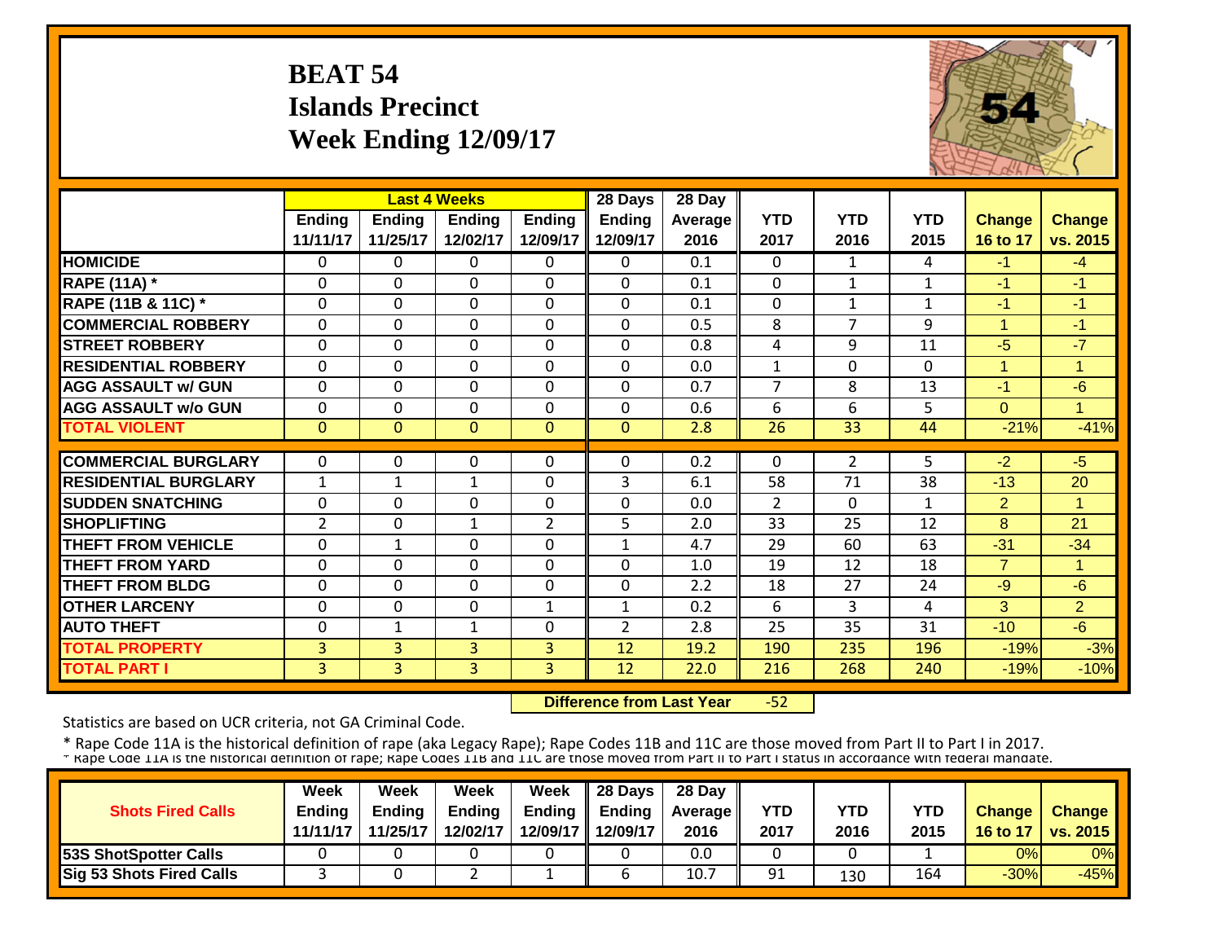# BEAT 54
## Islands Precinct
## Week Ending 12/09/17

| | Last 4 Weeks | | | | 28 Days | 28 Day | | | | | |
|---|---|---|---|---|---|---|---|---|---|---|---|
| | Ending 11/11/17 | Ending 11/25/17 | Ending 12/02/17 | Ending 12/09/17 | Ending 12/09/17 | Average 2016 | YTD 2017 | YTD 2016 | YTD 2015 | Change 16 to 17 | Change vs. 2015 |
| HOMICIDE | 0 | 0 | 0 | 0 | 0 | 0.1 | 0 | 1 | 4 | -1 | -4 |
| RAPE (11A) * | 0 | 0 | 0 | 0 | 0 | 0.1 | 0 | 1 | 1 | -1 | -1 |
| RAPE (11B & 11C) * | 0 | 0 | 0 | 0 | 0 | 0.1 | 0 | 1 | 1 | -1 | -1 |
| COMMERCIAL ROBBERY | 0 | 0 | 0 | 0 | 0 | 0.5 | 8 | 7 | 9 | 1 | -1 |
| STREET ROBBERY | 0 | 0 | 0 | 0 | 0 | 0.8 | 4 | 9 | 11 | -5 | -7 |
| RESIDENTIAL ROBBERY | 0 | 0 | 0 | 0 | 0 | 0.0 | 1 | 0 | 0 | 1 | 1 |
| AGG ASSAULT w/ GUN | 0 | 0 | 0 | 0 | 0 | 0.7 | 7 | 8 | 13 | -1 | -6 |
| AGG ASSAULT w/o GUN | 0 | 0 | 0 | 0 | 0 | 0.6 | 6 | 6 | 5 | 0 | 1 |
| TOTAL VIOLENT | 0 | 0 | 0 | 0 | 0 | 2.8 | 26 | 33 | 44 | -21% | -41% |
| COMMERCIAL BURGLARY | 0 | 0 | 0 | 0 | 0 | 0.2 | 0 | 2 | 5 | -2 | -5 |
| RESIDENTIAL BURGLARY | 1 | 1 | 1 | 0 | 3 | 6.1 | 58 | 71 | 38 | -13 | 20 |
| SUDDEN SNATCHING | 0 | 0 | 0 | 0 | 0 | 0.0 | 2 | 0 | 1 | 2 | 1 |
| SHOPLIFTING | 2 | 0 | 1 | 2 | 5 | 2.0 | 33 | 25 | 12 | 8 | 21 |
| THEFT FROM VEHICLE | 0 | 1 | 0 | 0 | 1 | 4.7 | 29 | 60 | 63 | -31 | -34 |
| THEFT FROM YARD | 0 | 0 | 0 | 0 | 0 | 1.0 | 19 | 12 | 18 | 7 | 1 |
| THEFT FROM BLDG | 0 | 0 | 0 | 0 | 0 | 2.2 | 18 | 27 | 24 | -9 | -6 |
| OTHER LARCENY | 0 | 0 | 0 | 1 | 1 | 0.2 | 6 | 3 | 4 | 3 | 2 |
| AUTO THEFT | 0 | 1 | 1 | 0 | 2 | 2.8 | 25 | 35 | 31 | -10 | -6 |
| TOTAL PROPERTY | 3 | 3 | 3 | 3 | 12 | 19.2 | 190 | 235 | 196 | -19% | -3% |
| TOTAL PART I | 3 | 3 | 3 | 3 | 12 | 22.0 | 216 | 268 | 240 | -19% | -10% |

**Difference from Last Year** -52

Statistics are based on UCR criteria, not GA Criminal Code.

* Rape Code 11A is the historical definition of rape (aka Legacy Rape); Rape Codes 11B and 11C are those moved from Part II to Part I in 2017.
* Rape Code 11A is the historical definition of rape; Rape Codes 11B and 11C are those moved from Part II to Part I status in accordance with federal mandate.

| Shots Fired Calls | Week Ending 11/11/17 | Week Ending 11/25/17 | Week Ending 12/02/17 | Week Ending 12/09/17 | 28 Days Ending 12/09/17 | 28 Day Average 2016 | YTD 2017 | YTD 2016 | YTD 2015 | Change 16 to 17 | Change vs. 2015 |
|---|---|---|---|---|---|---|---|---|---|---|---|
| 53S ShotSpotter Calls | 0 | 0 | 0 | 0 | 0 | 0.0 | 0 | 0 | 1 | 0% | 0% |
| Sig 53 Shots Fired Calls | 3 | 0 | 2 | 1 | 6 | 10.7 | 91 | 130 | 164 | -30% | -45% |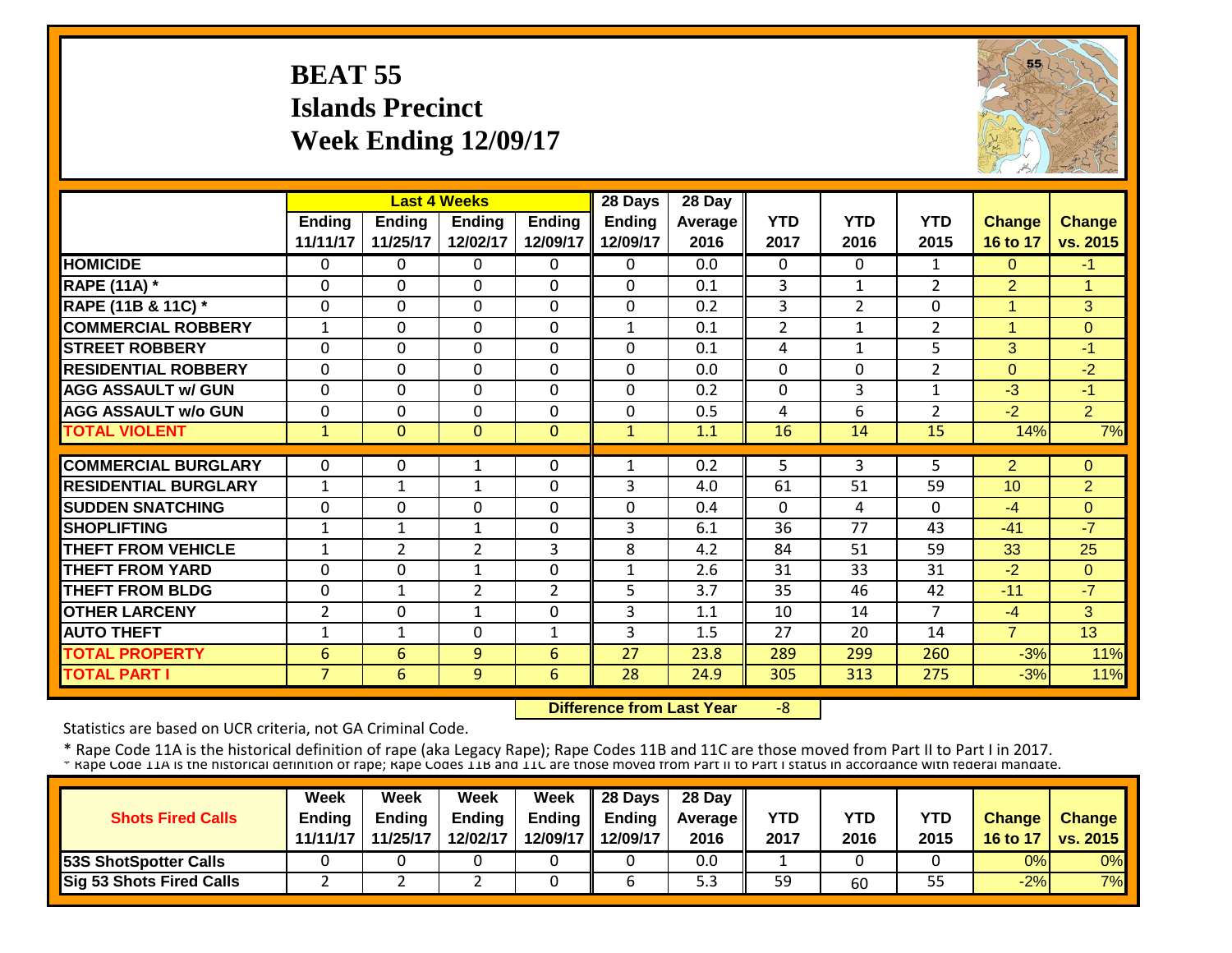# BEAT 55
## Islands Precinct
## Week Ending 12/09/17

| | Last 4 Weeks | | | | 28 Days | 28 Day | | | | | |
|---|---|---|---|---|---|---|---|---|---|---|---|
| | Ending 11/11/17 | Ending 11/25/17 | Ending 12/02/17 | Ending 12/09/17 | Ending 12/09/17 | Average 2016 | YTD 2017 | YTD 2016 | YTD 2015 | Change 16 to 17 | Change vs. 2015 |
| HOMICIDE | 0 | 0 | 0 | 0 | 0 | 0.0 | 0 | 0 | 1 | 0 | -1 |
| RAPE (11A) * | 0 | 0 | 0 | 0 | 0 | 0.1 | 3 | 1 | 2 | 2 | 1 |
| RAPE (11B & 11C) * | 0 | 0 | 0 | 0 | 0 | 0.2 | 3 | 2 | 0 | 1 | 3 |
| COMMERCIAL ROBBERY | 1 | 0 | 0 | 0 | 1 | 0.1 | 2 | 1 | 2 | 1 | 0 |
| STREET ROBBERY | 0 | 0 | 0 | 0 | 0 | 0.1 | 4 | 1 | 5 | 3 | -1 |
| RESIDENTIAL ROBBERY | 0 | 0 | 0 | 0 | 0 | 0.0 | 0 | 0 | 2 | 0 | -2 |
| AGG ASSAULT w/ GUN | 0 | 0 | 0 | 0 | 0 | 0.2 | 0 | 3 | 1 | -3 | -1 |
| AGG ASSAULT w/o GUN | 0 | 0 | 0 | 0 | 0 | 0.5 | 4 | 6 | 2 | -2 | 2 |
| TOTAL VIOLENT | 1 | 0 | 0 | 0 | 1 | 1.1 | 16 | 14 | 15 | 14% | 7% |
| COMMERCIAL BURGLARY | 0 | 0 | 1 | 0 | 1 | 0.2 | 5 | 3 | 5 | 2 | 0 |
| RESIDENTIAL BURGLARY | 1 | 1 | 1 | 0 | 3 | 4.0 | 61 | 51 | 59 | 10 | 2 |
| SUDDEN SNATCHING | 0 | 0 | 0 | 0 | 0 | 0.4 | 0 | 4 | 0 | -4 | 0 |
| SHOPLIFTING | 1 | 1 | 1 | 0 | 3 | 6.1 | 36 | 77 | 43 | -41 | -7 |
| THEFT FROM VEHICLE | 1 | 2 | 2 | 3 | 8 | 4.2 | 84 | 51 | 59 | 33 | 25 |
| THEFT FROM YARD | 0 | 0 | 1 | 0 | 1 | 2.6 | 31 | 33 | 31 | -2 | 0 |
| THEFT FROM BLDG | 0 | 1 | 2 | 2 | 5 | 3.7 | 35 | 46 | 42 | -11 | -7 |
| OTHER LARCENY | 2 | 0 | 1 | 0 | 3 | 1.1 | 10 | 14 | 7 | -4 | 3 |
| AUTO THEFT | 1 | 1 | 0 | 1 | 3 | 1.5 | 27 | 20 | 14 | 7 | 13 |
| TOTAL PROPERTY | 6 | 6 | 9 | 6 | 27 | 23.8 | 289 | 299 | 260 | -3% | 11% |
| TOTAL PART I | 7 | 6 | 9 | 6 | 28 | 24.9 | 305 | 313 | 275 | -3% | 11% |

**Difference from Last Year** -8

Statistics are based on UCR criteria, not GA Criminal Code.

* Rape Code 11A is the historical definition of rape (aka Legacy Rape); Rape Codes 11B and 11C are those moved from Part II to Part I in 2017.
* Rape Code 11A is the historical definition of rape; Rape Codes 11B and 11C are those moved from Part II to Part I status in accordance with federal mandate.

| Shots Fired Calls | Week Ending 11/11/17 | Week Ending 11/25/17 | Week Ending 12/02/17 | Week Ending 12/09/17 | 28 Days Ending 12/09/17 | 28 Day Average 2016 | YTD 2017 | YTD 2016 | YTD 2015 | Change 16 to 17 | Change vs. 2015 |
|---|---|---|---|---|---|---|---|---|---|---|---|
| 53S ShotSpotter Calls | 0 | 0 | 0 | 0 | 0 | 0.0 | 1 | 0 | 0 | 0% | 0% |
| Sig 53 Shots Fired Calls | 2 | 2 | 2 | 0 | 6 | 5.3 | 59 | 60 | 55 | -2% | 7% |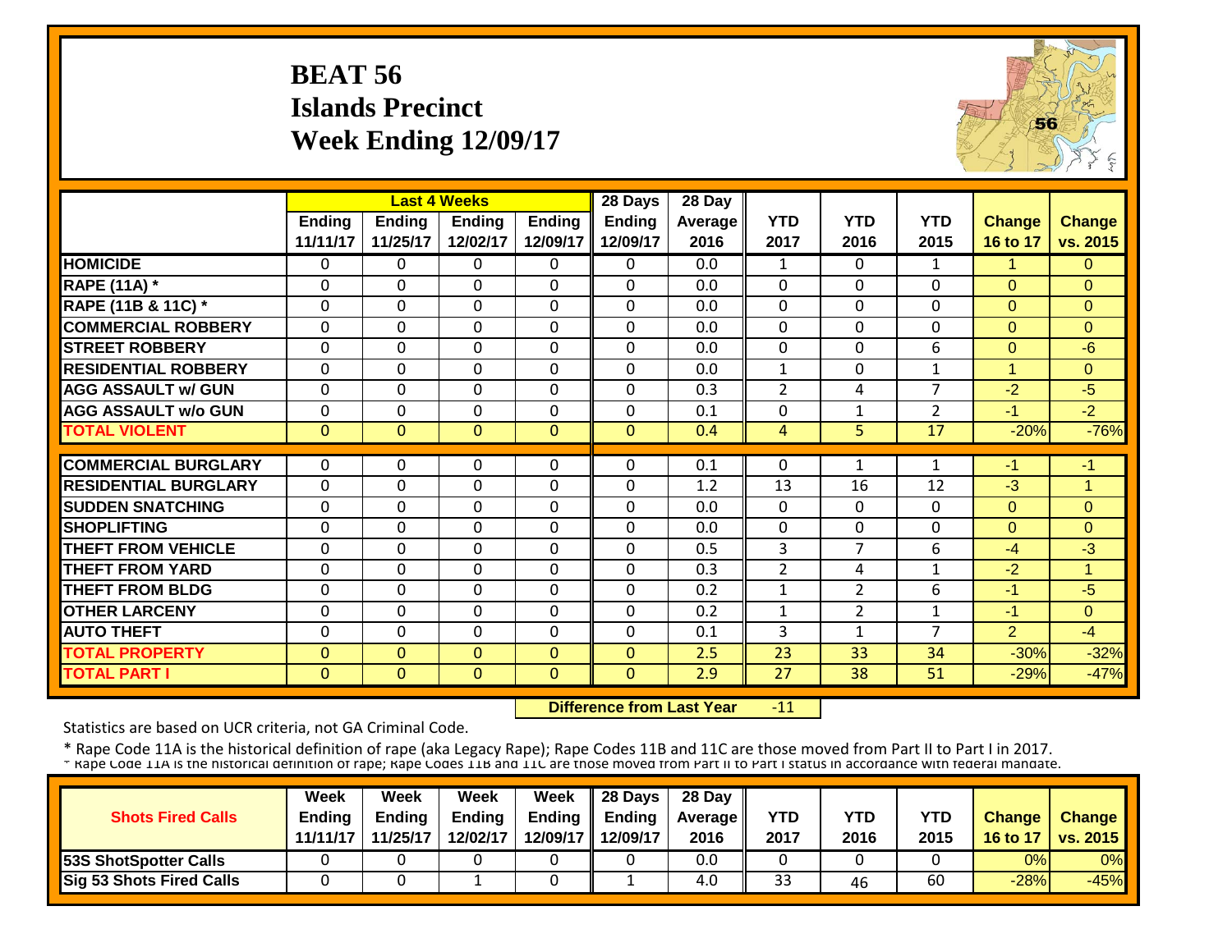# BEAT 56
## Islands Precinct
## Week Ending 12/09/17

| | Last 4 Weeks | | | | 28 Days | 28 Day | | | | | |
|---|---|---|---|---|---|---|---|---|---|---|---|
| | Ending 11/11/17 | Ending 11/25/17 | Ending 12/02/17 | Ending 12/09/17 | Ending 12/09/17 | Average 2016 | YTD 2017 | YTD 2016 | YTD 2015 | Change 16 to 17 | Change vs. 2015 |
| **HOMICIDE** | 0 | 0 | 0 | 0 | 0 | 0.0 | 1 | 0 | 1 | 1 | 0 |
| **RAPE (11A) *** | 0 | 0 | 0 | 0 | 0 | 0.0 | 0 | 0 | 0 | 0 | 0 |
| **RAPE (11B & 11C) *** | 0 | 0 | 0 | 0 | 0 | 0.0 | 0 | 0 | 0 | 0 | 0 |
| **COMMERCIAL ROBBERY** | 0 | 0 | 0 | 0 | 0 | 0.0 | 0 | 0 | 0 | 0 | 0 |
| **STREET ROBBERY** | 0 | 0 | 0 | 0 | 0 | 0.0 | 0 | 0 | 6 | 0 | -6 |
| **RESIDENTIAL ROBBERY** | 0 | 0 | 0 | 0 | 0 | 0.0 | 1 | 0 | 1 | 1 | 0 |
| **AGG ASSAULT w/ GUN** | 0 | 0 | 0 | 0 | 0 | 0.3 | 2 | 4 | 7 | -2 | -5 |
| **AGG ASSAULT w/o GUN** | 0 | 0 | 0 | 0 | 0 | 0.1 | 0 | 1 | 2 | -1 | -2 |
| **TOTAL VIOLENT** | 0 | 0 | 0 | 0 | 0 | 0.4 | 4 | 5 | 17 | -20% | -76% |
| **COMMERCIAL BURGLARY** | 0 | 0 | 0 | 0 | 0 | 0.1 | 0 | 1 | 1 | -1 | -1 |
| **RESIDENTIAL BURGLARY** | 0 | 0 | 0 | 0 | 0 | 1.2 | 13 | 16 | 12 | -3 | 1 |
| **SUDDEN SNATCHING** | 0 | 0 | 0 | 0 | 0 | 0.0 | 0 | 0 | 0 | 0 | 0 |
| **SHOPLIFTING** | 0 | 0 | 0 | 0 | 0 | 0.0 | 0 | 0 | 0 | 0 | 0 |
| **THEFT FROM VEHICLE** | 0 | 0 | 0 | 0 | 0 | 0.5 | 3 | 7 | 6 | -4 | -3 |
| **THEFT FROM YARD** | 0 | 0 | 0 | 0 | 0 | 0.3 | 2 | 4 | 1 | -2 | 1 |
| **THEFT FROM BLDG** | 0 | 0 | 0 | 0 | 0 | 0.2 | 1 | 2 | 6 | -1 | -5 |
| **OTHER LARCENY** | 0 | 0 | 0 | 0 | 0 | 0.2 | 1 | 2 | 1 | -1 | 0 |
| **AUTO THEFT** | 0 | 0 | 0 | 0 | 0 | 0.1 | 3 | 1 | 7 | 2 | -4 |
| **TOTAL PROPERTY** | 0 | 0 | 0 | 0 | 0 | 2.5 | 23 | 33 | 34 | -30% | -32% |
| **TOTAL PART I** | 0 | 0 | 0 | 0 | 0 | 2.9 | 27 | 38 | 51 | -29% | -47% |

**Difference from Last Year** -11

Statistics are based on UCR criteria, not GA Criminal Code.

* Rape Code 11A is the historical definition of rape (aka Legacy Rape); Rape Codes 11B and 11C are those moved from Part II to Part I in 2017.

| Shots Fired Calls | Week Ending 11/11/17 | Week Ending 11/25/17 | Week Ending 12/02/17 | Week Ending 12/09/17 | 28 Days Ending 12/09/17 | 28 Day Average 2016 | YTD 2017 | YTD 2016 | YTD 2015 | Change 16 to 17 | Change vs. 2015 |
|---|---|---|---|---|---|---|---|---|---|---|---|
| **53S ShotSpotter Calls** | 0 | 0 | 0 | 0 | 0 | 0.0 | 0 | 0 | 0 | 0% | 0% |
| **Sig 53 Shots Fired Calls** | 0 | 0 | 1 | 0 | 1 | 4.0 | 33 | 46 | 60 | -28% | -45% |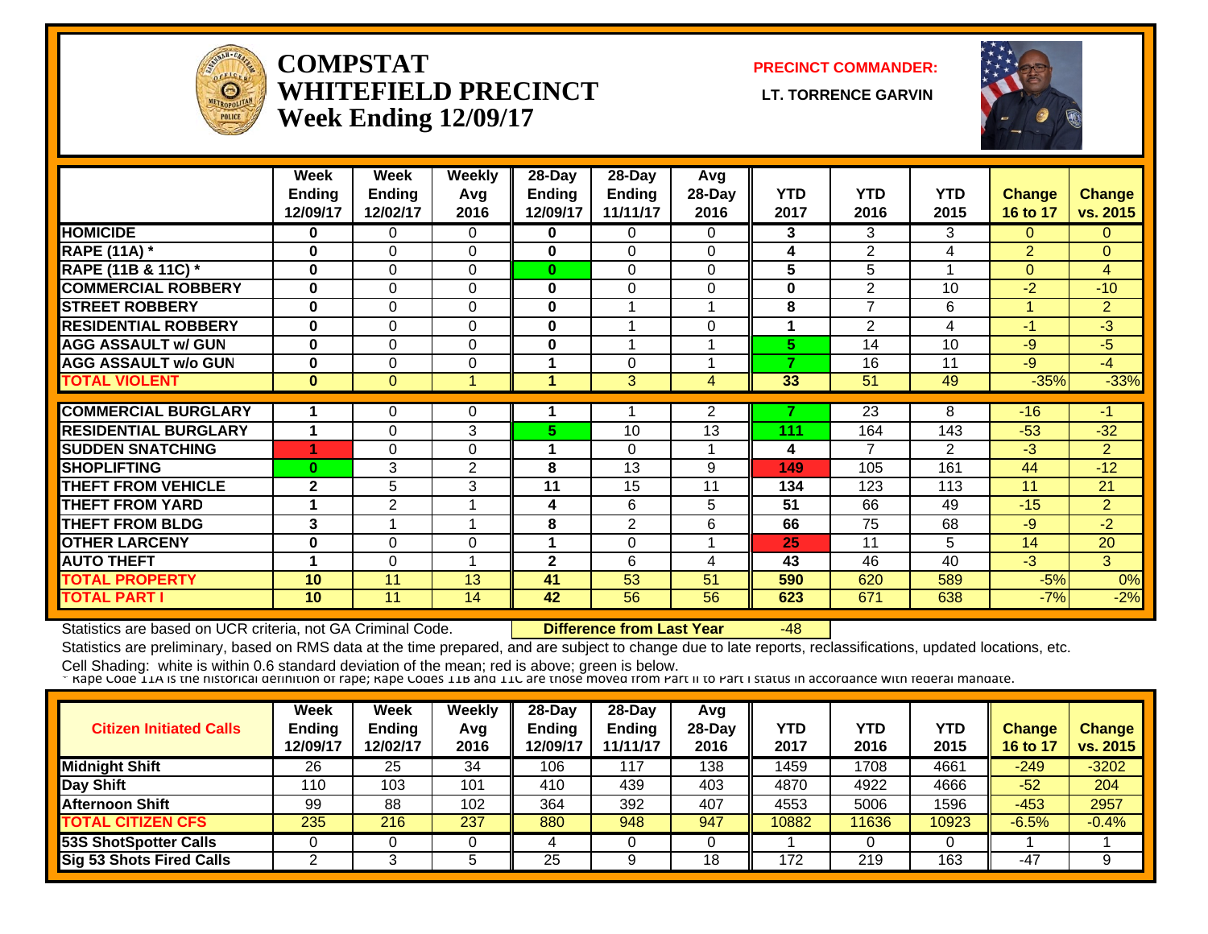# COMPSTAT
# WHITEFIELD PRECINCT
# Week Ending 12/09/17

**PRECINCT COMMANDER:**

**LT. TORRENCE GARVIN**

| | Week Ending 12/09/17 | Week Ending 12/02/17 | Weekly Avg 2016 | 28-Day Ending 12/09/17 | 28-Day Ending 11/11/17 | Avg 28-Day 2016 | YTD 2017 | YTD 2016 | YTD 2015 | Change 16 to 17 | Change vs. 2015 |
|---|---|---|---|---|---|---|---|---|---|---|---|
| HOMICIDE | 0 | 0 | 0 | 0 | 0 | 0 | 3 | 3 | 3 | 0 | 0 |
| RAPE (11A) * | 0 | 0 | 0 | 0 | 0 | 0 | 4 | 2 | 4 | 2 | 0 |
| RAPE (11B & 11C) * | 0 | 0 | 0 | 0 | 0 | 0 | 5 | 5 | 1 | 0 | 4 |
| COMMERCIAL ROBBERY | 0 | 0 | 0 | 0 | 0 | 0 | 0 | 2 | 10 | -2 | -10 |
| STREET ROBBERY | 0 | 0 | 0 | 0 | 1 | 1 | 8 | 7 | 6 | 1 | 2 |
| RESIDENTIAL ROBBERY | 0 | 0 | 0 | 0 | 1 | 0 | 1 | 2 | 4 | -1 | -3 |
| AGG ASSAULT w/ GUN | 0 | 0 | 0 | 0 | 1 | 1 | 5 | 14 | 10 | -9 | -5 |
| AGG ASSAULT w/o GUN | 0 | 0 | 0 | 1 | 0 | 1 | 7 | 16 | 11 | -9 | -4 |
| TOTAL VIOLENT | 0 | 0 | 1 | 1 | 3 | 4 | 33 | 51 | 49 | -35% | -33% |
| COMMERCIAL BURGLARY | 1 | 0 | 0 | 1 | 1 | 2 | 7 | 23 | 8 | -16 | -1 |
| RESIDENTIAL BURGLARY | 1 | 0 | 3 | 5 | 10 | 13 | 111 | 164 | 143 | -53 | -32 |
| SUDDEN SNATCHING | 1 | 0 | 0 | 1 | 0 | 1 | 4 | 7 | 2 | -3 | 2 |
| SHOPLIFTING | 0 | 3 | 2 | 8 | 13 | 9 | 149 | 105 | 161 | 44 | -12 |
| THEFT FROM VEHICLE | 2 | 5 | 3 | 11 | 15 | 11 | 134 | 123 | 113 | 11 | 21 |
| THEFT FROM YARD | 1 | 2 | 1 | 4 | 6 | 5 | 51 | 66 | 49 | -15 | 2 |
| THEFT FROM BLDG | 3 | 1 | 1 | 8 | 2 | 6 | 66 | 75 | 68 | -9 | -2 |
| OTHER LARCENY | 0 | 0 | 0 | 1 | 0 | 1 | 25 | 11 | 5 | 14 | 20 |
| AUTO THEFT | 1 | 0 | 1 | 2 | 6 | 4 | 43 | 46 | 40 | -3 | 3 |
| TOTAL PROPERTY | 10 | 11 | 13 | 41 | 53 | 51 | 590 | 620 | 589 | -5% | 0% |
| TOTAL PART I | 10 | 11 | 14 | 42 | 56 | 56 | 623 | 671 | 638 | -7% | -2% |

Statistics are based on UCR criteria, not GA Criminal Code.

**Difference from Last Year** -48

Statistics are preliminary, based on RMS data at the time prepared, and are subject to change due to late reports, reclassifications, updated locations, etc.

Cell Shading: white is within 0.6 standard deviation of the mean; red is above; green is below.

* Rape Code 11A is the historical definition of rape; Rape Codes 11B and 11C are those moved from Part II to Part I status in accordance with federal mandate.

| Citizen Initiated Calls | Week Ending 12/09/17 | Week Ending 12/02/17 | Weekly Avg 2016 | 28-Day Ending 12/09/17 | 28-Day Ending 11/11/17 | Avg 28-Day 2016 | YTD 2017 | YTD 2016 | YTD 2015 | Change 16 to 17 | Change vs. 2015 |
|---|---|---|---|---|---|---|---|---|---|---|---|
| Midnight Shift | 26 | 25 | 34 | 106 | 117 | 138 | 1459 | 1708 | 4661 | -249 | -3202 |
| Day Shift | 110 | 103 | 101 | 410 | 439 | 403 | 4870 | 4922 | 4666 | -52 | 204 |
| Afternoon Shift | 99 | 88 | 102 | 364 | 392 | 407 | 4553 | 5006 | 1596 | -453 | 2957 |
| TOTAL CITIZEN CFS | 235 | 216 | 237 | 880 | 948 | 947 | 10882 | 11636 | 10923 | -6.5% | -0.4% |
| 53S ShotSpotter Calls | 0 | 0 | 0 | 4 | 0 | 0 | 1 | 0 | 0 | 1 | 1 |
| Sig 53 Shots Fired Calls | 2 | 3 | 5 | 25 | 9 | 18 | 172 | 219 | 163 | -47 | 9 |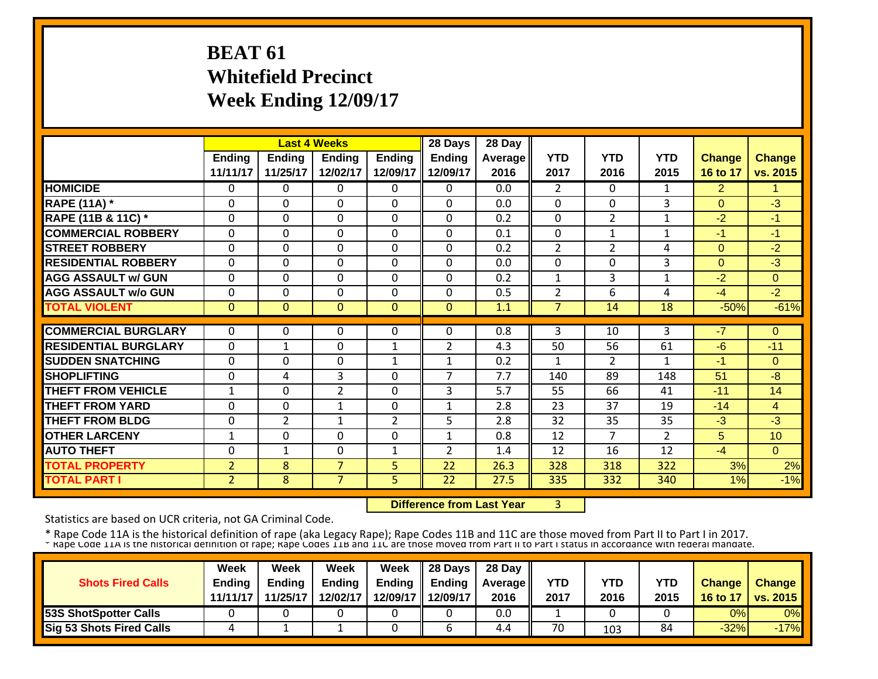# BEAT 61
# Whitefield Precinct
# Week Ending 12/09/17

| | Last 4 Weeks | | | | 28 Days | 28 Day | | | | | |
|---|---|---|---|---|---|---|---|---|---|---|---|
| | Ending 11/11/17 | Ending 11/25/17 | Ending 12/02/17 | Ending 12/09/17 | Ending 12/09/17 | Average 2016 | YTD 2017 | YTD 2016 | YTD 2015 | Change 16 to 17 | Change vs. 2015 |
| HOMICIDE | 0 | 0 | 0 | 0 | 0 | 0.0 | 2 | 0 | 1 | 2 | 1 |
| RAPE (11A) * | 0 | 0 | 0 | 0 | 0 | 0.0 | 0 | 0 | 3 | 0 | -3 |
| RAPE (11B & 11C) * | 0 | 0 | 0 | 0 | 0 | 0.2 | 0 | 2 | 1 | -2 | -1 |
| COMMERCIAL ROBBERY | 0 | 0 | 0 | 0 | 0 | 0.1 | 0 | 1 | 1 | -1 | -1 |
| STREET ROBBERY | 0 | 0 | 0 | 0 | 0 | 0.2 | 2 | 2 | 4 | 0 | -2 |
| RESIDENTIAL ROBBERY | 0 | 0 | 0 | 0 | 0 | 0.0 | 0 | 0 | 3 | 0 | -3 |
| AGG ASSAULT w/ GUN | 0 | 0 | 0 | 0 | 0 | 0.2 | 1 | 3 | 1 | -2 | 0 |
| AGG ASSAULT w/o GUN | 0 | 0 | 0 | 0 | 0 | 0.5 | 2 | 6 | 4 | -4 | -2 |
| TOTAL VIOLENT | 0 | 0 | 0 | 0 | 0 | 1.1 | 7 | 14 | 18 | -50% | -61% |
| COMMERCIAL BURGLARY | 0 | 0 | 0 | 0 | 0 | 0.8 | 3 | 10 | 3 | -7 | 0 |
| RESIDENTIAL BURGLARY | 0 | 1 | 0 | 1 | 2 | 4.3 | 50 | 56 | 61 | -6 | -11 |
| SUDDEN SNATCHING | 0 | 0 | 0 | 1 | 1 | 0.2 | 1 | 2 | 1 | -1 | 0 |
| SHOPLIFTING | 0 | 4 | 3 | 0 | 7 | 7.7 | 140 | 89 | 148 | 51 | -8 |
| THEFT FROM VEHICLE | 1 | 0 | 2 | 0 | 3 | 5.7 | 55 | 66 | 41 | -11 | 14 |
| THEFT FROM YARD | 0 | 0 | 1 | 0 | 1 | 2.8 | 23 | 37 | 19 | -14 | 4 |
| THEFT FROM BLDG | 0 | 2 | 1 | 2 | 5 | 2.8 | 32 | 35 | 35 | -3 | -3 |
| OTHER LARCENY | 1 | 0 | 0 | 0 | 1 | 0.8 | 12 | 7 | 2 | 5 | 10 |
| AUTO THEFT | 0 | 1 | 0 | 1 | 2 | 1.4 | 12 | 16 | 12 | -4 | 0 |
| TOTAL PROPERTY | 2 | 8 | 7 | 5 | 22 | 26.3 | 328 | 318 | 322 | 3% | 2% |
| TOTAL PART I | 2 | 8 | 7 | 5 | 22 | 27.5 | 335 | 332 | 340 | 1% | -1% |

**Difference from Last Year** 3

Statistics are based on UCR criteria, not GA Criminal Code.

* Rape Code 11A is the historical definition of rape (aka Legacy Rape); Rape Codes 11B and 11C are those moved from Part II to Part I in 2017.
* Rape Code 11A is the historical definition of rape; Rape Codes 11B and 11C are those moved from Part II to Part I status in accordance with federal mandate.

| Shots Fired Calls | Week Ending 11/11/17 | Week Ending 11/25/17 | Week Ending 12/02/17 | Week Ending 12/09/17 | 28 Days Ending 12/09/17 | 28 Day Average 2016 | YTD 2017 | YTD 2016 | YTD 2015 | Change 16 to 17 | Change vs. 2015 |
|---|---|---|---|---|---|---|---|---|---|---|---|
| 53S ShotSpotter Calls | 0 | 0 | 0 | 0 | 0 | 0.0 | 1 | 0 | 0 | 0% | 0% |
| Sig 53 Shots Fired Calls | 4 | 1 | 1 | 0 | 6 | 4.4 | 70 | 103 | 84 | -32% | -17% |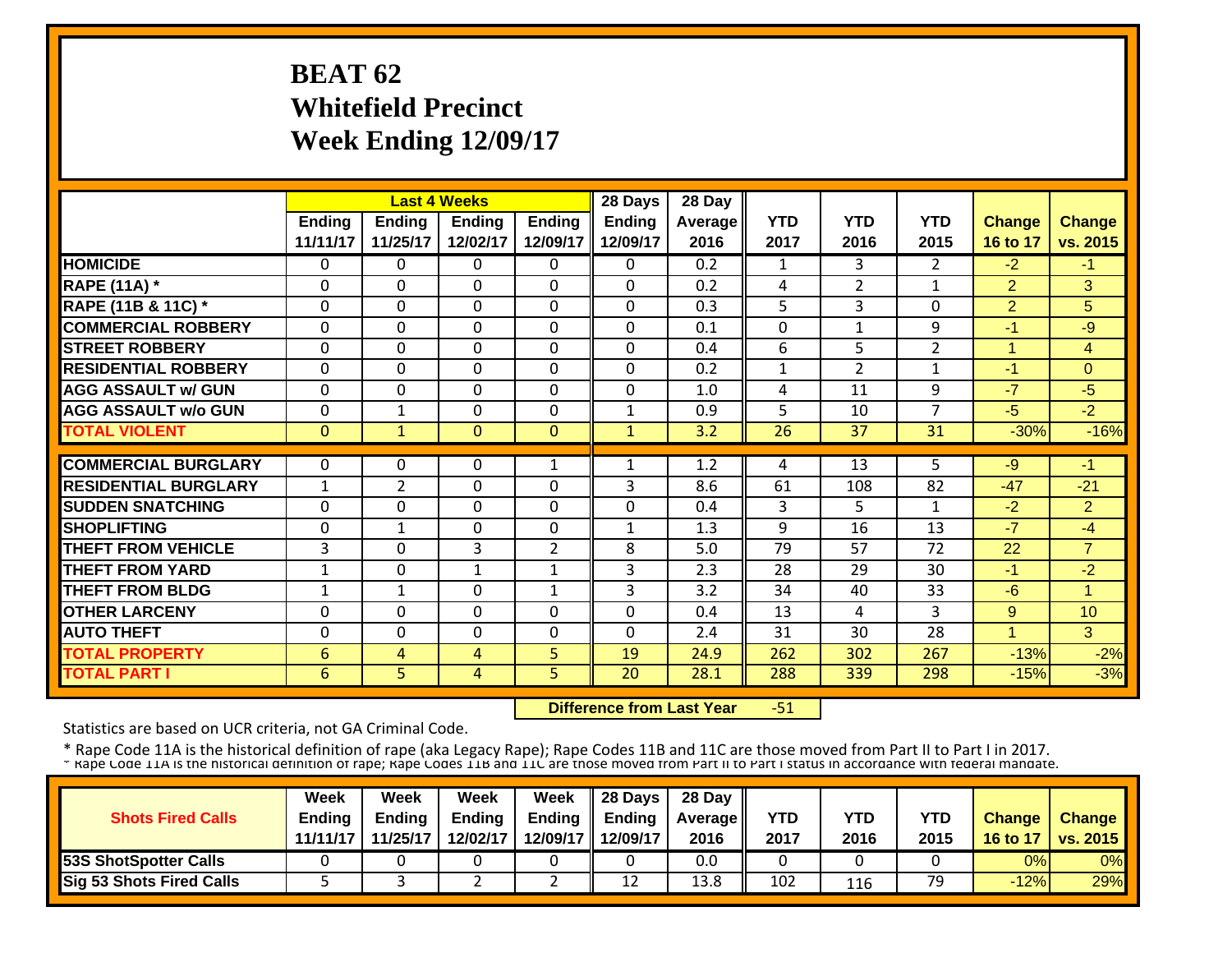# BEAT 62
# Whitefield Precinct
# Week Ending 12/09/17

| | Last 4 Weeks | | | | 28 Days | 28 Day | | | | | |
|---|---|---|---|---|---|---|---|---|---|---|---|
| | Ending 11/11/17 | Ending 11/25/17 | Ending 12/02/17 | Ending 12/09/17 | Ending 12/09/17 | Average 2016 | YTD 2017 | YTD 2016 | YTD 2015 | Change 16 to 17 | Change vs. 2015 |
| HOMICIDE | 0 | 0 | 0 | 0 | 0 | 0.2 | 1 | 3 | 2 | -2 | -1 |
| RAPE (11A) * | 0 | 0 | 0 | 0 | 0 | 0.2 | 4 | 2 | 1 | 2 | 3 |
| RAPE (11B & 11C) * | 0 | 0 | 0 | 0 | 0 | 0.3 | 5 | 3 | 0 | 2 | 5 |
| COMMERCIAL ROBBERY | 0 | 0 | 0 | 0 | 0 | 0.1 | 0 | 1 | 9 | -1 | -9 |
| STREET ROBBERY | 0 | 0 | 0 | 0 | 0 | 0.4 | 6 | 5 | 2 | 1 | 4 |
| RESIDENTIAL ROBBERY | 0 | 0 | 0 | 0 | 0 | 0.2 | 1 | 2 | 1 | -1 | 0 |
| AGG ASSAULT w/ GUN | 0 | 0 | 0 | 0 | 0 | 1.0 | 4 | 11 | 9 | -7 | -5 |
| AGG ASSAULT w/o GUN | 0 | 1 | 0 | 0 | 1 | 0.9 | 5 | 10 | 7 | -5 | -2 |
| TOTAL VIOLENT | 0 | 1 | 0 | 0 | 1 | 3.2 | 26 | 37 | 31 | -30% | -16% |
| COMMERCIAL BURGLARY | 0 | 0 | 0 | 1 | 1 | 1.2 | 4 | 13 | 5 | -9 | -1 |
| RESIDENTIAL BURGLARY | 1 | 2 | 0 | 0 | 3 | 8.6 | 61 | 108 | 82 | -47 | -21 |
| SUDDEN SNATCHING | 0 | 0 | 0 | 0 | 0 | 0.4 | 3 | 5 | 1 | -2 | 2 |
| SHOPLIFTING | 0 | 1 | 0 | 0 | 1 | 1.3 | 9 | 16 | 13 | -7 | -4 |
| THEFT FROM VEHICLE | 3 | 0 | 3 | 2 | 8 | 5.0 | 79 | 57 | 72 | 22 | 7 |
| THEFT FROM YARD | 1 | 0 | 1 | 1 | 3 | 2.3 | 28 | 29 | 30 | -1 | -2 |
| THEFT FROM BLDG | 1 | 1 | 0 | 1 | 3 | 3.2 | 34 | 40 | 33 | -6 | 1 |
| OTHER LARCENY | 0 | 0 | 0 | 0 | 0 | 0.4 | 13 | 4 | 3 | 9 | 10 |
| AUTO THEFT | 0 | 0 | 0 | 0 | 0 | 2.4 | 31 | 30 | 28 | 1 | 3 |
| TOTAL PROPERTY | 6 | 4 | 4 | 5 | 19 | 24.9 | 262 | 302 | 267 | -13% | -2% |
| TOTAL PART I | 6 | 5 | 4 | 5 | 20 | 28.1 | 288 | 339 | 298 | -15% | -3% |

**Difference from Last Year** -51

Statistics are based on UCR criteria, not GA Criminal Code.

* Rape Code 11A is the historical definition of rape (aka Legacy Rape); Rape Codes 11B and 11C are those moved from Part II to Part I in 2017.
* Rape Code 11A is the historical definition of rape; Rape Codes 11B and 11C are those moved from Part II to Part I status in accordance with federal mandate.

| Shots Fired Calls | Week Ending 11/11/17 | Week Ending 11/25/17 | Week Ending 12/02/17 | Week Ending 12/09/17 | 28 Days Ending 12/09/17 | 28 Day Average 2016 | YTD 2017 | YTD 2016 | YTD 2015 | Change 16 to 17 | Change vs. 2015 |
|---|---|---|---|---|---|---|---|---|---|---|---|
| 53S ShotSpotter Calls | 0 | 0 | 0 | 0 | 0 | 0.0 | 0 | 0 | 0 | 0% | 0% |
| Sig 53 Shots Fired Calls | 5 | 3 | 2 | 2 | 12 | 13.8 | 102 | 116 | 79 | -12% | 29% |